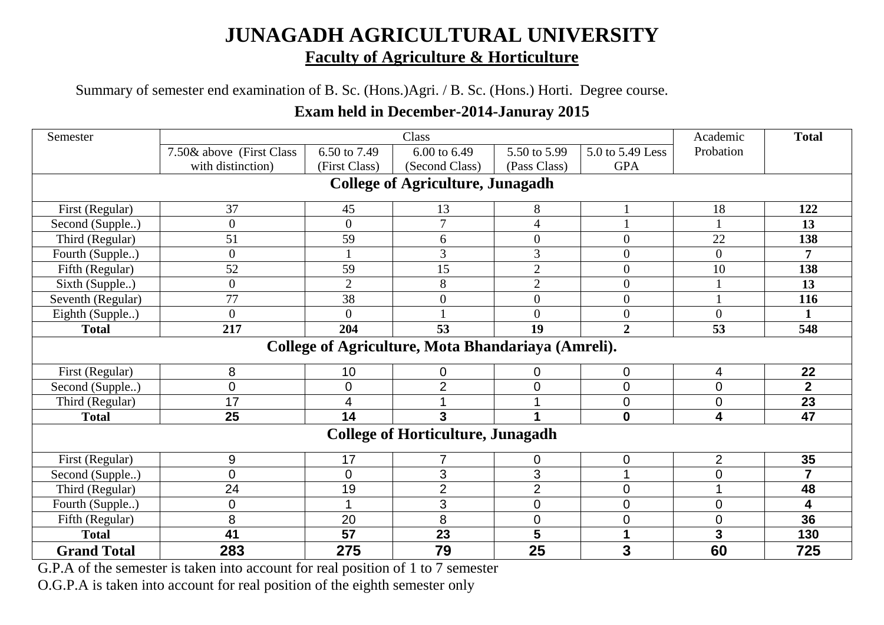# JUNAGADH AGRICULTURAL UNIVERSITY

## Faculty of Agriculture & Horticulture

Summary of semester end examination of B. Sc. (Hons.)Agri. / B. Sc. (Hons.) Horti. Degree course.

**Exam held in December-2014-Januray 2015**

| Semester | Class | | | | | Academic Probation | Total |
|---|---|---|---|---|---|---|---|
| | 7.50& above (First Class with distinction) | 6.50 to 7.49 (First Class) | 6.00 to 6.49 (Second Class) | 5.50 to 5.99 (Pass Class) | 5.0 to 5.49 Less GPA | | |
| **College of Agriculture, Junagadh** | | | | | | | |
| First (Regular) | 37 | 45 | 13 | 8 | 1 | 18 | **122** |
| Second (Supple..) | 0 | 0 | 7 | 4 | 1 | 1 | **13** |
| Third (Regular) | 51 | 59 | 6 | 0 | 0 | 22 | **138** |
| Fourth (Supple..) | 0 | 1 | 3 | 3 | 0 | 0 | **7** |
| Fifth (Regular) | 52 | 59 | 15 | 2 | 0 | 10 | **138** |
| Sixth (Supple..) | 0 | 2 | 8 | 2 | 0 | 1 | **13** |
| Seventh (Regular) | 77 | 38 | 0 | 0 | 0 | 1 | **116** |
| Eighth (Supple..) | 0 | 0 | 1 | 0 | 0 | 0 | **1** |
| **Total** | **217** | **204** | **53** | **19** | **2** | **53** | **548** |
| **College of Agriculture, Mota Bhandariaya (Amreli).** | | | | | | | |
| First (Regular) | 8 | 10 | 0 | 0 | 0 | 4 | **22** |
| Second (Supple..) | 0 | 0 | 2 | 0 | 0 | 0 | **2** |
| Third (Regular) | 17 | 4 | 1 | 1 | 0 | 0 | **23** |
| **Total** | **25** | **14** | **3** | **1** | **0** | **4** | **47** |
| **College of Horticulture, Junagadh** | | | | | | | |
| First (Regular) | 9 | 17 | 7 | 0 | 0 | 2 | **35** |
| Second (Supple..) | 0 | 0 | 3 | 3 | 1 | 0 | **7** |
| Third (Regular) | 24 | 19 | 2 | 2 | 0 | 1 | **48** |
| Fourth (Supple..) | 0 | 1 | 3 | 0 | 0 | 0 | **4** |
| Fifth (Regular) | 8 | 20 | 8 | 0 | 0 | 0 | **36** |
| **Total** | **41** | **57** | **23** | **5** | **1** | **3** | **130** |
| **Grand Total** | **283** | **275** | **79** | **25** | **3** | **60** | **725** |

G.P.A of the semester is taken into account for real position of 1 to 7 semester

O.G.P.A is taken into account for real position of the eighth semester only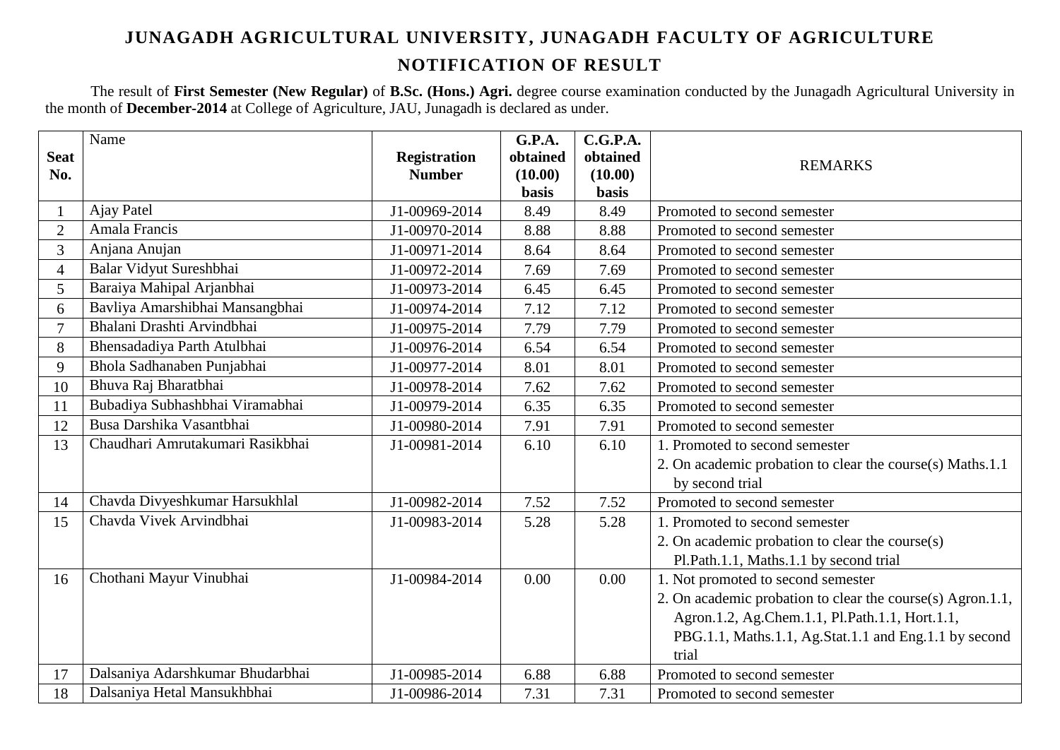# JUNAGADH AGRICULTURAL UNIVERSITY, JUNAGADH FACULTY OF AGRICULTURE

## NOTIFICATION OF RESULT

The result of **First Semester (New Regular)** of **B.Sc. (Hons.) Agri.** degree course examination conducted by the Junagadh Agricultural University in the month of **December-2014** at College of Agriculture, JAU, Junagadh is declared as under.

| Seat No. | Name | Registration Number | G.P.A. obtained (10.00) basis | C.G.P.A. obtained (10.00) basis | REMARKS |
|---|---|---|---|---|---|
| 1 | Ajay Patel | J1-00969-2014 | 8.49 | 8.49 | Promoted to second semester |
| 2 | Amala Francis | J1-00970-2014 | 8.88 | 8.88 | Promoted to second semester |
| 3 | Anjana Anujan | J1-00971-2014 | 8.64 | 8.64 | Promoted to second semester |
| 4 | Balar Vidyut Sureshbhai | J1-00972-2014 | 7.69 | 7.69 | Promoted to second semester |
| 5 | Baraiya Mahipal Arjanbhai | J1-00973-2014 | 6.45 | 6.45 | Promoted to second semester |
| 6 | Bavliya Amarshibhai Mansangbhai | J1-00974-2014 | 7.12 | 7.12 | Promoted to second semester |
| 7 | Bhalani Drashti Arvindbhai | J1-00975-2014 | 7.79 | 7.79 | Promoted to second semester |
| 8 | Bhensadadiya Parth Atulbhai | J1-00976-2014 | 6.54 | 6.54 | Promoted to second semester |
| 9 | Bhola Sadhanaben Punjabhai | J1-00977-2014 | 8.01 | 8.01 | Promoted to second semester |
| 10 | Bhuva Raj Bharatbhai | J1-00978-2014 | 7.62 | 7.62 | Promoted to second semester |
| 11 | Bubadiya Subhashbhai Viramabhai | J1-00979-2014 | 6.35 | 6.35 | Promoted to second semester |
| 12 | Busa Darshika Vasantbhai | J1-00980-2014 | 7.91 | 7.91 | Promoted to second semester |
| 13 | Chaudhari Amrutakumari Rasikbhai | J1-00981-2014 | 6.10 | 6.10 | 1. Promoted to second semester<br>2. On academic probation to clear the course(s) Maths.1.1 by second trial |
| 14 | Chavda Divyeshkumar Harsukhlal | J1-00982-2014 | 7.52 | 7.52 | Promoted to second semester |
| 15 | Chavda Vivek Arvindbhai | J1-00983-2014 | 5.28 | 5.28 | 1. Promoted to second semester<br>2. On academic probation to clear the course(s) Pl.Path.1.1, Maths.1.1 by second trial |
| 16 | Chothani Mayur Vinubhai | J1-00984-2014 | 0.00 | 0.00 | 1. Not promoted to second semester<br>2. On academic probation to clear the course(s) Agron.1.1, Agron.1.2, Ag.Chem.1.1, Pl.Path.1.1, Hort.1.1, PBG.1.1, Maths.1.1, Ag.Stat.1.1 and Eng.1.1 by second trial |
| 17 | Dalsaniya Adarshkumar Bhudarbhai | J1-00985-2014 | 6.88 | 6.88 | Promoted to second semester |
| 18 | Dalsaniya Hetal Mansukhbhai | J1-00986-2014 | 7.31 | 7.31 | Promoted to second semester |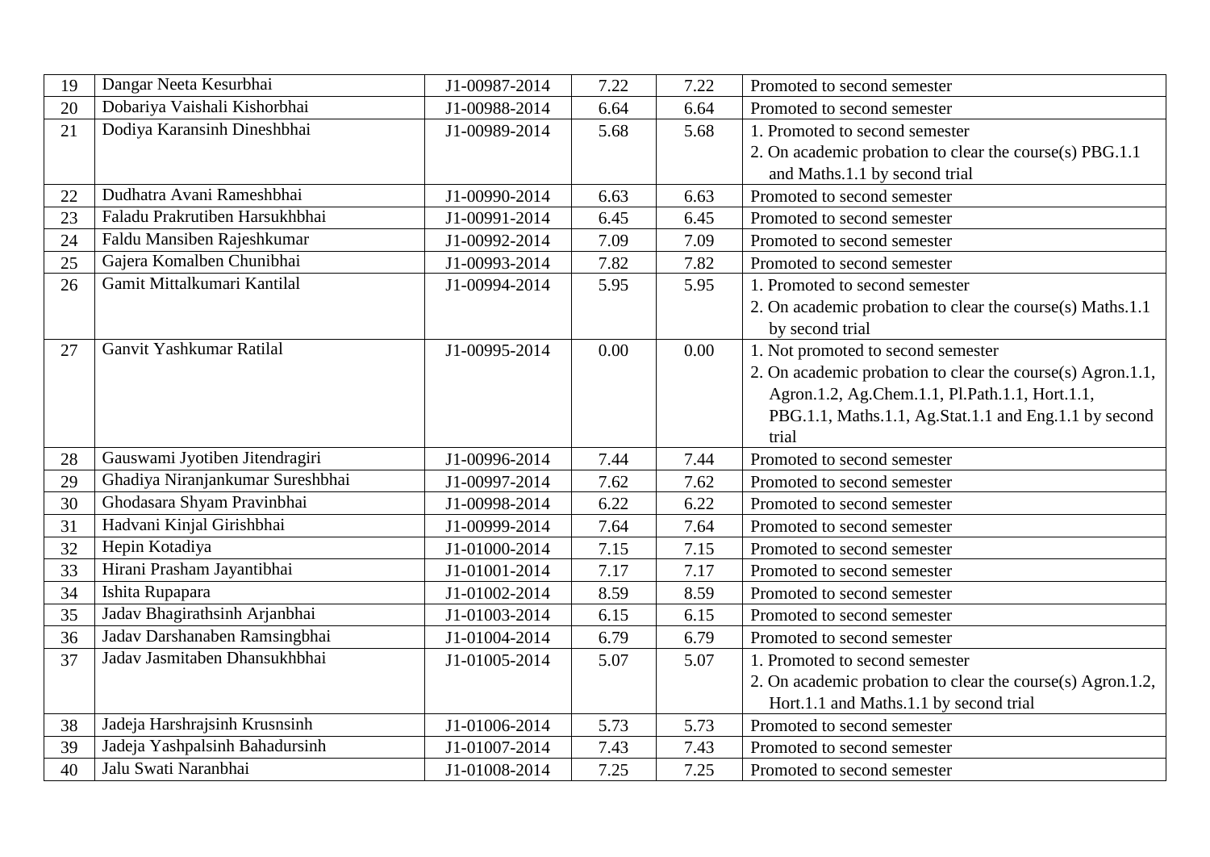| 19 | Dangar Neeta Kesurbhai | J1-00987-2014 | 7.22 | 7.22 | Promoted to second semester |
|---|---|---|---|---|---|
| 20 | Dobariya Vaishali Kishorbhai | J1-00988-2014 | 6.64 | 6.64 | Promoted to second semester |
| 21 | Dodiya Karansinh Dineshbhai | J1-00989-2014 | 5.68 | 5.68 | 1. Promoted to second semester 2. On academic probation to clear the course(s) PBG.1.1 and Maths.1.1 by second trial |
| 22 | Dudhatra Avani Rameshbhai | J1-00990-2014 | 6.63 | 6.63 | Promoted to second semester |
| 23 | Faladu Prakrutiben Harsukhbhai | J1-00991-2014 | 6.45 | 6.45 | Promoted to second semester |
| 24 | Faldu Mansiben Rajeshkumar | J1-00992-2014 | 7.09 | 7.09 | Promoted to second semester |
| 25 | Gajera Komalben Chunibhai | J1-00993-2014 | 7.82 | 7.82 | Promoted to second semester |
| 26 | Gamit Mittalkumari Kantilal | J1-00994-2014 | 5.95 | 5.95 | 1. Promoted to second semester 2. On academic probation to clear the course(s) Maths.1.1 by second trial |
| 27 | Ganvit Yashkumar Ratilal | J1-00995-2014 | 0.00 | 0.00 | 1. Not promoted to second semester 2. On academic probation to clear the course(s) Agron.1.1, Agron.1.2, Ag.Chem.1.1, Pl.Path.1.1, Hort.1.1, PBG.1.1, Maths.1.1, Ag.Stat.1.1 and Eng.1.1 by second trial |
| 28 | Gauswami Jyotiben Jitendragiri | J1-00996-2014 | 7.44 | 7.44 | Promoted to second semester |
| 29 | Ghadiya Niranjankumar Sureshbhai | J1-00997-2014 | 7.62 | 7.62 | Promoted to second semester |
| 30 | Ghodasara Shyam Pravinbhai | J1-00998-2014 | 6.22 | 6.22 | Promoted to second semester |
| 31 | Hadvani Kinjal Girishbhai | J1-00999-2014 | 7.64 | 7.64 | Promoted to second semester |
| 32 | Hepin Kotadiya | J1-01000-2014 | 7.15 | 7.15 | Promoted to second semester |
| 33 | Hirani Prasham Jayantibhai | J1-01001-2014 | 7.17 | 7.17 | Promoted to second semester |
| 34 | Ishita Rupapara | J1-01002-2014 | 8.59 | 8.59 | Promoted to second semester |
| 35 | Jadav Bhagirathsinh Arjanbhai | J1-01003-2014 | 6.15 | 6.15 | Promoted to second semester |
| 36 | Jadav Darshanaben Ramsingbhai | J1-01004-2014 | 6.79 | 6.79 | Promoted to second semester |
| 37 | Jadav Jasmitaben Dhansukhbhai | J1-01005-2014 | 5.07 | 5.07 | 1. Promoted to second semester 2. On academic probation to clear the course(s) Agron.1.2, Hort.1.1 and Maths.1.1 by second trial |
| 38 | Jadeja Harshrajsinh Krusnsinh | J1-01006-2014 | 5.73 | 5.73 | Promoted to second semester |
| 39 | Jadeja Yashpalsinh Bahadursinh | J1-01007-2014 | 7.43 | 7.43 | Promoted to second semester |
| 40 | Jalu Swati Naranbhai | J1-01008-2014 | 7.25 | 7.25 | Promoted to second semester |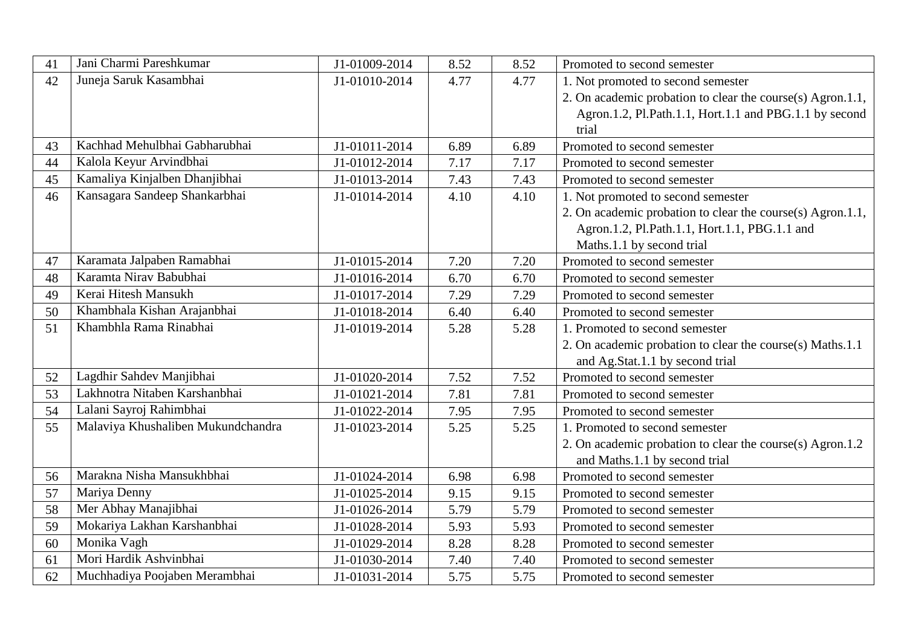| 41 | Jani Charmi Pareshkumar | J1-01009-2014 | 8.52 | 8.52 | Promoted to second semester |
|---|---|---|---|---|---|
| 42 | Juneja Saruk Kasambhai | J1-01010-2014 | 4.77 | 4.77 | 1. Not promoted to second semester<br>2. On academic probation to clear the course(s) Agron.1.1, Agron.1.2, Pl.Path.1.1, Hort.1.1 and PBG.1.1 by second trial |
| 43 | Kachhad Mehulbhai Gabharubhai | J1-01011-2014 | 6.89 | 6.89 | Promoted to second semester |
| 44 | Kalola Keyur Arvindbhai | J1-01012-2014 | 7.17 | 7.17 | Promoted to second semester |
| 45 | Kamaliya Kinjalben Dhanjibhai | J1-01013-2014 | 7.43 | 7.43 | Promoted to second semester |
| 46 | Kansagara Sandeep Shankarbhai | J1-01014-2014 | 4.10 | 4.10 | 1. Not promoted to second semester<br>2. On academic probation to clear the course(s) Agron.1.1, Agron.1.2, Pl.Path.1.1, Hort.1.1, PBG.1.1 and Maths.1.1 by second trial |
| 47 | Karamata Jalpaben Ramabhai | J1-01015-2014 | 7.20 | 7.20 | Promoted to second semester |
| 48 | Karamta Nirav Babubhai | J1-01016-2014 | 6.70 | 6.70 | Promoted to second semester |
| 49 | Kerai Hitesh Mansukh | J1-01017-2014 | 7.29 | 7.29 | Promoted to second semester |
| 50 | Khambhala Kishan Arajanbhai | J1-01018-2014 | 6.40 | 6.40 | Promoted to second semester |
| 51 | Khambhla Rama Rinabhai | J1-01019-2014 | 5.28 | 5.28 | 1. Promoted to second semester<br>2. On academic probation to clear the course(s) Maths.1.1 and Ag.Stat.1.1 by second trial |
| 52 | Lagdhir Sahdev Manjibhai | J1-01020-2014 | 7.52 | 7.52 | Promoted to second semester |
| 53 | Lakhnotra Nitaben Karshanbhai | J1-01021-2014 | 7.81 | 7.81 | Promoted to second semester |
| 54 | Lalani Sayroj Rahimbhai | J1-01022-2014 | 7.95 | 7.95 | Promoted to second semester |
| 55 | Malaviya Khushaliben Mukundchandra | J1-01023-2014 | 5.25 | 5.25 | 1. Promoted to second semester<br>2. On academic probation to clear the course(s) Agron.1.2 and Maths.1.1 by second trial |
| 56 | Marakna Nisha Mansukhbhai | J1-01024-2014 | 6.98 | 6.98 | Promoted to second semester |
| 57 | Mariya Denny | J1-01025-2014 | 9.15 | 9.15 | Promoted to second semester |
| 58 | Mer Abhay Manajibhai | J1-01026-2014 | 5.79 | 5.79 | Promoted to second semester |
| 59 | Mokariya Lakhan Karshanbhai | J1-01028-2014 | 5.93 | 5.93 | Promoted to second semester |
| 60 | Monika Vagh | J1-01029-2014 | 8.28 | 8.28 | Promoted to second semester |
| 61 | Mori Hardik Ashvinbhai | J1-01030-2014 | 7.40 | 7.40 | Promoted to second semester |
| 62 | Muchhadiya Poojaben Merambhai | J1-01031-2014 | 5.75 | 5.75 | Promoted to second semester |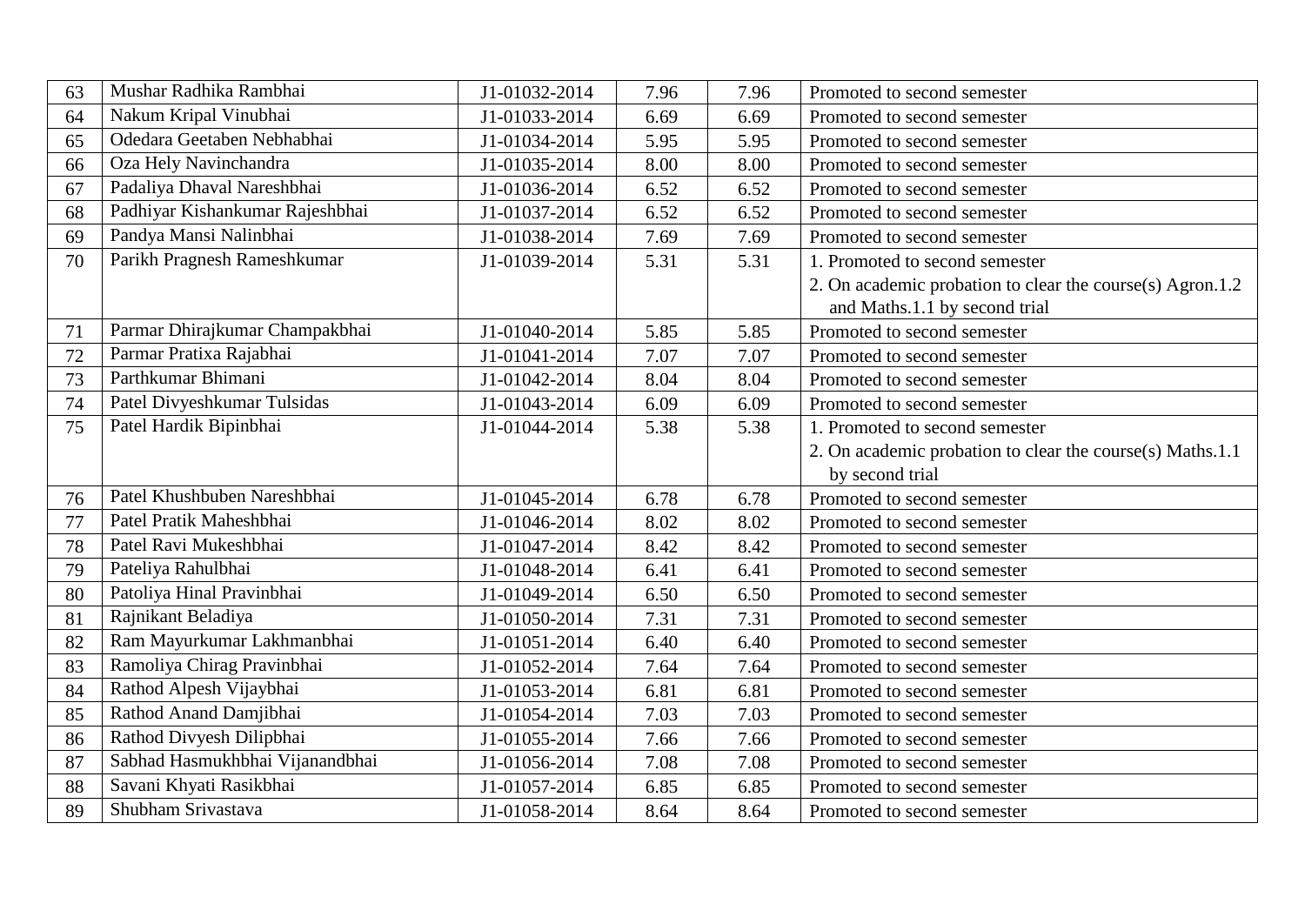| 63 | Mushar Radhika Rambhai | J1-01032-2014 | 7.96 | 7.96 | Promoted to second semester |
|---|---|---|---|---|---|
| 64 | Nakum Kripal Vinubhai | J1-01033-2014 | 6.69 | 6.69 | Promoted to second semester |
| 65 | Odedara Geetaben Nebhabhai | J1-01034-2014 | 5.95 | 5.95 | Promoted to second semester |
| 66 | Oza Hely Navinchandra | J1-01035-2014 | 8.00 | 8.00 | Promoted to second semester |
| 67 | Padaliya Dhaval Nareshbhai | J1-01036-2014 | 6.52 | 6.52 | Promoted to second semester |
| 68 | Padhiyar Kishankumar Rajeshbhai | J1-01037-2014 | 6.52 | 6.52 | Promoted to second semester |
| 69 | Pandya Mansi Nalinbhai | J1-01038-2014 | 7.69 | 7.69 | Promoted to second semester |
| 70 | Parikh Pragnesh Rameshkumar | J1-01039-2014 | 5.31 | 5.31 | 1. Promoted to second semester<br>2. On academic probation to clear the course(s) Agron.1.2 and Maths.1.1 by second trial |
| 71 | Parmar Dhirajkumar Champakbhai | J1-01040-2014 | 5.85 | 5.85 | Promoted to second semester |
| 72 | Parmar Pratixa Rajabhai | J1-01041-2014 | 7.07 | 7.07 | Promoted to second semester |
| 73 | Parthkumar Bhimani | J1-01042-2014 | 8.04 | 8.04 | Promoted to second semester |
| 74 | Patel Divyeshkumar Tulsidas | J1-01043-2014 | 6.09 | 6.09 | Promoted to second semester |
| 75 | Patel Hardik Bipinbhai | J1-01044-2014 | 5.38 | 5.38 | 1. Promoted to second semester<br>2. On academic probation to clear the course(s) Maths.1.1 by second trial |
| 76 | Patel Khushbuben Nareshbhai | J1-01045-2014 | 6.78 | 6.78 | Promoted to second semester |
| 77 | Patel Pratik Maheshbhai | J1-01046-2014 | 8.02 | 8.02 | Promoted to second semester |
| 78 | Patel Ravi Mukeshbhai | J1-01047-2014 | 8.42 | 8.42 | Promoted to second semester |
| 79 | Pateliya Rahulbhai | J1-01048-2014 | 6.41 | 6.41 | Promoted to second semester |
| 80 | Patoliya Hinal Pravinbhai | J1-01049-2014 | 6.50 | 6.50 | Promoted to second semester |
| 81 | Rajnikant Beladiya | J1-01050-2014 | 7.31 | 7.31 | Promoted to second semester |
| 82 | Ram Mayurkumar Lakhmanbhai | J1-01051-2014 | 6.40 | 6.40 | Promoted to second semester |
| 83 | Ramoliya Chirag Pravinbhai | J1-01052-2014 | 7.64 | 7.64 | Promoted to second semester |
| 84 | Rathod Alpesh Vijaybhai | J1-01053-2014 | 6.81 | 6.81 | Promoted to second semester |
| 85 | Rathod Anand Damjibhai | J1-01054-2014 | 7.03 | 7.03 | Promoted to second semester |
| 86 | Rathod Divyesh Dilipbhai | J1-01055-2014 | 7.66 | 7.66 | Promoted to second semester |
| 87 | Sabhad Hasmukhbhai Vijanandbhai | J1-01056-2014 | 7.08 | 7.08 | Promoted to second semester |
| 88 | Savani Khyati Rasikbhai | J1-01057-2014 | 6.85 | 6.85 | Promoted to second semester |
| 89 | Shubham Srivastava | J1-01058-2014 | 8.64 | 8.64 | Promoted to second semester |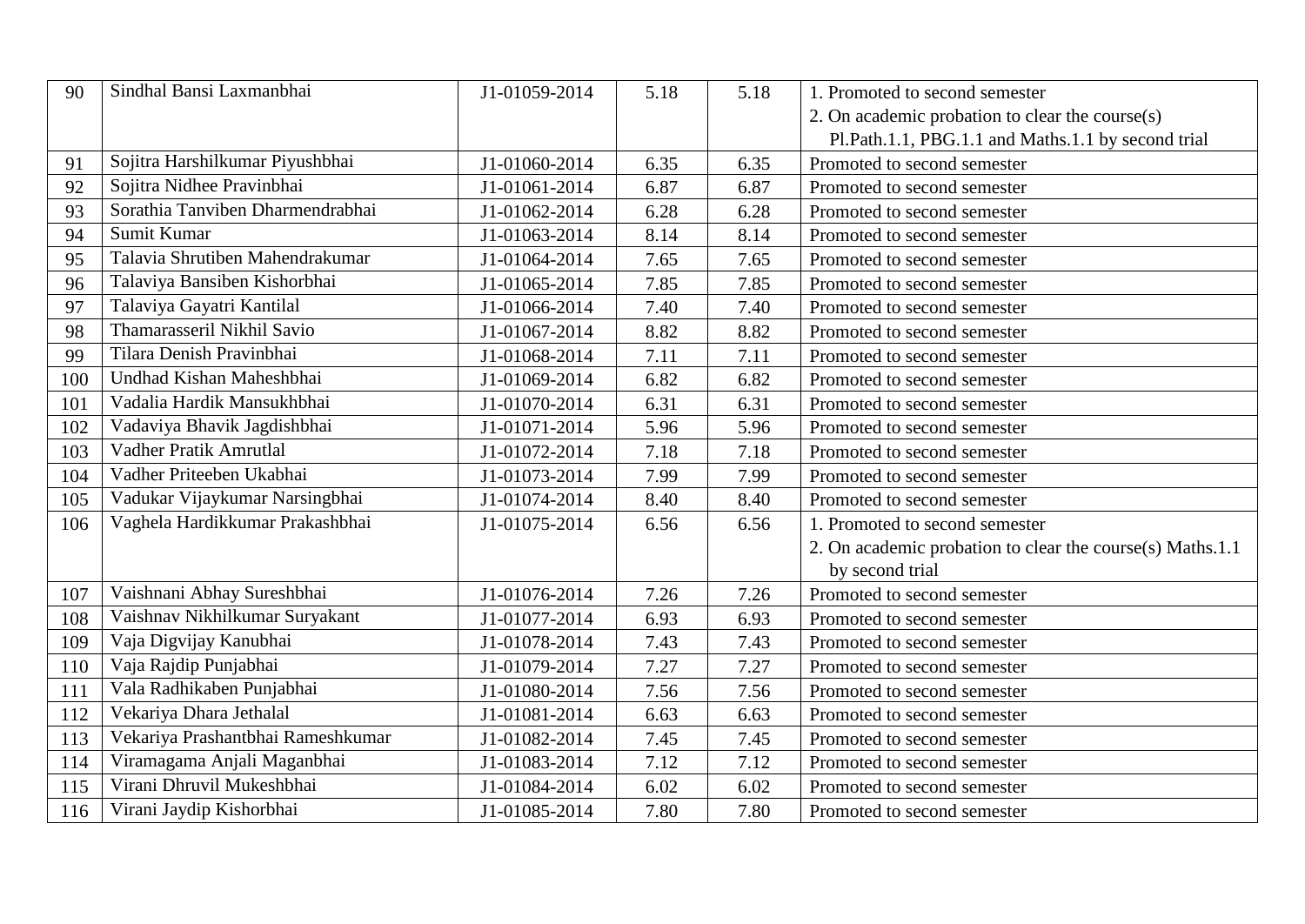| 90 | Sindhal Bansi Laxmanbhai | J1-01059-2014 | 5.18 | 5.18 | 1. Promoted to second semester<br>2. On academic probation to clear the course(s) Pl.Path.1.1, PBG.1.1 and Maths.1.1 by second trial |
|---|---|---|---|---|---|
| 91 | Sojitra Harshilkumar Piyushbhai | J1-01060-2014 | 6.35 | 6.35 | Promoted to second semester |
| 92 | Sojitra Nidhee Pravinbhai | J1-01061-2014 | 6.87 | 6.87 | Promoted to second semester |
| 93 | Sorathia Tanviben Dharmendrabhai | J1-01062-2014 | 6.28 | 6.28 | Promoted to second semester |
| 94 | Sumit Kumar | J1-01063-2014 | 8.14 | 8.14 | Promoted to second semester |
| 95 | Talavia Shrutiben Mahendrakumar | J1-01064-2014 | 7.65 | 7.65 | Promoted to second semester |
| 96 | Talaviya Bansiben Kishorbhai | J1-01065-2014 | 7.85 | 7.85 | Promoted to second semester |
| 97 | Talaviya Gayatri Kantilal | J1-01066-2014 | 7.40 | 7.40 | Promoted to second semester |
| 98 | Thamarasseril Nikhil Savio | J1-01067-2014 | 8.82 | 8.82 | Promoted to second semester |
| 99 | Tilara Denish Pravinbhai | J1-01068-2014 | 7.11 | 7.11 | Promoted to second semester |
| 100 | Undhad Kishan Maheshbhai | J1-01069-2014 | 6.82 | 6.82 | Promoted to second semester |
| 101 | Vadalia Hardik Mansukhbhai | J1-01070-2014 | 6.31 | 6.31 | Promoted to second semester |
| 102 | Vadaviya Bhavik Jagdishbhai | J1-01071-2014 | 5.96 | 5.96 | Promoted to second semester |
| 103 | Vadher Pratik Amrutlal | J1-01072-2014 | 7.18 | 7.18 | Promoted to second semester |
| 104 | Vadher Priteeben Ukabhai | J1-01073-2014 | 7.99 | 7.99 | Promoted to second semester |
| 105 | Vadukar Vijaykumar Narsingbhai | J1-01074-2014 | 8.40 | 8.40 | Promoted to second semester |
| 106 | Vaghela Hardikkumar Prakashbhai | J1-01075-2014 | 6.56 | 6.56 | 1. Promoted to second semester<br>2. On academic probation to clear the course(s) Maths.1.1 by second trial |
| 107 | Vaishnani Abhay Sureshbhai | J1-01076-2014 | 7.26 | 7.26 | Promoted to second semester |
| 108 | Vaishnav Nikhilkumar Suryakant | J1-01077-2014 | 6.93 | 6.93 | Promoted to second semester |
| 109 | Vaja Digvijay Kanubhai | J1-01078-2014 | 7.43 | 7.43 | Promoted to second semester |
| 110 | Vaja Rajdip Punjabhai | J1-01079-2014 | 7.27 | 7.27 | Promoted to second semester |
| 111 | Vala Radhikaben Punjabhai | J1-01080-2014 | 7.56 | 7.56 | Promoted to second semester |
| 112 | Vekariya Dhara Jethalal | J1-01081-2014 | 6.63 | 6.63 | Promoted to second semester |
| 113 | Vekariya Prashantbhai Rameshkumar | J1-01082-2014 | 7.45 | 7.45 | Promoted to second semester |
| 114 | Viramagama Anjali Maganbhai | J1-01083-2014 | 7.12 | 7.12 | Promoted to second semester |
| 115 | Virani Dhruvil Mukeshbhai | J1-01084-2014 | 6.02 | 6.02 | Promoted to second semester |
| 116 | Virani Jaydip Kishorbhai | J1-01085-2014 | 7.80 | 7.80 | Promoted to second semester |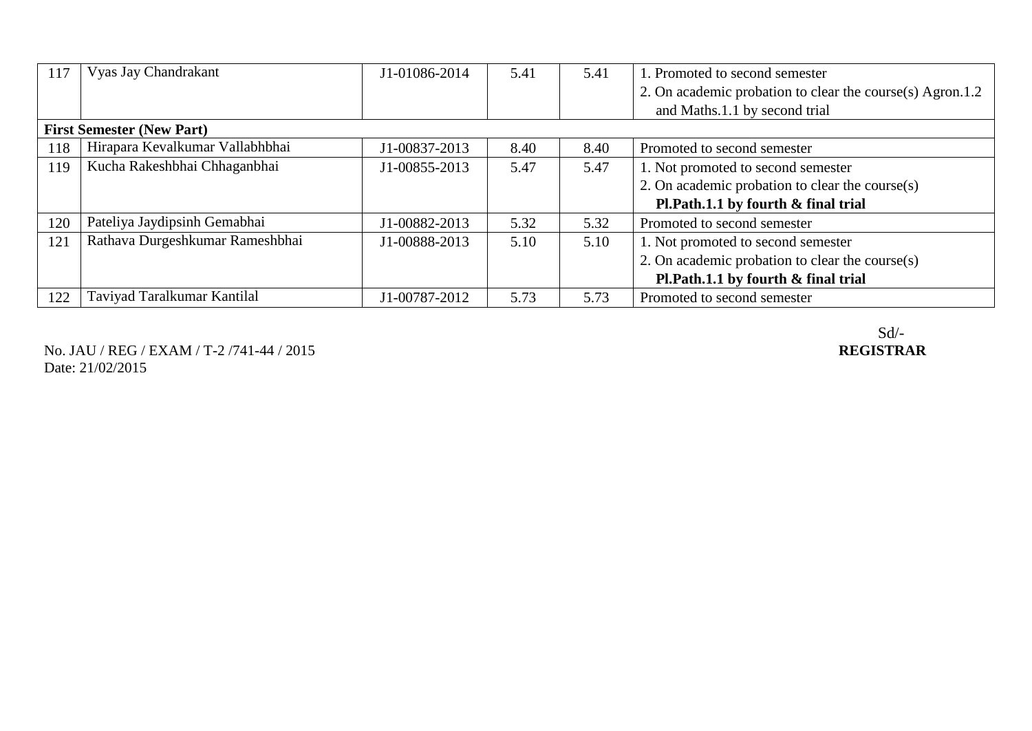| | | | | | |
|---|---|---|---|---|---|
| 117 | Vyas Jay Chandrakant | J1-01086-2014 | 5.41 | 5.41 | 1. Promoted to second semester<br>2. On academic probation to clear the course(s) Agron.1.2 and Maths.1.1 by second trial |
| **First Semester (New Part)** | | | | | |
| 118 | Hirapara Kevalkumar Vallabhbhai | J1-00837-2013 | 8.40 | 8.40 | Promoted to second semester |
| 119 | Kucha Rakeshbhai Chhaganbhai | J1-00855-2013 | 5.47 | 5.47 | 1. Not promoted to second semester<br>2. On academic probation to clear the course(s) **Pl.Path.1.1 by fourth & final trial** |
| 120 | Pateliya Jaydipsinh Gemabhai | J1-00882-2013 | 5.32 | 5.32 | Promoted to second semester |
| 121 | Rathava Durgeshkumar Rameshbhai | J1-00888-2013 | 5.10 | 5.10 | 1. Not promoted to second semester<br>2. On academic probation to clear the course(s) **Pl.Path.1.1 by fourth & final trial** |
| 122 | Taviyad Taralkumar Kantilal | J1-00787-2012 | 5.73 | 5.73 | Promoted to second semester |

Sd/-

**REGISTRAR**

No. JAU / REG / EXAM / T-2 /741-44 / 2015

Date: 21/02/2015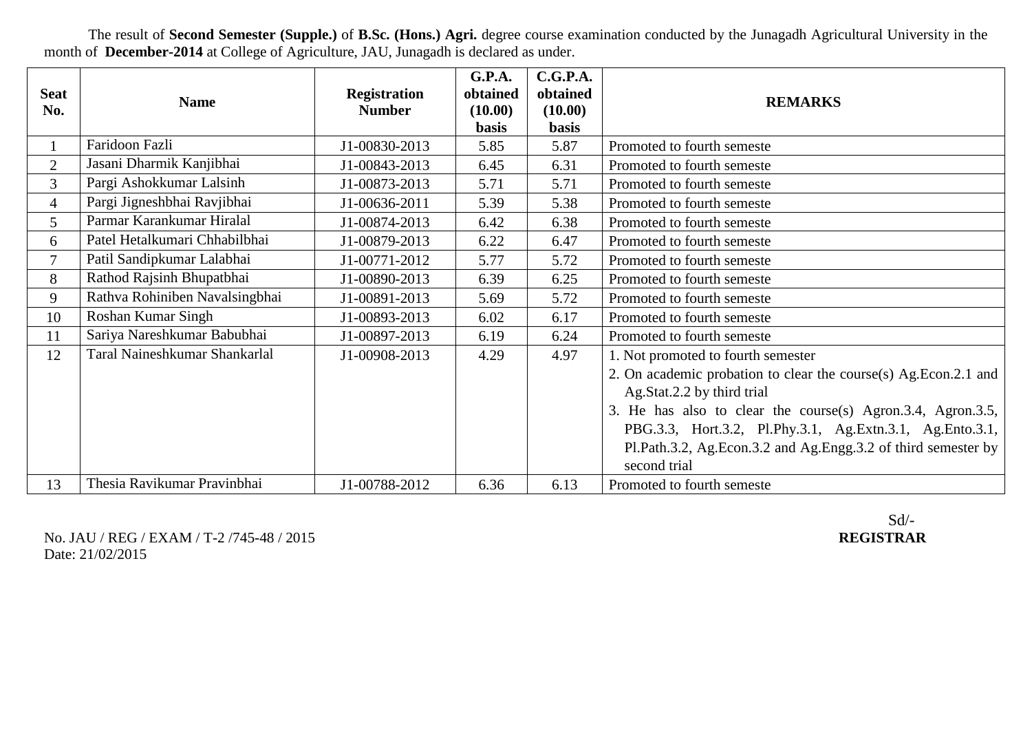The result of **Second Semester (Supple.)** of **B.Sc. (Hons.) Agri.** degree course examination conducted by the Junagadh Agricultural University in the month of **December-2014** at College of Agriculture, JAU, Junagadh is declared as under.

| Seat No. | Name | Registration Number | G.P.A. obtained (10.00) basis | C.G.P.A. obtained (10.00) basis | REMARKS |
|---|---|---|---|---|---|
| 1 | Faridoon Fazli | J1-00830-2013 | 5.85 | 5.87 | Promoted to fourth semeste |
| 2 | Jasani Dharmik Kanjibhai | J1-00843-2013 | 6.45 | 6.31 | Promoted to fourth semeste |
| 3 | Pargi Ashokkumar Lalsinh | J1-00873-2013 | 5.71 | 5.71 | Promoted to fourth semeste |
| 4 | Pargi Jigneshbhai Ravjibhai | J1-00636-2011 | 5.39 | 5.38 | Promoted to fourth semeste |
| 5 | Parmar Karankumar Hiralal | J1-00874-2013 | 6.42 | 6.38 | Promoted to fourth semeste |
| 6 | Patel Hetalkumari Chhabilbhai | J1-00879-2013 | 6.22 | 6.47 | Promoted to fourth semeste |
| 7 | Patil Sandipkumar Lalabhai | J1-00771-2012 | 5.77 | 5.72 | Promoted to fourth semeste |
| 8 | Rathod Rajsinh Bhupatbhai | J1-00890-2013 | 6.39 | 6.25 | Promoted to fourth semeste |
| 9 | Rathva Rohiniben Navalsingbhai | J1-00891-2013 | 5.69 | 5.72 | Promoted to fourth semeste |
| 10 | Roshan Kumar Singh | J1-00893-2013 | 6.02 | 6.17 | Promoted to fourth semeste |
| 11 | Sariya Nareshkumar Babubhai | J1-00897-2013 | 6.19 | 6.24 | Promoted to fourth semeste |
| 12 | Taral Naineshkumar Shankarlal | J1-00908-2013 | 4.29 | 4.97 | 1. Not promoted to fourth semester 2. On academic probation to clear the course(s) Ag.Econ.2.1 and Ag.Stat.2.2 by third trial 3. He has also to clear the course(s) Agron.3.4, Agron.3.5, PBG.3.3, Hort.3.2, Pl.Phy.3.1, Ag.Extn.3.1, Ag.Ento.3.1, Pl.Path.3.2, Ag.Econ.3.2 and Ag.Engg.3.2 of third semester by second trial |
| 13 | Thesia Ravikumar Pravinbhai | J1-00788-2012 | 6.36 | 6.13 | Promoted to fourth semeste |

No. JAU / REG / EXAM / T-2 /745-48 / 2015
Date: 21/02/2015

Sd/-
**REGISTRAR**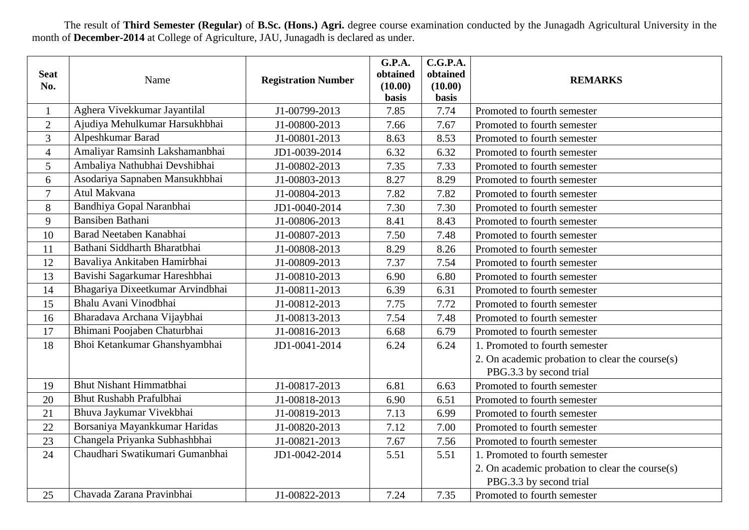The result of **Third Semester (Regular)** of **B.Sc. (Hons.) Agri.** degree course examination conducted by the Junagadh Agricultural University in the month of **December-2014** at College of Agriculture, JAU, Junagadh is declared as under.

| **Seat No.** | Name | **Registration Number** | **G.P.A. obtained (10.00) basis** | **C.G.P.A. obtained (10.00) basis** | **REMARKS** |
|---|---|---|---|---|---|
| 1 | Aghera Vivekkumar Jayantilal | J1-00799-2013 | 7.85 | 7.74 | Promoted to fourth semester |
| 2 | Ajudiya Mehulkumar Harsukhbhai | J1-00800-2013 | 7.66 | 7.67 | Promoted to fourth semester |
| 3 | Alpeshkumar Barad | J1-00801-2013 | 8.63 | 8.53 | Promoted to fourth semester |
| 4 | Amaliyar Ramsinh Lakshamanbhai | JD1-0039-2014 | 6.32 | 6.32 | Promoted to fourth semester |
| 5 | Ambaliya Nathubhai Devshibhai | J1-00802-2013 | 7.35 | 7.33 | Promoted to fourth semester |
| 6 | Asodariya Sapnaben Mansukhbhai | J1-00803-2013 | 8.27 | 8.29 | Promoted to fourth semester |
| 7 | Atul Makvana | J1-00804-2013 | 7.82 | 7.82 | Promoted to fourth semester |
| 8 | Bandhiya Gopal Naranbhai | JD1-0040-2014 | 7.30 | 7.30 | Promoted to fourth semester |
| 9 | Bansiben Bathani | J1-00806-2013 | 8.41 | 8.43 | Promoted to fourth semester |
| 10 | Barad Neetaben Kanabhai | J1-00807-2013 | 7.50 | 7.48 | Promoted to fourth semester |
| 11 | Bathani Siddharth Bharatbhai | J1-00808-2013 | 8.29 | 8.26 | Promoted to fourth semester |
| 12 | Bavaliya Ankitaben Hamirbhai | J1-00809-2013 | 7.37 | 7.54 | Promoted to fourth semester |
| 13 | Bavishi Sagarkumar Hareshbhai | J1-00810-2013 | 6.90 | 6.80 | Promoted to fourth semester |
| 14 | Bhagariya Dixeetkumar Arvindbhai | J1-00811-2013 | 6.39 | 6.31 | Promoted to fourth semester |
| 15 | Bhalu Avani Vinodbhai | J1-00812-2013 | 7.75 | 7.72 | Promoted to fourth semester |
| 16 | Bharadava Archana Vijaybhai | J1-00813-2013 | 7.54 | 7.48 | Promoted to fourth semester |
| 17 | Bhimani Poojaben Chaturbhai | J1-00816-2013 | 6.68 | 6.79 | Promoted to fourth semester |
| 18 | Bhoi Ketankumar Ghanshyambhai | JD1-0041-2014 | 6.24 | 6.24 | 1. Promoted to fourth semester 2. On academic probation to clear the course(s) PBG.3.3 by second trial |
| 19 | Bhut Nishant Himmatbhai | J1-00817-2013 | 6.81 | 6.63 | Promoted to fourth semester |
| 20 | Bhut Rushabh Prafulbhai | J1-00818-2013 | 6.90 | 6.51 | Promoted to fourth semester |
| 21 | Bhuva Jaykumar Vivekbhai | J1-00819-2013 | 7.13 | 6.99 | Promoted to fourth semester |
| 22 | Borsaniya Mayankkumar Haridas | J1-00820-2013 | 7.12 | 7.00 | Promoted to fourth semester |
| 23 | Changela Priyanka Subhashbhai | J1-00821-2013 | 7.67 | 7.56 | Promoted to fourth semester |
| 24 | Chaudhari Swatikumari Gumanbhai | JD1-0042-2014 | 5.51 | 5.51 | 1. Promoted to fourth semester 2. On academic probation to clear the course(s) PBG.3.3 by second trial |
| 25 | Chavada Zarana Pravinbhai | J1-00822-2013 | 7.24 | 7.35 | Promoted to fourth semester |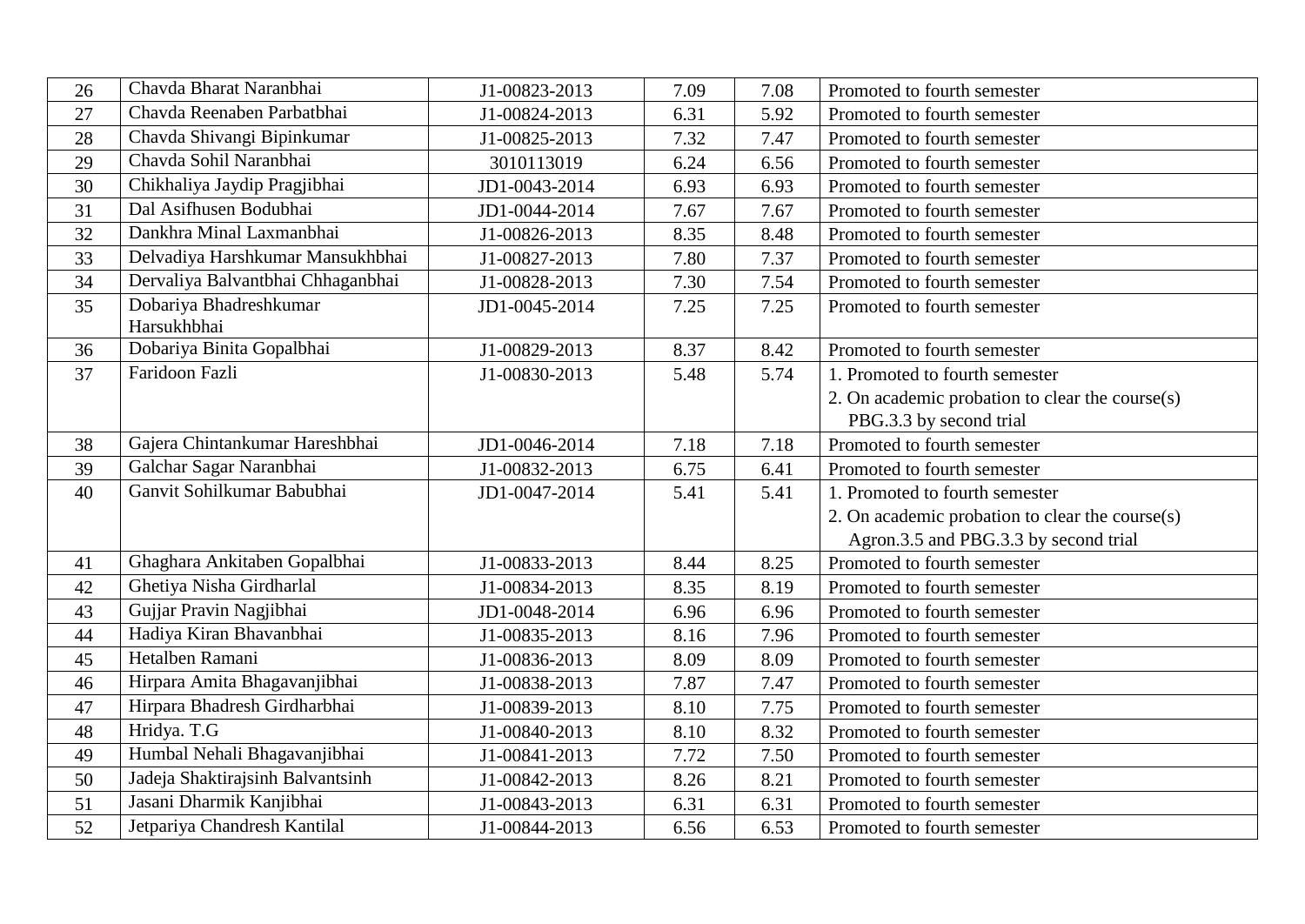| 26 | Chavda Bharat Naranbhai | J1-00823-2013 | 7.09 | 7.08 | Promoted to fourth semester |
|---|---|---|---|---|---|
| 27 | Chavda Reenaben Parbatbhai | J1-00824-2013 | 6.31 | 5.92 | Promoted to fourth semester |
| 28 | Chavda Shivangi Bipinkumar | J1-00825-2013 | 7.32 | 7.47 | Promoted to fourth semester |
| 29 | Chavda Sohil Naranbhai | 3010113019 | 6.24 | 6.56 | Promoted to fourth semester |
| 30 | Chikhaliya Jaydip Pragjibhai | JD1-0043-2014 | 6.93 | 6.93 | Promoted to fourth semester |
| 31 | Dal Asifhusen Bodubhai | JD1-0044-2014 | 7.67 | 7.67 | Promoted to fourth semester |
| 32 | Dankhra Minal Laxmanbhai | J1-00826-2013 | 8.35 | 8.48 | Promoted to fourth semester |
| 33 | Delvadiya Harshkumar Mansukhbhai | J1-00827-2013 | 7.80 | 7.37 | Promoted to fourth semester |
| 34 | Dervaliya Balvantbhai Chhaganbhai | J1-00828-2013 | 7.30 | 7.54 | Promoted to fourth semester |
| 35 | Dobariya Bhadreshkumar Harsukhbhai | JD1-0045-2014 | 7.25 | 7.25 | Promoted to fourth semester |
| 36 | Dobariya Binita Gopalbhai | J1-00829-2013 | 8.37 | 8.42 | Promoted to fourth semester |
| 37 | Faridoon Fazli | J1-00830-2013 | 5.48 | 5.74 | 1. Promoted to fourth semester<br>2. On academic probation to clear the course(s) PBG.3.3 by second trial |
| 38 | Gajera Chintankumar Hareshbhai | JD1-0046-2014 | 7.18 | 7.18 | Promoted to fourth semester |
| 39 | Galchar Sagar Naranbhai | J1-00832-2013 | 6.75 | 6.41 | Promoted to fourth semester |
| 40 | Ganvit Sohilkumar Babubhai | JD1-0047-2014 | 5.41 | 5.41 | 1. Promoted to fourth semester<br>2. On academic probation to clear the course(s) Agron.3.5 and PBG.3.3 by second trial |
| 41 | Ghaghara Ankitaben Gopalbhai | J1-00833-2013 | 8.44 | 8.25 | Promoted to fourth semester |
| 42 | Ghetiya Nisha Girdharlal | J1-00834-2013 | 8.35 | 8.19 | Promoted to fourth semester |
| 43 | Gujjar Pravin Nagjibhai | JD1-0048-2014 | 6.96 | 6.96 | Promoted to fourth semester |
| 44 | Hadiya Kiran Bhavanbhai | J1-00835-2013 | 8.16 | 7.96 | Promoted to fourth semester |
| 45 | Hetalben Ramani | J1-00836-2013 | 8.09 | 8.09 | Promoted to fourth semester |
| 46 | Hirpara Amita Bhagavanjibhai | J1-00838-2013 | 7.87 | 7.47 | Promoted to fourth semester |
| 47 | Hirpara Bhadresh Girdharbhai | J1-00839-2013 | 8.10 | 7.75 | Promoted to fourth semester |
| 48 | Hridya. T.G | J1-00840-2013 | 8.10 | 8.32 | Promoted to fourth semester |
| 49 | Humbal Nehali Bhagavanjibhai | J1-00841-2013 | 7.72 | 7.50 | Promoted to fourth semester |
| 50 | Jadeja Shaktirajsinh Balvantsinh | J1-00842-2013 | 8.26 | 8.21 | Promoted to fourth semester |
| 51 | Jasani Dharmik Kanjibhai | J1-00843-2013 | 6.31 | 6.31 | Promoted to fourth semester |
| 52 | Jetpariya Chandresh Kantilal | J1-00844-2013 | 6.56 | 6.53 | Promoted to fourth semester |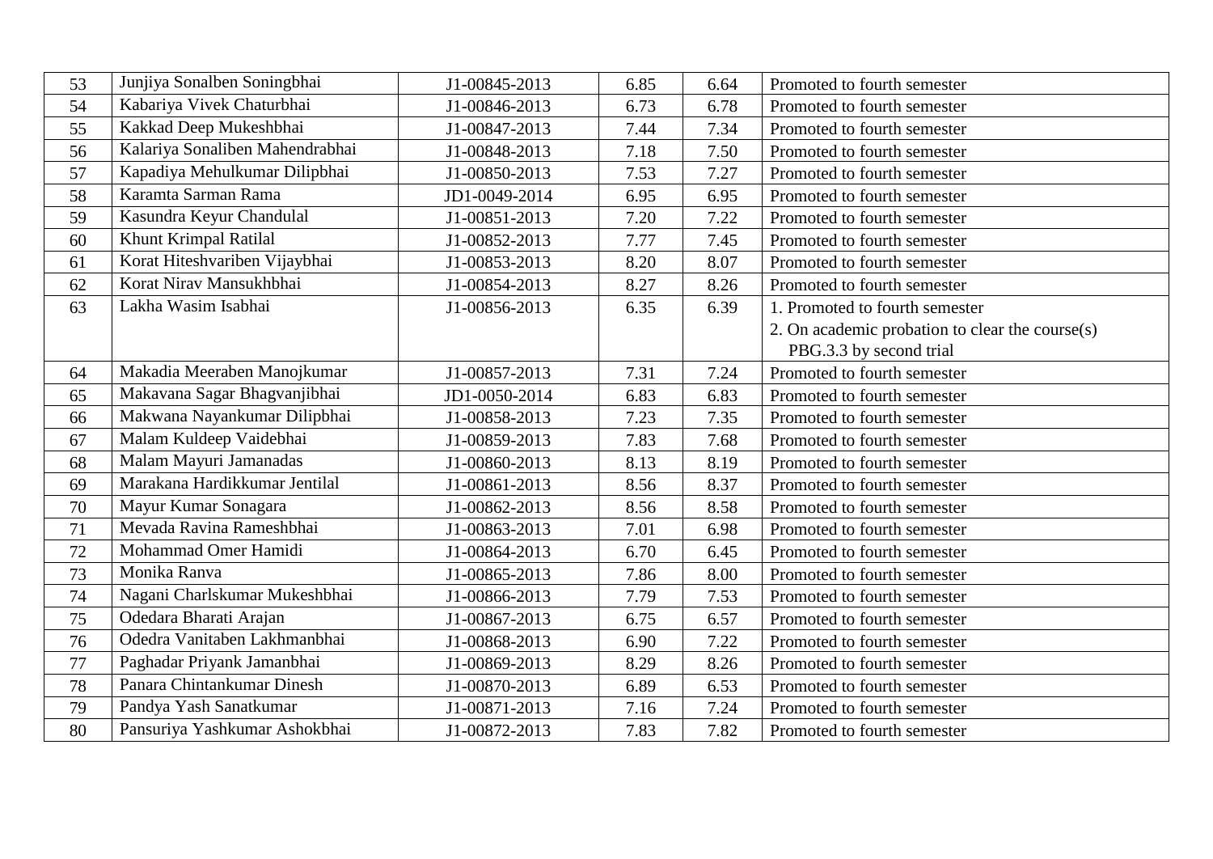| 53 | Junjiya Sonalben Soningbhai | J1-00845-2013 | 6.85 | 6.64 | Promoted to fourth semester |
|---|---|---|---|---|---|
| 54 | Kabariya Vivek Chaturbhai | J1-00846-2013 | 6.73 | 6.78 | Promoted to fourth semester |
| 55 | Kakkad Deep Mukeshbhai | J1-00847-2013 | 7.44 | 7.34 | Promoted to fourth semester |
| 56 | Kalariya Sonaliben Mahendrabhai | J1-00848-2013 | 7.18 | 7.50 | Promoted to fourth semester |
| 57 | Kapadiya Mehulkumar Dilipbhai | J1-00850-2013 | 7.53 | 7.27 | Promoted to fourth semester |
| 58 | Karamta Sarman Rama | JD1-0049-2014 | 6.95 | 6.95 | Promoted to fourth semester |
| 59 | Kasundra Keyur Chandulal | J1-00851-2013 | 7.20 | 7.22 | Promoted to fourth semester |
| 60 | Khunt Krimpal Ratilal | J1-00852-2013 | 7.77 | 7.45 | Promoted to fourth semester |
| 61 | Korat Hiteshvariben Vijaybhai | J1-00853-2013 | 8.20 | 8.07 | Promoted to fourth semester |
| 62 | Korat Nirav Mansukhbhai | J1-00854-2013 | 8.27 | 8.26 | Promoted to fourth semester |
| 63 | Lakha Wasim Isabhai | J1-00856-2013 | 6.35 | 6.39 | 1. Promoted to fourth semester<br>2. On academic probation to clear the course(s) PBG.3.3 by second trial |
| 64 | Makadia Meeraben Manojkumar | J1-00857-2013 | 7.31 | 7.24 | Promoted to fourth semester |
| 65 | Makavana Sagar Bhagvanjibhai | JD1-0050-2014 | 6.83 | 6.83 | Promoted to fourth semester |
| 66 | Makwana Nayankumar Dilipbhai | J1-00858-2013 | 7.23 | 7.35 | Promoted to fourth semester |
| 67 | Malam Kuldeep Vaidebhai | J1-00859-2013 | 7.83 | 7.68 | Promoted to fourth semester |
| 68 | Malam Mayuri Jamanadas | J1-00860-2013 | 8.13 | 8.19 | Promoted to fourth semester |
| 69 | Marakana Hardikkumar Jentilal | J1-00861-2013 | 8.56 | 8.37 | Promoted to fourth semester |
| 70 | Mayur Kumar Sonagara | J1-00862-2013 | 8.56 | 8.58 | Promoted to fourth semester |
| 71 | Mevada Ravina Rameshbhai | J1-00863-2013 | 7.01 | 6.98 | Promoted to fourth semester |
| 72 | Mohammad Omer Hamidi | J1-00864-2013 | 6.70 | 6.45 | Promoted to fourth semester |
| 73 | Monika Ranva | J1-00865-2013 | 7.86 | 8.00 | Promoted to fourth semester |
| 74 | Nagani Charlskumar Mukeshbhai | J1-00866-2013 | 7.79 | 7.53 | Promoted to fourth semester |
| 75 | Odedara Bharati Arajan | J1-00867-2013 | 6.75 | 6.57 | Promoted to fourth semester |
| 76 | Odedra Vanitaben Lakhmanbhai | J1-00868-2013 | 6.90 | 7.22 | Promoted to fourth semester |
| 77 | Paghadar Priyank Jamanbhai | J1-00869-2013 | 8.29 | 8.26 | Promoted to fourth semester |
| 78 | Panara Chintankumar Dinesh | J1-00870-2013 | 6.89 | 6.53 | Promoted to fourth semester |
| 79 | Pandya Yash Sanatkumar | J1-00871-2013 | 7.16 | 7.24 | Promoted to fourth semester |
| 80 | Pansuriya Yashkumar Ashokbhai | J1-00872-2013 | 7.83 | 7.82 | Promoted to fourth semester |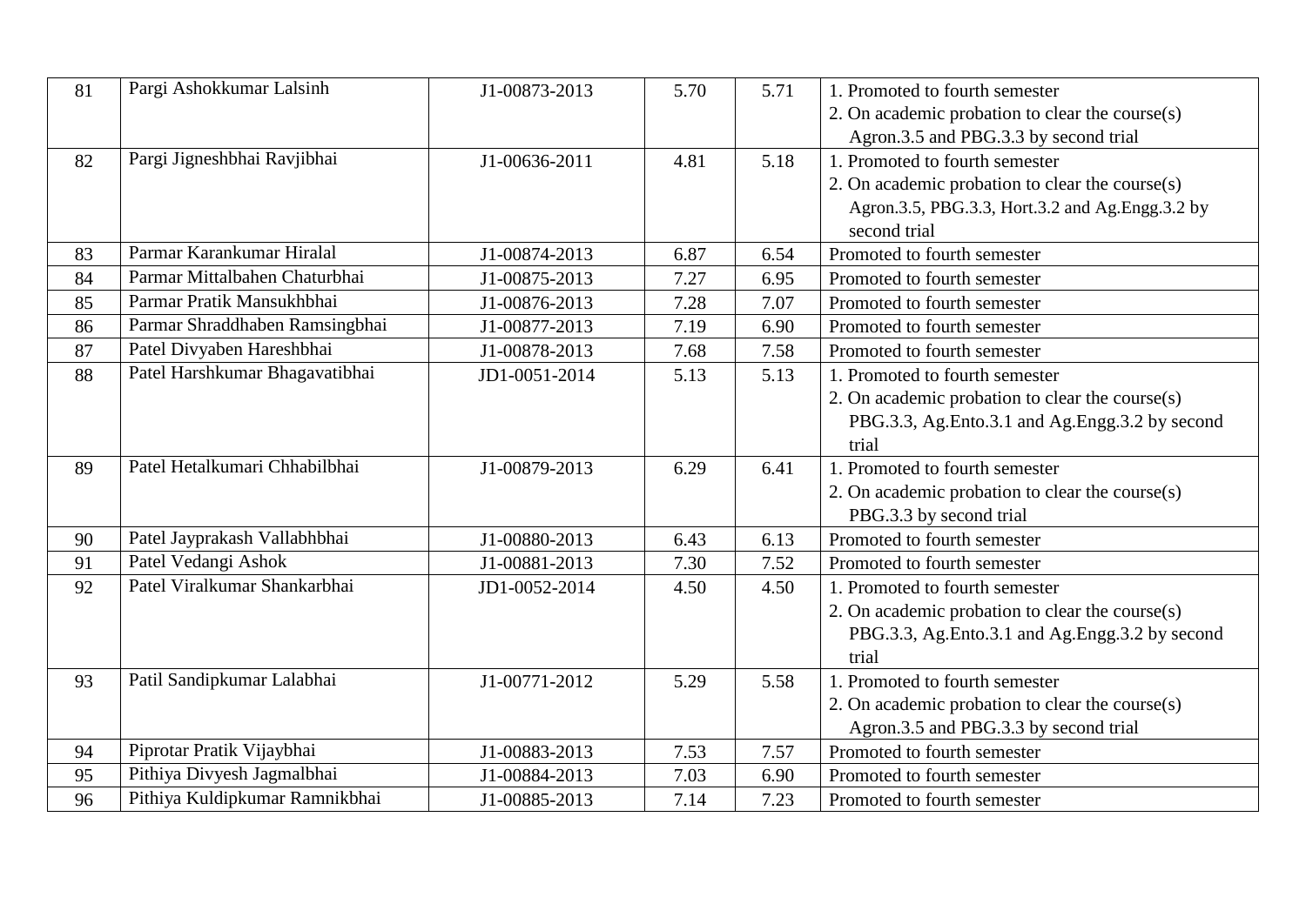| 81 | Pargi Ashokkumar Lalsinh | J1-00873-2013 | 5.70 | 5.71 | 1. Promoted to fourth semester<br>2. On academic probation to clear the course(s) Agron.3.5 and PBG.3.3 by second trial |
|---|---|---|---|---|---|
| 82 | Pargi Jigneshbhai Ravjibhai | J1-00636-2011 | 4.81 | 5.18 | 1. Promoted to fourth semester<br>2. On academic probation to clear the course(s) Agron.3.5, PBG.3.3, Hort.3.2 and Ag.Engg.3.2 by second trial |
| 83 | Parmar Karankumar Hiralal | J1-00874-2013 | 6.87 | 6.54 | Promoted to fourth semester |
| 84 | Parmar Mittalbahen Chaturbhai | J1-00875-2013 | 7.27 | 6.95 | Promoted to fourth semester |
| 85 | Parmar Pratik Mansukhbhai | J1-00876-2013 | 7.28 | 7.07 | Promoted to fourth semester |
| 86 | Parmar Shraddhaben Ramsingbhai | J1-00877-2013 | 7.19 | 6.90 | Promoted to fourth semester |
| 87 | Patel Divyaben Hareshbhai | J1-00878-2013 | 7.68 | 7.58 | Promoted to fourth semester |
| 88 | Patel Harshkumar Bhagavatibhai | JD1-0051-2014 | 5.13 | 5.13 | 1. Promoted to fourth semester<br>2. On academic probation to clear the course(s) PBG.3.3, Ag.Ento.3.1 and Ag.Engg.3.2 by second trial |
| 89 | Patel Hetalkumari Chhabilbhai | J1-00879-2013 | 6.29 | 6.41 | 1. Promoted to fourth semester<br>2. On academic probation to clear the course(s) PBG.3.3 by second trial |
| 90 | Patel Jayprakash Vallabhbhai | J1-00880-2013 | 6.43 | 6.13 | Promoted to fourth semester |
| 91 | Patel Vedangi Ashok | J1-00881-2013 | 7.30 | 7.52 | Promoted to fourth semester |
| 92 | Patel Viralkumar Shankarbhai | JD1-0052-2014 | 4.50 | 4.50 | 1. Promoted to fourth semester<br>2. On academic probation to clear the course(s) PBG.3.3, Ag.Ento.3.1 and Ag.Engg.3.2 by second trial |
| 93 | Patil Sandipkumar Lalabhai | J1-00771-2012 | 5.29 | 5.58 | 1. Promoted to fourth semester<br>2. On academic probation to clear the course(s) Agron.3.5 and PBG.3.3 by second trial |
| 94 | Piprotar Pratik Vijaybhai | J1-00883-2013 | 7.53 | 7.57 | Promoted to fourth semester |
| 95 | Pithiya Divyesh Jagmalbhai | J1-00884-2013 | 7.03 | 6.90 | Promoted to fourth semester |
| 96 | Pithiya Kuldipkumar Ramnikbhai | J1-00885-2013 | 7.14 | 7.23 | Promoted to fourth semester |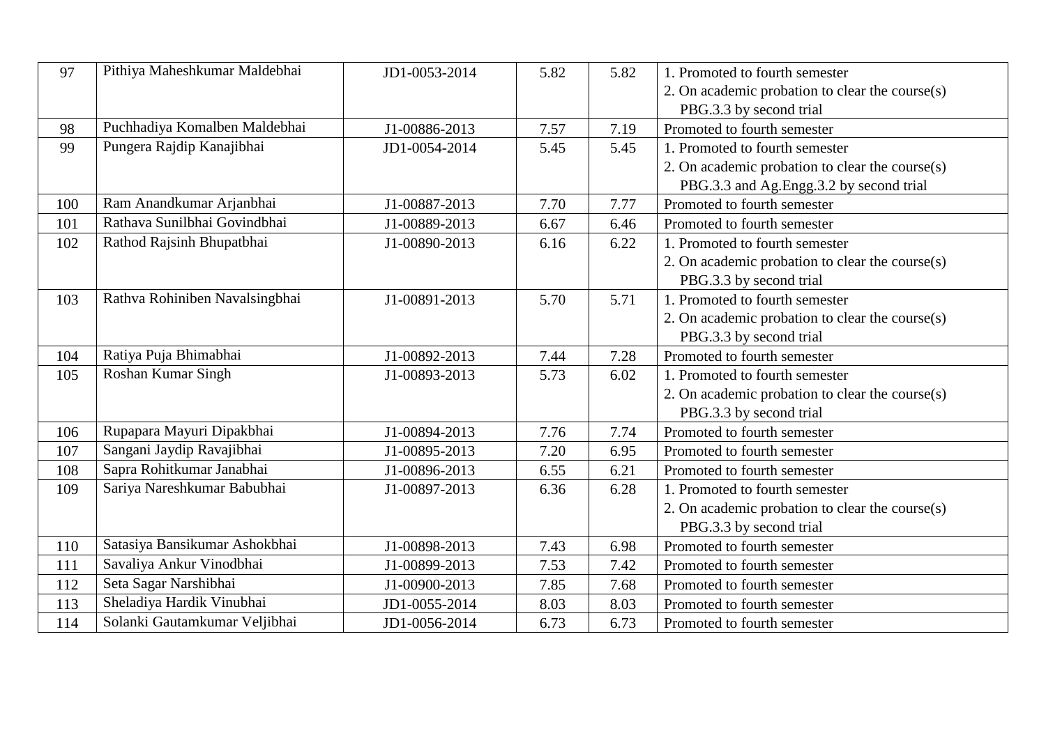| 97 | Pithiya Maheshkumar Maldebhai | JD1-0053-2014 | 5.82 | 5.82 | 1. Promoted to fourth semester<br>2. On academic probation to clear the course(s) PBG.3.3 by second trial |
|---|---|---|---|---|---|
| 98 | Puchhadiya Komalben Maldebhai | J1-00886-2013 | 7.57 | 7.19 | Promoted to fourth semester |
| 99 | Pungera Rajdip Kanajibhai | JD1-0054-2014 | 5.45 | 5.45 | 1. Promoted to fourth semester<br>2. On academic probation to clear the course(s) PBG.3.3 and Ag.Engg.3.2 by second trial |
| 100 | Ram Anandkumar Arjanbhai | J1-00887-2013 | 7.70 | 7.77 | Promoted to fourth semester |
| 101 | Rathava Sunilbhai Govindbhai | J1-00889-2013 | 6.67 | 6.46 | Promoted to fourth semester |
| 102 | Rathod Rajsinh Bhupatbhai | J1-00890-2013 | 6.16 | 6.22 | 1. Promoted to fourth semester<br>2. On academic probation to clear the course(s) PBG.3.3 by second trial |
| 103 | Rathva Rohiniben Navalsingbhai | J1-00891-2013 | 5.70 | 5.71 | 1. Promoted to fourth semester<br>2. On academic probation to clear the course(s) PBG.3.3 by second trial |
| 104 | Ratiya Puja Bhimabhai | J1-00892-2013 | 7.44 | 7.28 | Promoted to fourth semester |
| 105 | Roshan Kumar Singh | J1-00893-2013 | 5.73 | 6.02 | 1. Promoted to fourth semester<br>2. On academic probation to clear the course(s) PBG.3.3 by second trial |
| 106 | Rupapara Mayuri Dipakbhai | J1-00894-2013 | 7.76 | 7.74 | Promoted to fourth semester |
| 107 | Sangani Jaydip Ravajibhai | J1-00895-2013 | 7.20 | 6.95 | Promoted to fourth semester |
| 108 | Sapra Rohitkumar Janabhai | J1-00896-2013 | 6.55 | 6.21 | Promoted to fourth semester |
| 109 | Sariya Nareshkumar Babubhai | J1-00897-2013 | 6.36 | 6.28 | 1. Promoted to fourth semester<br>2. On academic probation to clear the course(s) PBG.3.3 by second trial |
| 110 | Satasiya Bansikumar Ashokbhai | J1-00898-2013 | 7.43 | 6.98 | Promoted to fourth semester |
| 111 | Savaliya Ankur Vinodbhai | J1-00899-2013 | 7.53 | 7.42 | Promoted to fourth semester |
| 112 | Seta Sagar Narshibhai | J1-00900-2013 | 7.85 | 7.68 | Promoted to fourth semester |
| 113 | Sheladiya Hardik Vinubhai | JD1-0055-2014 | 8.03 | 8.03 | Promoted to fourth semester |
| 114 | Solanki Gautamkumar Veljibhai | JD1-0056-2014 | 6.73 | 6.73 | Promoted to fourth semester |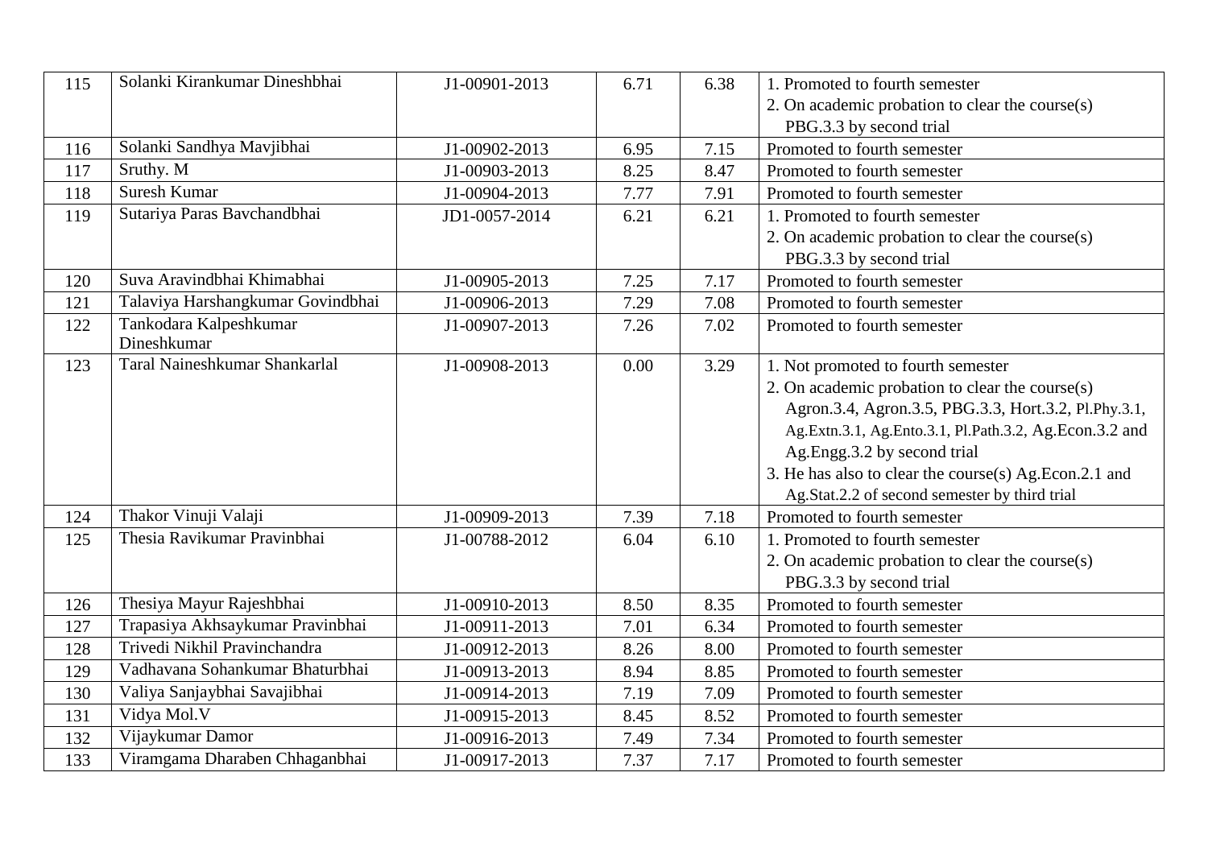| 115 | Solanki Kirankumar Dineshbhai | J1-00901-2013 | 6.71 | 6.38 | 1. Promoted to fourth semester<br>2. On academic probation to clear the course(s) PBG.3.3 by second trial |
|---|---|---|---|---|---|
| 116 | Solanki Sandhya Mavjibhai | J1-00902-2013 | 6.95 | 7.15 | Promoted to fourth semester |
| 117 | Sruthy. M | J1-00903-2013 | 8.25 | 8.47 | Promoted to fourth semester |
| 118 | Suresh Kumar | J1-00904-2013 | 7.77 | 7.91 | Promoted to fourth semester |
| 119 | Sutariya Paras Bavchandbhai | JD1-0057-2014 | 6.21 | 6.21 | 1. Promoted to fourth semester<br>2. On academic probation to clear the course(s) PBG.3.3 by second trial |
| 120 | Suva Aravindbhai Khimabhai | J1-00905-2013 | 7.25 | 7.17 | Promoted to fourth semester |
| 121 | Talaviya Harshangkumar Govindbhai | J1-00906-2013 | 7.29 | 7.08 | Promoted to fourth semester |
| 122 | Tankodara Kalpeshkumar Dineshkumar | J1-00907-2013 | 7.26 | 7.02 | Promoted to fourth semester |
| 123 | Taral Naineshkumar Shankarlal | J1-00908-2013 | 0.00 | 3.29 | 1. Not promoted to fourth semester<br>2. On academic probation to clear the course(s) Agron.3.4, Agron.3.5, PBG.3.3, Hort.3.2, Pl.Phy.3.1, Ag.Extn.3.1, Ag.Ento.3.1, Pl.Path.3.2, Ag.Econ.3.2 and Ag.Engg.3.2 by second trial<br>3. He has also to clear the course(s) Ag.Econ.2.1 and Ag.Stat.2.2 of second semester by third trial |
| 124 | Thakor Vinuji Valaji | J1-00909-2013 | 7.39 | 7.18 | Promoted to fourth semester |
| 125 | Thesia Ravikumar Pravinbhai | J1-00788-2012 | 6.04 | 6.10 | 1. Promoted to fourth semester<br>2. On academic probation to clear the course(s) PBG.3.3 by second trial |
| 126 | Thesiya Mayur Rajeshbhai | J1-00910-2013 | 8.50 | 8.35 | Promoted to fourth semester |
| 127 | Trapasiya Akhsaykumar Pravinbhai | J1-00911-2013 | 7.01 | 6.34 | Promoted to fourth semester |
| 128 | Trivedi Nikhil Pravinchandra | J1-00912-2013 | 8.26 | 8.00 | Promoted to fourth semester |
| 129 | Vadhavana Sohankumar Bhaturbhai | J1-00913-2013 | 8.94 | 8.85 | Promoted to fourth semester |
| 130 | Valiya Sanjaybhai Savajibhai | J1-00914-2013 | 7.19 | 7.09 | Promoted to fourth semester |
| 131 | Vidya Mol.V | J1-00915-2013 | 8.45 | 8.52 | Promoted to fourth semester |
| 132 | Vijaykumar Damor | J1-00916-2013 | 7.49 | 7.34 | Promoted to fourth semester |
| 133 | Viramgama Dharaben Chhaganbhai | J1-00917-2013 | 7.37 | 7.17 | Promoted to fourth semester |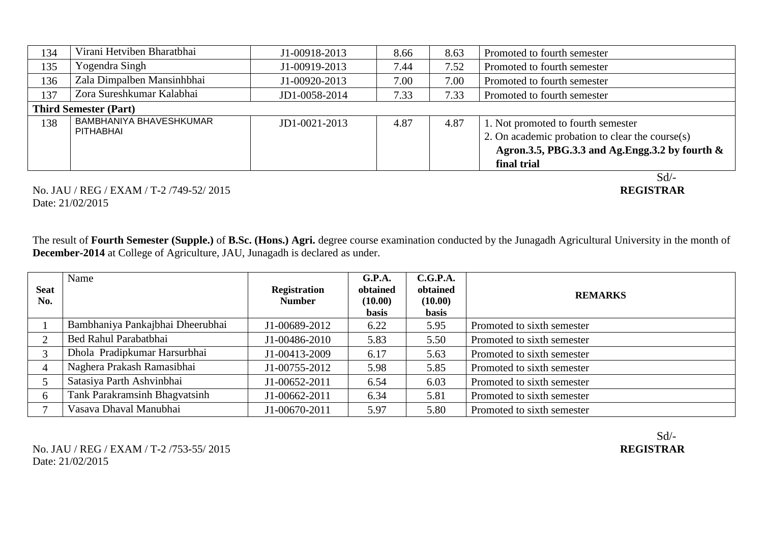| | | | | | |
|---|---|---|---|---|---|
| 134 | Virani Hetviben Bharatbhai | J1-00918-2013 | 8.66 | 8.63 | Promoted to fourth semester |
| 135 | Yogendra Singh | J1-00919-2013 | 7.44 | 7.52 | Promoted to fourth semester |
| 136 | Zala Dimpalben Mansinhbhai | J1-00920-2013 | 7.00 | 7.00 | Promoted to fourth semester |
| 137 | Zora Sureshkumar Kalabhai | JD1-0058-2014 | 7.33 | 7.33 | Promoted to fourth semester |
| **Third Semester (Part)** | | | | | |
| 138 | BAMBHANIYA BHAVESHKUMAR PITHABHAI | JD1-0021-2013 | 4.87 | 4.87 | 1. Not promoted to fourth semester<br>2. On academic probation to clear the course(s) **Agron.3.5, PBG.3.3 and Ag.Engg.3.2 by fourth & final trial** |

Sd/-
**REGISTRAR**

No. JAU / REG / EXAM / T-2 /749-52/ 2015
Date: 21/02/2015

The result of **Fourth Semester (Supple.)** of **B.Sc. (Hons.) Agri.** degree course examination conducted by the Junagadh Agricultural University in the month of **December-2014** at College of Agriculture, JAU, Junagadh is declared as under.

| **Seat No.** | Name | **Registration Number** | **G.P.A. obtained (10.00) basis** | **C.G.P.A. obtained (10.00) basis** | **REMARKS** |
|---|---|---|---|---|---|
| 1 | Bambhaniya Pankajbhai Dheerubhai | J1-00689-2012 | 6.22 | 5.95 | Promoted to sixth semester |
| 2 | Bed Rahul Parabatbhai | J1-00486-2010 | 5.83 | 5.50 | Promoted to sixth semester |
| 3 | Dhola Pradipkumar Harsurbhai | J1-00413-2009 | 6.17 | 5.63 | Promoted to sixth semester |
| 4 | Naghera Prakash Ramasibhai | J1-00755-2012 | 5.98 | 5.85 | Promoted to sixth semester |
| 5 | Satasiya Parth Ashvinbhai | J1-00652-2011 | 6.54 | 6.03 | Promoted to sixth semester |
| 6 | Tank Parakramsinh Bhagvatsinh | J1-00662-2011 | 6.34 | 5.81 | Promoted to sixth semester |
| 7 | Vasava Dhaval Manubhai | J1-00670-2011 | 5.97 | 5.80 | Promoted to sixth semester |

Sd/-
**REGISTRAR**

No. JAU / REG / EXAM / T-2 /753-55/ 2015
Date: 21/02/2015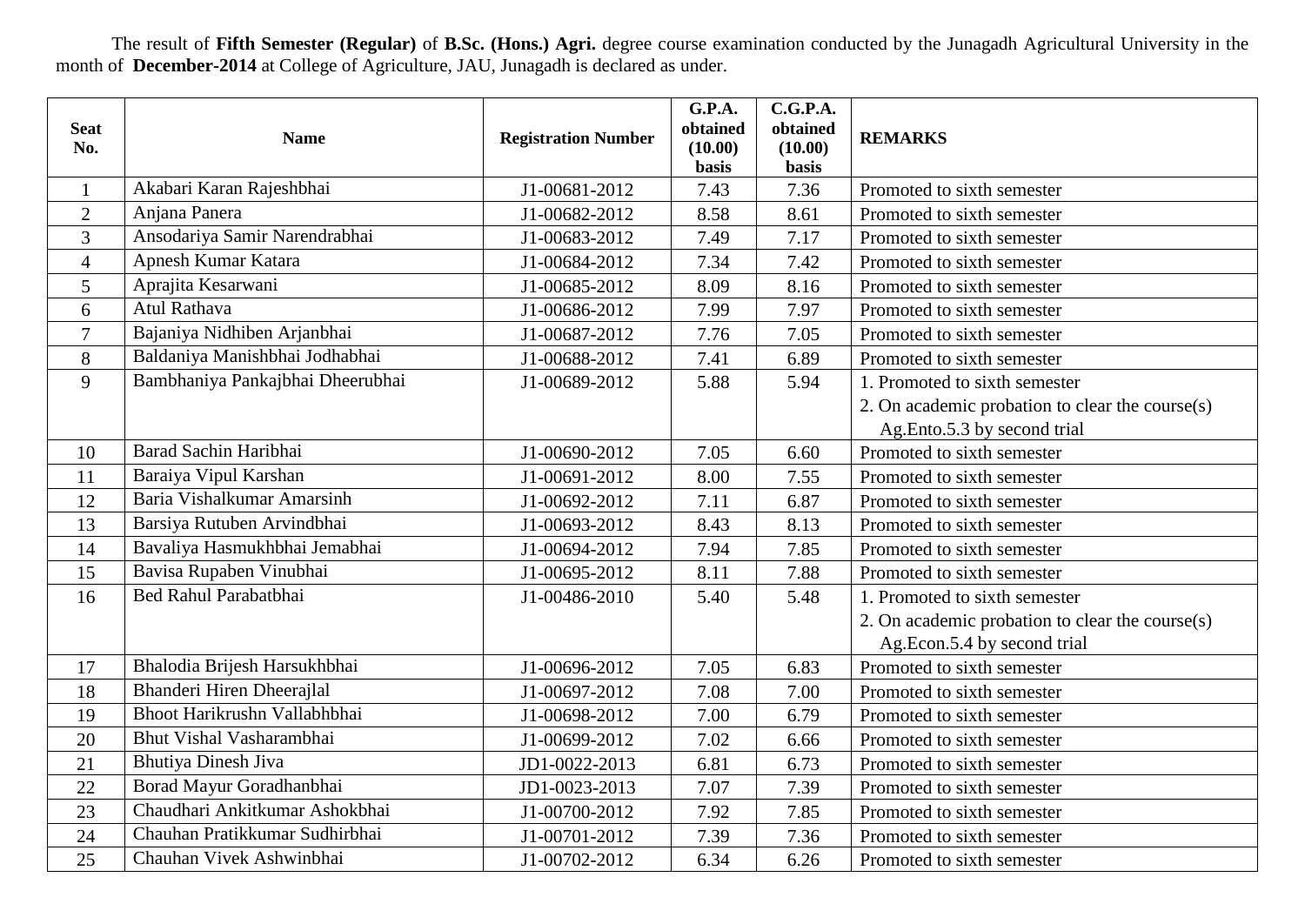The result of **Fifth Semester (Regular)** of **B.Sc. (Hons.) Agri.** degree course examination conducted by the Junagadh Agricultural University in the month of **December-2014** at College of Agriculture, JAU, Junagadh is declared as under.

| Seat No. | Name | Registration Number | G.P.A. obtained (10.00) basis | C.G.P.A. obtained (10.00) basis | REMARKS |
|---|---|---|---|---|---|
| 1 | Akabari Karan Rajeshbhai | J1-00681-2012 | 7.43 | 7.36 | Promoted to sixth semester |
| 2 | Anjana Panera | J1-00682-2012 | 8.58 | 8.61 | Promoted to sixth semester |
| 3 | Ansodariya Samir Narendrabhai | J1-00683-2012 | 7.49 | 7.17 | Promoted to sixth semester |
| 4 | Apnesh Kumar Katara | J1-00684-2012 | 7.34 | 7.42 | Promoted to sixth semester |
| 5 | Aprajita Kesarwani | J1-00685-2012 | 8.09 | 8.16 | Promoted to sixth semester |
| 6 | Atul Rathava | J1-00686-2012 | 7.99 | 7.97 | Promoted to sixth semester |
| 7 | Bajaniya Nidhiben Arjanbhai | J1-00687-2012 | 7.76 | 7.05 | Promoted to sixth semester |
| 8 | Baldaniya Manishbhai Jodhabhai | J1-00688-2012 | 7.41 | 6.89 | Promoted to sixth semester |
| 9 | Bambhaniya Pankajbhai Dheerubhai | J1-00689-2012 | 5.88 | 5.94 | 1. Promoted to sixth semester<br>2. On academic probation to clear the course(s) Ag.Ento.5.3 by second trial |
| 10 | Barad Sachin Haribhai | J1-00690-2012 | 7.05 | 6.60 | Promoted to sixth semester |
| 11 | Baraiya Vipul Karshan | J1-00691-2012 | 8.00 | 7.55 | Promoted to sixth semester |
| 12 | Baria Vishalkumar Amarsinh | J1-00692-2012 | 7.11 | 6.87 | Promoted to sixth semester |
| 13 | Barsiya Rutuben Arvindbhai | J1-00693-2012 | 8.43 | 8.13 | Promoted to sixth semester |
| 14 | Bavaliya Hasmukhbhai Jemabhai | J1-00694-2012 | 7.94 | 7.85 | Promoted to sixth semester |
| 15 | Bavisa Rupaben Vinubhai | J1-00695-2012 | 8.11 | 7.88 | Promoted to sixth semester |
| 16 | Bed Rahul Parabatbhai | J1-00486-2010 | 5.40 | 5.48 | 1. Promoted to sixth semester<br>2. On academic probation to clear the course(s) Ag.Econ.5.4 by second trial |
| 17 | Bhalodia Brijesh Harsukhbhai | J1-00696-2012 | 7.05 | 6.83 | Promoted to sixth semester |
| 18 | Bhanderi Hiren Dheerajlal | J1-00697-2012 | 7.08 | 7.00 | Promoted to sixth semester |
| 19 | Bhoot Harikrushn Vallabhbhai | J1-00698-2012 | 7.00 | 6.79 | Promoted to sixth semester |
| 20 | Bhut Vishal Vasharambhai | J1-00699-2012 | 7.02 | 6.66 | Promoted to sixth semester |
| 21 | Bhutiya Dinesh Jiva | JD1-0022-2013 | 6.81 | 6.73 | Promoted to sixth semester |
| 22 | Borad Mayur Goradhanbhai | JD1-0023-2013 | 7.07 | 7.39 | Promoted to sixth semester |
| 23 | Chaudhari Ankitkumar Ashokbhai | J1-00700-2012 | 7.92 | 7.85 | Promoted to sixth semester |
| 24 | Chauhan Pratikkumar Sudhirbhai | J1-00701-2012 | 7.39 | 7.36 | Promoted to sixth semester |
| 25 | Chauhan Vivek Ashwinbhai | J1-00702-2012 | 6.34 | 6.26 | Promoted to sixth semester |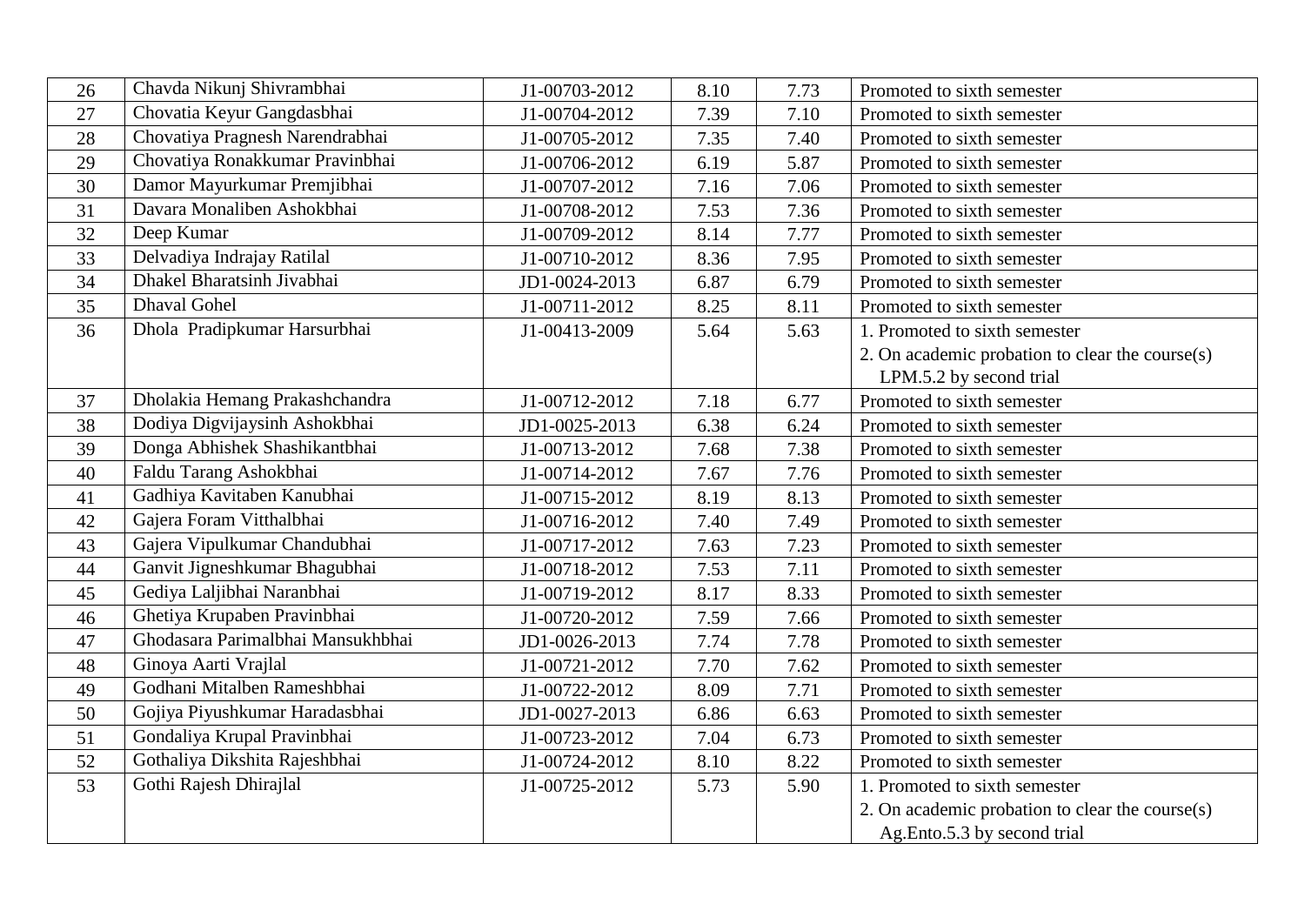| 26 | Chavda Nikunj Shivrambhai | J1-00703-2012 | 8.10 | 7.73 | Promoted to sixth semester |
|---|---|---|---|---|---|
| 27 | Chovatia Keyur Gangdasbhai | J1-00704-2012 | 7.39 | 7.10 | Promoted to sixth semester |
| 28 | Chovatiya Pragnesh Narendrabhai | J1-00705-2012 | 7.35 | 7.40 | Promoted to sixth semester |
| 29 | Chovatiya Ronakkumar Pravinbhai | J1-00706-2012 | 6.19 | 5.87 | Promoted to sixth semester |
| 30 | Damor Mayurkumar Premjibhai | J1-00707-2012 | 7.16 | 7.06 | Promoted to sixth semester |
| 31 | Davara Monaliben Ashokbhai | J1-00708-2012 | 7.53 | 7.36 | Promoted to sixth semester |
| 32 | Deep Kumar | J1-00709-2012 | 8.14 | 7.77 | Promoted to sixth semester |
| 33 | Delvadiya Indrajay Ratilal | J1-00710-2012 | 8.36 | 7.95 | Promoted to sixth semester |
| 34 | Dhakel Bharatsinh Jivabhai | JD1-0024-2013 | 6.87 | 6.79 | Promoted to sixth semester |
| 35 | Dhaval Gohel | J1-00711-2012 | 8.25 | 8.11 | Promoted to sixth semester |
| 36 | Dhola Pradipkumar Harsurbhai | J1-00413-2009 | 5.64 | 5.63 | 1. Promoted to sixth semester<br>2. On academic probation to clear the course(s) LPM.5.2 by second trial |
| 37 | Dholakia Hemang Prakashchandra | J1-00712-2012 | 7.18 | 6.77 | Promoted to sixth semester |
| 38 | Dodiya Digvijaysinh Ashokbhai | JD1-0025-2013 | 6.38 | 6.24 | Promoted to sixth semester |
| 39 | Donga Abhishek Shashikantbhai | J1-00713-2012 | 7.68 | 7.38 | Promoted to sixth semester |
| 40 | Faldu Tarang Ashokbhai | J1-00714-2012 | 7.67 | 7.76 | Promoted to sixth semester |
| 41 | Gadhiya Kavitaben Kanubhai | J1-00715-2012 | 8.19 | 8.13 | Promoted to sixth semester |
| 42 | Gajera Foram Vitthalbhai | J1-00716-2012 | 7.40 | 7.49 | Promoted to sixth semester |
| 43 | Gajera Vipulkumar Chandubhai | J1-00717-2012 | 7.63 | 7.23 | Promoted to sixth semester |
| 44 | Ganvit Jigneshkumar Bhagubhai | J1-00718-2012 | 7.53 | 7.11 | Promoted to sixth semester |
| 45 | Gediya Laljibhai Naranbhai | J1-00719-2012 | 8.17 | 8.33 | Promoted to sixth semester |
| 46 | Ghetiya Krupaben Pravinbhai | J1-00720-2012 | 7.59 | 7.66 | Promoted to sixth semester |
| 47 | Ghodasara Parimalbhai Mansukhbhai | JD1-0026-2013 | 7.74 | 7.78 | Promoted to sixth semester |
| 48 | Ginoya Aarti Vrajlal | J1-00721-2012 | 7.70 | 7.62 | Promoted to sixth semester |
| 49 | Godhani Mitalben Rameshbhai | J1-00722-2012 | 8.09 | 7.71 | Promoted to sixth semester |
| 50 | Gojiya Piyushkumar Haradasbhai | JD1-0027-2013 | 6.86 | 6.63 | Promoted to sixth semester |
| 51 | Gondaliya Krupal Pravinbhai | J1-00723-2012 | 7.04 | 6.73 | Promoted to sixth semester |
| 52 | Gothaliya Dikshita Rajeshbhai | J1-00724-2012 | 8.10 | 8.22 | Promoted to sixth semester |
| 53 | Gothi Rajesh Dhirajlal | J1-00725-2012 | 5.73 | 5.90 | 1. Promoted to sixth semester<br>2. On academic probation to clear the course(s) Ag.Ento.5.3 by second trial |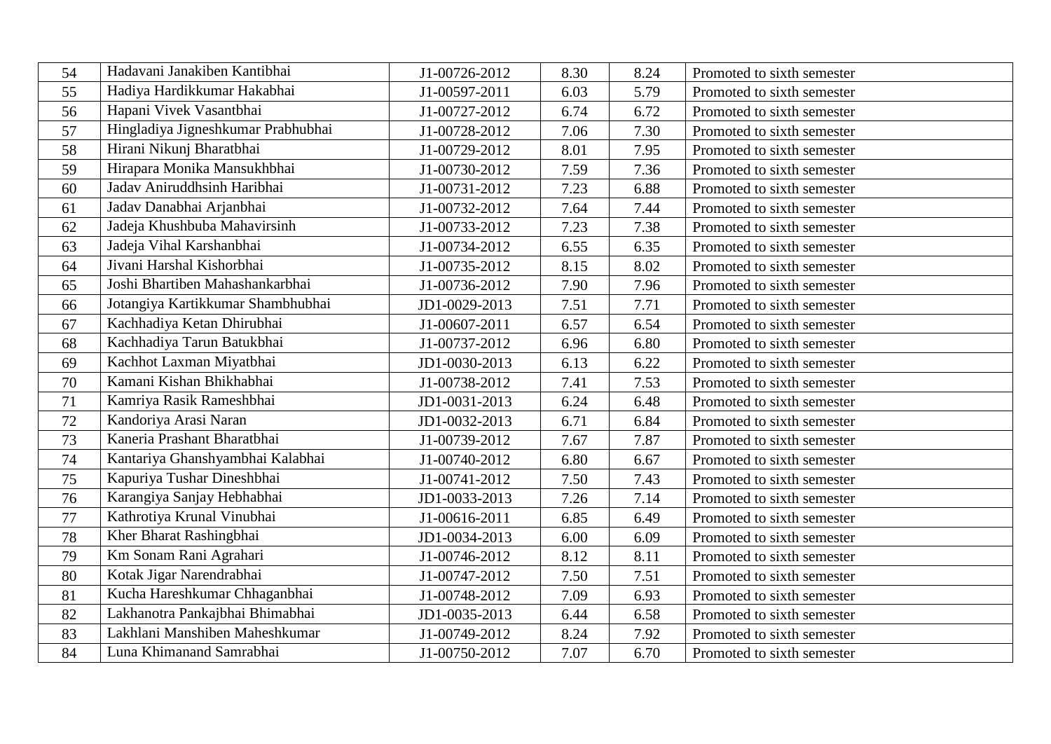| 54 | Hadavani Janakiben Kantibhai | J1-00726-2012 | 8.30 | 8.24 | Promoted to sixth semester |
|---|---|---|---|---|---|
| 55 | Hadiya Hardikkumar Hakabhai | J1-00597-2011 | 6.03 | 5.79 | Promoted to sixth semester |
| 56 | Hapani Vivek Vasantbhai | J1-00727-2012 | 6.74 | 6.72 | Promoted to sixth semester |
| 57 | Hingladiya Jigneshkumar Prabhubhai | J1-00728-2012 | 7.06 | 7.30 | Promoted to sixth semester |
| 58 | Hirani Nikunj Bharatbhai | J1-00729-2012 | 8.01 | 7.95 | Promoted to sixth semester |
| 59 | Hirapara Monika Mansukhbhai | J1-00730-2012 | 7.59 | 7.36 | Promoted to sixth semester |
| 60 | Jadav Aniruddhsinh Haribhai | J1-00731-2012 | 7.23 | 6.88 | Promoted to sixth semester |
| 61 | Jadav Danabhai Arjanbhai | J1-00732-2012 | 7.64 | 7.44 | Promoted to sixth semester |
| 62 | Jadeja Khushbuba Mahavirsinh | J1-00733-2012 | 7.23 | 7.38 | Promoted to sixth semester |
| 63 | Jadeja Vihal Karshanbhai | J1-00734-2012 | 6.55 | 6.35 | Promoted to sixth semester |
| 64 | Jivani Harshal Kishorbhai | J1-00735-2012 | 8.15 | 8.02 | Promoted to sixth semester |
| 65 | Joshi Bhartiben Mahashankarbhai | J1-00736-2012 | 7.90 | 7.96 | Promoted to sixth semester |
| 66 | Jotangiya Kartikkumar Shambhubhai | JD1-0029-2013 | 7.51 | 7.71 | Promoted to sixth semester |
| 67 | Kachhadiya Ketan Dhirubhai | J1-00607-2011 | 6.57 | 6.54 | Promoted to sixth semester |
| 68 | Kachhadiya Tarun Batukbhai | J1-00737-2012 | 6.96 | 6.80 | Promoted to sixth semester |
| 69 | Kachhot Laxman Miyatbhai | JD1-0030-2013 | 6.13 | 6.22 | Promoted to sixth semester |
| 70 | Kamani Kishan Bhikhabhai | J1-00738-2012 | 7.41 | 7.53 | Promoted to sixth semester |
| 71 | Kamriya Rasik Rameshbhai | JD1-0031-2013 | 6.24 | 6.48 | Promoted to sixth semester |
| 72 | Kandoriya Arasi Naran | JD1-0032-2013 | 6.71 | 6.84 | Promoted to sixth semester |
| 73 | Kaneria Prashant Bharatbhai | J1-00739-2012 | 7.67 | 7.87 | Promoted to sixth semester |
| 74 | Kantariya Ghanshyambhai Kalabhai | J1-00740-2012 | 6.80 | 6.67 | Promoted to sixth semester |
| 75 | Kapuriya Tushar Dineshbhai | J1-00741-2012 | 7.50 | 7.43 | Promoted to sixth semester |
| 76 | Karangiya Sanjay Hebhabhai | JD1-0033-2013 | 7.26 | 7.14 | Promoted to sixth semester |
| 77 | Kathrotiya Krunal Vinubhai | J1-00616-2011 | 6.85 | 6.49 | Promoted to sixth semester |
| 78 | Kher Bharat Rashingbhai | JD1-0034-2013 | 6.00 | 6.09 | Promoted to sixth semester |
| 79 | Km Sonam Rani Agrahari | J1-00746-2012 | 8.12 | 8.11 | Promoted to sixth semester |
| 80 | Kotak Jigar Narendrabhai | J1-00747-2012 | 7.50 | 7.51 | Promoted to sixth semester |
| 81 | Kucha Hareshkumar Chhaganbhai | J1-00748-2012 | 7.09 | 6.93 | Promoted to sixth semester |
| 82 | Lakhanotra Pankajbhai Bhimabhai | JD1-0035-2013 | 6.44 | 6.58 | Promoted to sixth semester |
| 83 | Lakhlani Manshiben Maheshkumar | J1-00749-2012 | 8.24 | 7.92 | Promoted to sixth semester |
| 84 | Luna Khimanand Samrabhai | J1-00750-2012 | 7.07 | 6.70 | Promoted to sixth semester |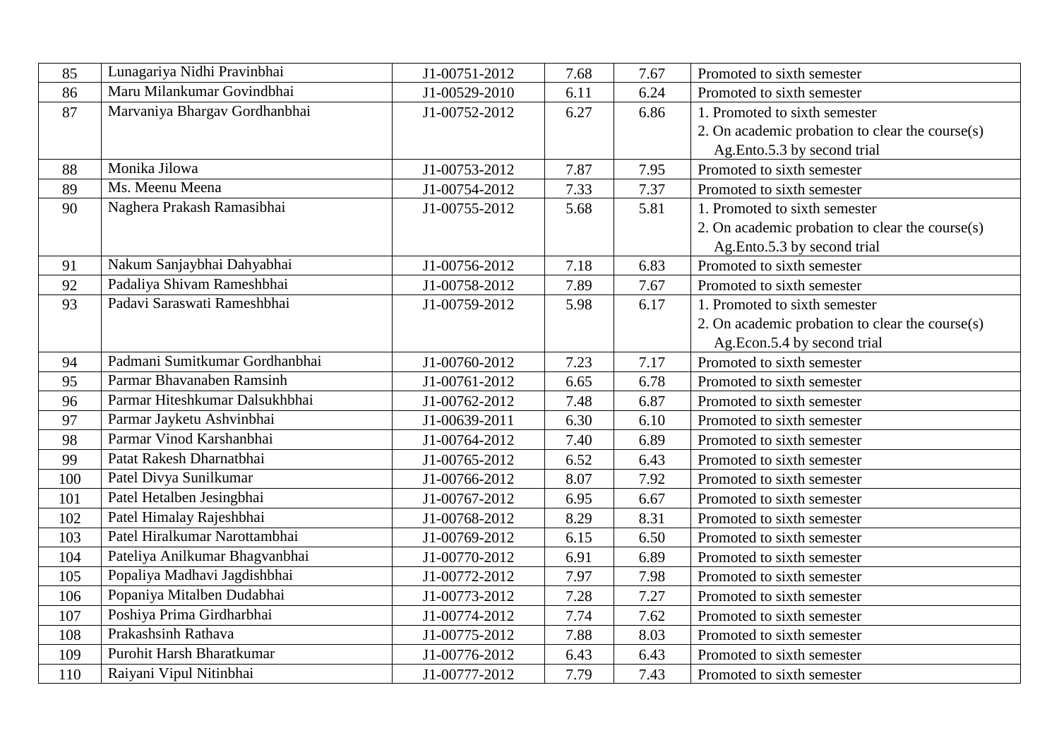| 85 | Lunagariya Nidhi Pravinbhai | J1-00751-2012 | 7.68 | 7.67 | Promoted to sixth semester |
|---|---|---|---|---|---|
| 86 | Maru Milankumar Govindbhai | J1-00529-2010 | 6.11 | 6.24 | Promoted to sixth semester |
| 87 | Marvaniya Bhargav Gordhanbhai | J1-00752-2012 | 6.27 | 6.86 | 1. Promoted to sixth semester<br>2. On academic probation to clear the course(s) Ag.Ento.5.3 by second trial |
| 88 | Monika Jilowa | J1-00753-2012 | 7.87 | 7.95 | Promoted to sixth semester |
| 89 | Ms. Meenu Meena | J1-00754-2012 | 7.33 | 7.37 | Promoted to sixth semester |
| 90 | Naghera Prakash Ramasibhai | J1-00755-2012 | 5.68 | 5.81 | 1. Promoted to sixth semester<br>2. On academic probation to clear the course(s) Ag.Ento.5.3 by second trial |
| 91 | Nakum Sanjaybhai Dahyabhai | J1-00756-2012 | 7.18 | 6.83 | Promoted to sixth semester |
| 92 | Padaliya Shivam Rameshbhai | J1-00758-2012 | 7.89 | 7.67 | Promoted to sixth semester |
| 93 | Padavi Saraswati Rameshbhai | J1-00759-2012 | 5.98 | 6.17 | 1. Promoted to sixth semester<br>2. On academic probation to clear the course(s) Ag.Econ.5.4 by second trial |
| 94 | Padmani Sumitkumar Gordhanbhai | J1-00760-2012 | 7.23 | 7.17 | Promoted to sixth semester |
| 95 | Parmar Bhavanaben Ramsinh | J1-00761-2012 | 6.65 | 6.78 | Promoted to sixth semester |
| 96 | Parmar Hiteshkumar Dalsukhbhai | J1-00762-2012 | 7.48 | 6.87 | Promoted to sixth semester |
| 97 | Parmar Jayketu Ashvinbhai | J1-00639-2011 | 6.30 | 6.10 | Promoted to sixth semester |
| 98 | Parmar Vinod Karshanbhai | J1-00764-2012 | 7.40 | 6.89 | Promoted to sixth semester |
| 99 | Patat Rakesh Dharnatbhai | J1-00765-2012 | 6.52 | 6.43 | Promoted to sixth semester |
| 100 | Patel Divya Sunilkumar | J1-00766-2012 | 8.07 | 7.92 | Promoted to sixth semester |
| 101 | Patel Hetalben Jesingbhai | J1-00767-2012 | 6.95 | 6.67 | Promoted to sixth semester |
| 102 | Patel Himalay Rajeshbhai | J1-00768-2012 | 8.29 | 8.31 | Promoted to sixth semester |
| 103 | Patel Hiralkumar Narottambhai | J1-00769-2012 | 6.15 | 6.50 | Promoted to sixth semester |
| 104 | Pateliya Anilkumar Bhagvanbhai | J1-00770-2012 | 6.91 | 6.89 | Promoted to sixth semester |
| 105 | Popaliya Madhavi Jagdishbhai | J1-00772-2012 | 7.97 | 7.98 | Promoted to sixth semester |
| 106 | Popaniya Mitalben Dudabhai | J1-00773-2012 | 7.28 | 7.27 | Promoted to sixth semester |
| 107 | Poshiya Prima Girdharbhai | J1-00774-2012 | 7.74 | 7.62 | Promoted to sixth semester |
| 108 | Prakashsinh Rathava | J1-00775-2012 | 7.88 | 8.03 | Promoted to sixth semester |
| 109 | Purohit Harsh Bharatkumar | J1-00776-2012 | 6.43 | 6.43 | Promoted to sixth semester |
| 110 | Raiyani Vipul Nitinbhai | J1-00777-2012 | 7.79 | 7.43 | Promoted to sixth semester |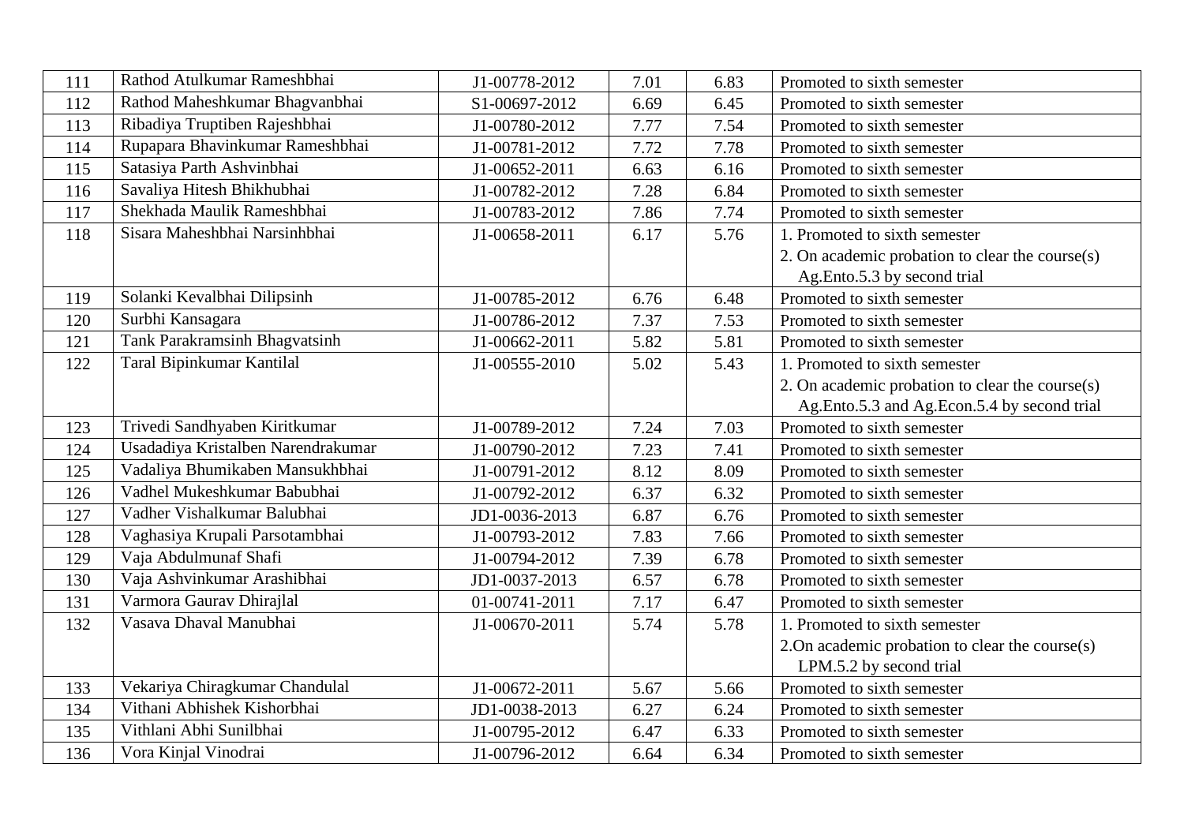| | | | | | |
|---|---|---|---|---|---|
| 111 | Rathod Atulkumar Rameshbhai | J1-00778-2012 | 7.01 | 6.83 | Promoted to sixth semester |
| 112 | Rathod Maheshkumar Bhagvanbhai | S1-00697-2012 | 6.69 | 6.45 | Promoted to sixth semester |
| 113 | Ribadiya Truptiben Rajeshbhai | J1-00780-2012 | 7.77 | 7.54 | Promoted to sixth semester |
| 114 | Rupapara Bhavinkumar Rameshbhai | J1-00781-2012 | 7.72 | 7.78 | Promoted to sixth semester |
| 115 | Satasiya Parth Ashvinbhai | J1-00652-2011 | 6.63 | 6.16 | Promoted to sixth semester |
| 116 | Savaliya Hitesh Bhikhubhai | J1-00782-2012 | 7.28 | 6.84 | Promoted to sixth semester |
| 117 | Shekhada Maulik Rameshbhai | J1-00783-2012 | 7.86 | 7.74 | Promoted to sixth semester |
| 118 | Sisara Maheshbhai Narsinhbhai | J1-00658-2011 | 6.17 | 5.76 | 1. Promoted to sixth semester<br>2. On academic probation to clear the course(s) Ag.Ento.5.3 by second trial |
| 119 | Solanki Kevalbhai Dilipsinh | J1-00785-2012 | 6.76 | 6.48 | Promoted to sixth semester |
| 120 | Surbhi Kansagara | J1-00786-2012 | 7.37 | 7.53 | Promoted to sixth semester |
| 121 | Tank Parakramsinh Bhagvatsinh | J1-00662-2011 | 5.82 | 5.81 | Promoted to sixth semester |
| 122 | Taral Bipinkumar Kantilal | J1-00555-2010 | 5.02 | 5.43 | 1. Promoted to sixth semester<br>2. On academic probation to clear the course(s) Ag.Ento.5.3 and Ag.Econ.5.4 by second trial |
| 123 | Trivedi Sandhyaben Kiritkumar | J1-00789-2012 | 7.24 | 7.03 | Promoted to sixth semester |
| 124 | Usadadiya Kristalben Narendrakumar | J1-00790-2012 | 7.23 | 7.41 | Promoted to sixth semester |
| 125 | Vadaliya Bhumikaben Mansukhbhai | J1-00791-2012 | 8.12 | 8.09 | Promoted to sixth semester |
| 126 | Vadhel Mukeshkumar Babubhai | J1-00792-2012 | 6.37 | 6.32 | Promoted to sixth semester |
| 127 | Vadher Vishalkumar Balubhai | JD1-0036-2013 | 6.87 | 6.76 | Promoted to sixth semester |
| 128 | Vaghasiya Krupali Parsotambhai | J1-00793-2012 | 7.83 | 7.66 | Promoted to sixth semester |
| 129 | Vaja Abdulmunaf Shafi | J1-00794-2012 | 7.39 | 6.78 | Promoted to sixth semester |
| 130 | Vaja Ashvinkumar Arashibhai | JD1-0037-2013 | 6.57 | 6.78 | Promoted to sixth semester |
| 131 | Varmora Gaurav Dhirajlal | 01-00741-2011 | 7.17 | 6.47 | Promoted to sixth semester |
| 132 | Vasava Dhaval Manubhai | J1-00670-2011 | 5.74 | 5.78 | 1. Promoted to sixth semester<br>2.On academic probation to clear the course(s) LPM.5.2 by second trial |
| 133 | Vekariya Chiragkumar Chandulal | J1-00672-2011 | 5.67 | 5.66 | Promoted to sixth semester |
| 134 | Vithani Abhishek Kishorbhai | JD1-0038-2013 | 6.27 | 6.24 | Promoted to sixth semester |
| 135 | Vithlani Abhi Sunilbhai | J1-00795-2012 | 6.47 | 6.33 | Promoted to sixth semester |
| 136 | Vora Kinjal Vinodrai | J1-00796-2012 | 6.64 | 6.34 | Promoted to sixth semester |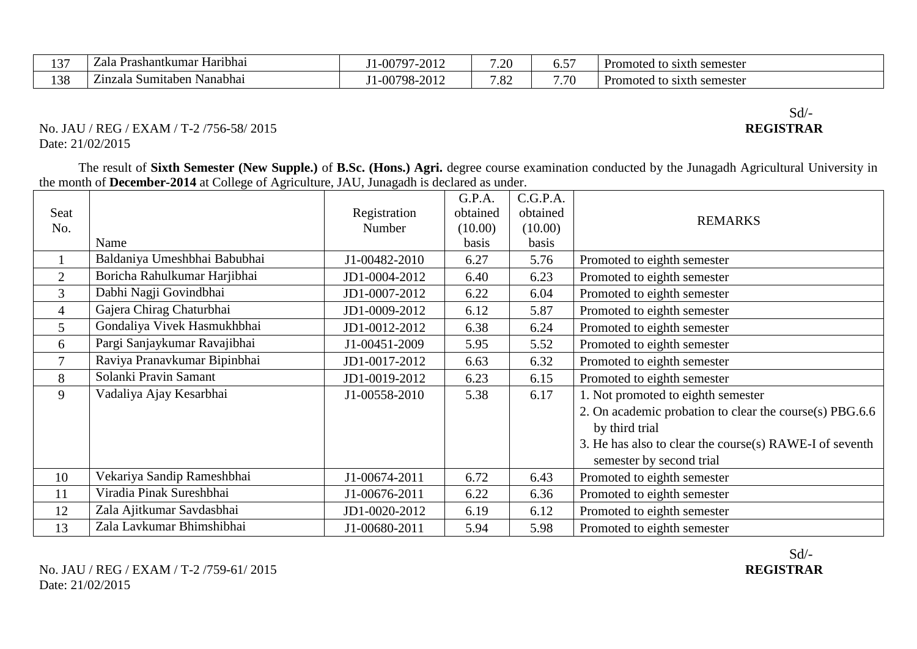| 137 | Zala Prashantkumar Haribhai | J1-00797-2012 | 7.20 | 6.57 | Promoted to sixth semester |
|---|---|---|---|---|---|
| 138 | Zinzala Sumitaben Nanabhai | J1-00798-2012 | 7.82 | 7.70 | Promoted to sixth semester |

Sd/-
**REGISTRAR**

No. JAU / REG / EXAM / T-2 /756-58/ 2015
Date: 21/02/2015

The result of **Sixth Semester (New Supple.)** of **B.Sc. (Hons.) Agri.** degree course examination conducted by the Junagadh Agricultural University in the month of **December-2014** at College of Agriculture, JAU, Junagadh is declared as under.

| Seat No. | Name | Registration Number | G.P.A. obtained (10.00) basis | C.G.P.A. obtained (10.00) basis | REMARKS |
|---|---|---|---|---|---|
| 1 | Baldaniya Umeshbhai Babubhai | J1-00482-2010 | 6.27 | 5.76 | Promoted to eighth semester |
| 2 | Boricha Rahulkumar Harjibhai | JD1-0004-2012 | 6.40 | 6.23 | Promoted to eighth semester |
| 3 | Dabhi Nagji Govindbhai | JD1-0007-2012 | 6.22 | 6.04 | Promoted to eighth semester |
| 4 | Gajera Chirag Chaturbhai | JD1-0009-2012 | 6.12 | 5.87 | Promoted to eighth semester |
| 5 | Gondaliya Vivek Hasmukhbhai | JD1-0012-2012 | 6.38 | 6.24 | Promoted to eighth semester |
| 6 | Pargi Sanjaykumar Ravajibhai | J1-00451-2009 | 5.95 | 5.52 | Promoted to eighth semester |
| 7 | Raviya Pranavkumar Bipinbhai | JD1-0017-2012 | 6.63 | 6.32 | Promoted to eighth semester |
| 8 | Solanki Pravin Samant | JD1-0019-2012 | 6.23 | 6.15 | Promoted to eighth semester |
| 9 | Vadaliya Ajay Kesarbhai | J1-00558-2010 | 5.38 | 6.17 | 1. Not promoted to eighth semester<br>2. On academic probation to clear the course(s) PBG.6.6 by third trial<br>3. He has also to clear the course(s) RAWE-I of seventh semester by second trial |
| 10 | Vekariya Sandip Rameshbhai | J1-00674-2011 | 6.72 | 6.43 | Promoted to eighth semester |
| 11 | Viradia Pinak Sureshbhai | J1-00676-2011 | 6.22 | 6.36 | Promoted to eighth semester |
| 12 | Zala Ajitkumar Savdasbhai | JD1-0020-2012 | 6.19 | 6.12 | Promoted to eighth semester |
| 13 | Zala Lavkumar Bhimshibhai | J1-00680-2011 | 5.94 | 5.98 | Promoted to eighth semester |

Sd/-
**REGISTRAR**

No. JAU / REG / EXAM / T-2 /759-61/ 2015
Date: 21/02/2015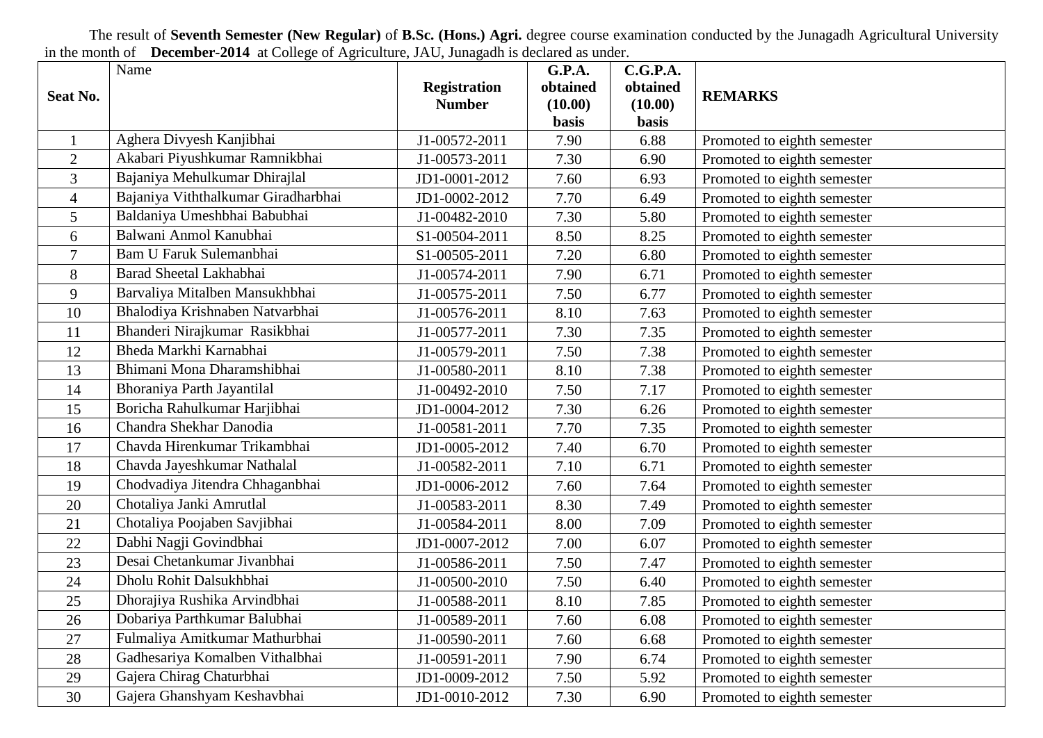The result of **Seventh Semester (New Regular)** of **B.Sc. (Hons.) Agri.** degree course examination conducted by the Junagadh Agricultural University in the month of **December-2014** at College of Agriculture, JAU, Junagadh is declared as under.

| Seat No. | Name | Registration Number | G.P.A. obtained (10.00) basis | C.G.P.A. obtained (10.00) basis | REMARKS |
|---|---|---|---|---|---|
| 1 | Aghera Divyesh Kanjibhai | J1-00572-2011 | 7.90 | 6.88 | Promoted to eighth semester |
| 2 | Akabari Piyushkumar Ramnikbhai | J1-00573-2011 | 7.30 | 6.90 | Promoted to eighth semester |
| 3 | Bajaniya Mehulkumar Dhirajlal | JD1-0001-2012 | 7.60 | 6.93 | Promoted to eighth semester |
| 4 | Bajaniya Viththalkumar Giradharbhai | JD1-0002-2012 | 7.70 | 6.49 | Promoted to eighth semester |
| 5 | Baldaniya Umeshbhai Babubhai | J1-00482-2010 | 7.30 | 5.80 | Promoted to eighth semester |
| 6 | Balwani Anmol Kanubhai | S1-00504-2011 | 8.50 | 8.25 | Promoted to eighth semester |
| 7 | Bam U Faruk Sulemanbhai | S1-00505-2011 | 7.20 | 6.80 | Promoted to eighth semester |
| 8 | Barad Sheetal Lakhabhai | J1-00574-2011 | 7.90 | 6.71 | Promoted to eighth semester |
| 9 | Barvaliya Mitalben Mansukhbhai | J1-00575-2011 | 7.50 | 6.77 | Promoted to eighth semester |
| 10 | Bhalodiya Krishnaben Natvarbhai | J1-00576-2011 | 8.10 | 7.63 | Promoted to eighth semester |
| 11 | Bhanderi Nirajkumar Rasikbhai | J1-00577-2011 | 7.30 | 7.35 | Promoted to eighth semester |
| 12 | Bheda Markhi Karnabhai | J1-00579-2011 | 7.50 | 7.38 | Promoted to eighth semester |
| 13 | Bhimani Mona Dharamshibhai | J1-00580-2011 | 8.10 | 7.38 | Promoted to eighth semester |
| 14 | Bhoraniya Parth Jayantilal | J1-00492-2010 | 7.50 | 7.17 | Promoted to eighth semester |
| 15 | Boricha Rahulkumar Harjibhai | JD1-0004-2012 | 7.30 | 6.26 | Promoted to eighth semester |
| 16 | Chandra Shekhar Danodia | J1-00581-2011 | 7.70 | 7.35 | Promoted to eighth semester |
| 17 | Chavda Hirenkumar Trikambhai | JD1-0005-2012 | 7.40 | 6.70 | Promoted to eighth semester |
| 18 | Chavda Jayeshkumar Nathalal | J1-00582-2011 | 7.10 | 6.71 | Promoted to eighth semester |
| 19 | Chodvadiya Jitendra Chhaganbhai | JD1-0006-2012 | 7.60 | 7.64 | Promoted to eighth semester |
| 20 | Chotaliya Janki Amrutlal | J1-00583-2011 | 8.30 | 7.49 | Promoted to eighth semester |
| 21 | Chotaliya Poojaben Savjibhai | J1-00584-2011 | 8.00 | 7.09 | Promoted to eighth semester |
| 22 | Dabhi Nagji Govindbhai | JD1-0007-2012 | 7.00 | 6.07 | Promoted to eighth semester |
| 23 | Desai Chetankumar Jivanbhai | J1-00586-2011 | 7.50 | 7.47 | Promoted to eighth semester |
| 24 | Dholu Rohit Dalsukhbhai | J1-00500-2010 | 7.50 | 6.40 | Promoted to eighth semester |
| 25 | Dhorajiya Rushika Arvindbhai | J1-00588-2011 | 8.10 | 7.85 | Promoted to eighth semester |
| 26 | Dobariya Parthkumar Balubhai | J1-00589-2011 | 7.60 | 6.08 | Promoted to eighth semester |
| 27 | Fulmaliya Amitkumar Mathurbhai | J1-00590-2011 | 7.60 | 6.68 | Promoted to eighth semester |
| 28 | Gadhesariya Komalben Vithalbhai | J1-00591-2011 | 7.90 | 6.74 | Promoted to eighth semester |
| 29 | Gajera Chirag Chaturbhai | JD1-0009-2012 | 7.50 | 5.92 | Promoted to eighth semester |
| 30 | Gajera Ghanshyam Keshavbhai | JD1-0010-2012 | 7.30 | 6.90 | Promoted to eighth semester |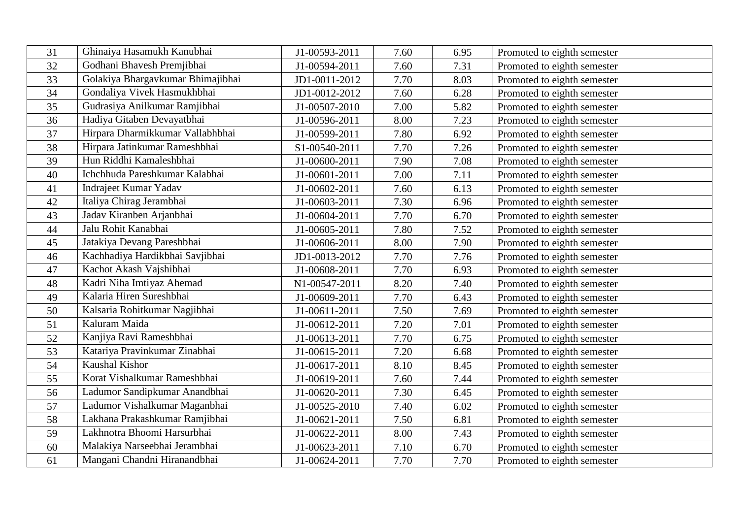| 31 | Ghinaiya Hasamukh Kanubhai | J1-00593-2011 | 7.60 | 6.95 | Promoted to eighth semester |
|---|---|---|---|---|---|
| 32 | Godhani Bhavesh Premjibhai | J1-00594-2011 | 7.60 | 7.31 | Promoted to eighth semester |
| 33 | Golakiya Bhargavkumar Bhimajibhai | JD1-0011-2012 | 7.70 | 8.03 | Promoted to eighth semester |
| 34 | Gondaliya Vivek Hasmukhbhai | JD1-0012-2012 | 7.60 | 6.28 | Promoted to eighth semester |
| 35 | Gudrasiya Anilkumar Ramjibhai | J1-00507-2010 | 7.00 | 5.82 | Promoted to eighth semester |
| 36 | Hadiya Gitaben Devayatbhai | J1-00596-2011 | 8.00 | 7.23 | Promoted to eighth semester |
| 37 | Hirpara Dharmikkumar Vallabhbhai | J1-00599-2011 | 7.80 | 6.92 | Promoted to eighth semester |
| 38 | Hirpara Jatinkumar Rameshbhai | S1-00540-2011 | 7.70 | 7.26 | Promoted to eighth semester |
| 39 | Hun Riddhi Kamaleshbhai | J1-00600-2011 | 7.90 | 7.08 | Promoted to eighth semester |
| 40 | Ichchhuda Pareshkumar Kalabhai | J1-00601-2011 | 7.00 | 7.11 | Promoted to eighth semester |
| 41 | Indrajeet Kumar Yadav | J1-00602-2011 | 7.60 | 6.13 | Promoted to eighth semester |
| 42 | Italiya Chirag Jerambhai | J1-00603-2011 | 7.30 | 6.96 | Promoted to eighth semester |
| 43 | Jadav Kiranben Arjanbhai | J1-00604-2011 | 7.70 | 6.70 | Promoted to eighth semester |
| 44 | Jalu Rohit Kanabhai | J1-00605-2011 | 7.80 | 7.52 | Promoted to eighth semester |
| 45 | Jatakiya Devang Pareshbhai | J1-00606-2011 | 8.00 | 7.90 | Promoted to eighth semester |
| 46 | Kachhadiya Hardikbhai Savjibhai | JD1-0013-2012 | 7.70 | 7.76 | Promoted to eighth semester |
| 47 | Kachot Akash Vajshibhai | J1-00608-2011 | 7.70 | 6.93 | Promoted to eighth semester |
| 48 | Kadri Niha Imtiyaz Ahemad | N1-00547-2011 | 8.20 | 7.40 | Promoted to eighth semester |
| 49 | Kalaria Hiren Sureshbhai | J1-00609-2011 | 7.70 | 6.43 | Promoted to eighth semester |
| 50 | Kalsaria Rohitkumar Nagjibhai | J1-00611-2011 | 7.50 | 7.69 | Promoted to eighth semester |
| 51 | Kaluram Maida | J1-00612-2011 | 7.20 | 7.01 | Promoted to eighth semester |
| 52 | Kanjiya Ravi Rameshbhai | J1-00613-2011 | 7.70 | 6.75 | Promoted to eighth semester |
| 53 | Katariya Pravinkumar Zinabhai | J1-00615-2011 | 7.20 | 6.68 | Promoted to eighth semester |
| 54 | Kaushal Kishor | J1-00617-2011 | 8.10 | 8.45 | Promoted to eighth semester |
| 55 | Korat Vishalkumar Rameshbhai | J1-00619-2011 | 7.60 | 7.44 | Promoted to eighth semester |
| 56 | Ladumor Sandipkumar Anandbhai | J1-00620-2011 | 7.30 | 6.45 | Promoted to eighth semester |
| 57 | Ladumor Vishalkumar Maganbhai | J1-00525-2010 | 7.40 | 6.02 | Promoted to eighth semester |
| 58 | Lakhana Prakashkumar Ramjibhai | J1-00621-2011 | 7.50 | 6.81 | Promoted to eighth semester |
| 59 | Lakhnotra Bhoomi Harsurbhai | J1-00622-2011 | 8.00 | 7.43 | Promoted to eighth semester |
| 60 | Malakiya Narseebhai Jerambhai | J1-00623-2011 | 7.10 | 6.70 | Promoted to eighth semester |
| 61 | Mangani Chandni Hiranandbhai | J1-00624-2011 | 7.70 | 7.70 | Promoted to eighth semester |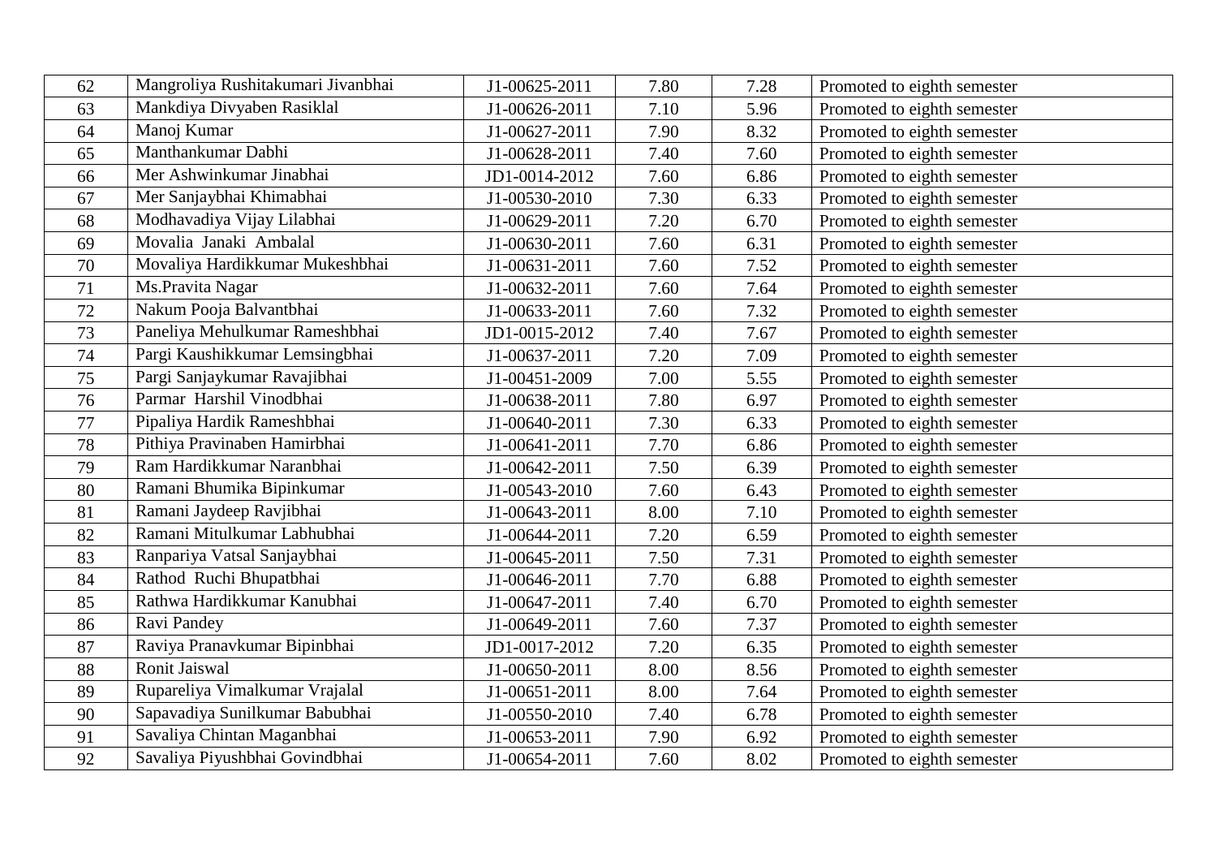| 62 | Mangroliya Rushitakumari Jivanbhai | J1-00625-2011 | 7.80 | 7.28 | Promoted to eighth semester |
|---|---|---|---|---|---|
| 63 | Mankdiya Divyaben Rasiklal | J1-00626-2011 | 7.10 | 5.96 | Promoted to eighth semester |
| 64 | Manoj Kumar | J1-00627-2011 | 7.90 | 8.32 | Promoted to eighth semester |
| 65 | Manthankumar Dabhi | J1-00628-2011 | 7.40 | 7.60 | Promoted to eighth semester |
| 66 | Mer Ashwinkumar Jinabhai | JD1-0014-2012 | 7.60 | 6.86 | Promoted to eighth semester |
| 67 | Mer Sanjaybhai Khimabhai | J1-00530-2010 | 7.30 | 6.33 | Promoted to eighth semester |
| 68 | Modhavadiya Vijay Lilabhai | J1-00629-2011 | 7.20 | 6.70 | Promoted to eighth semester |
| 69 | Movalia Janaki Ambalal | J1-00630-2011 | 7.60 | 6.31 | Promoted to eighth semester |
| 70 | Movaliya Hardikkumar Mukeshbhai | J1-00631-2011 | 7.60 | 7.52 | Promoted to eighth semester |
| 71 | Ms.Pravita Nagar | J1-00632-2011 | 7.60 | 7.64 | Promoted to eighth semester |
| 72 | Nakum Pooja Balvantbhai | J1-00633-2011 | 7.60 | 7.32 | Promoted to eighth semester |
| 73 | Paneliya Mehulkumar Rameshbhai | JD1-0015-2012 | 7.40 | 7.67 | Promoted to eighth semester |
| 74 | Pargi Kaushikkumar Lemsingbhai | J1-00637-2011 | 7.20 | 7.09 | Promoted to eighth semester |
| 75 | Pargi Sanjaykumar Ravajibhai | J1-00451-2009 | 7.00 | 5.55 | Promoted to eighth semester |
| 76 | Parmar Harshil Vinodbhai | J1-00638-2011 | 7.80 | 6.97 | Promoted to eighth semester |
| 77 | Pipaliya Hardik Rameshbhai | J1-00640-2011 | 7.30 | 6.33 | Promoted to eighth semester |
| 78 | Pithiya Pravinaben Hamirbhai | J1-00641-2011 | 7.70 | 6.86 | Promoted to eighth semester |
| 79 | Ram Hardikkumar Naranbhai | J1-00642-2011 | 7.50 | 6.39 | Promoted to eighth semester |
| 80 | Ramani Bhumika Bipinkumar | J1-00543-2010 | 7.60 | 6.43 | Promoted to eighth semester |
| 81 | Ramani Jaydeep Ravjibhai | J1-00643-2011 | 8.00 | 7.10 | Promoted to eighth semester |
| 82 | Ramani Mitulkumar Labhubhai | J1-00644-2011 | 7.20 | 6.59 | Promoted to eighth semester |
| 83 | Ranpariya Vatsal Sanjaybhai | J1-00645-2011 | 7.50 | 7.31 | Promoted to eighth semester |
| 84 | Rathod Ruchi Bhupatbhai | J1-00646-2011 | 7.70 | 6.88 | Promoted to eighth semester |
| 85 | Rathwa Hardikkumar Kanubhai | J1-00647-2011 | 7.40 | 6.70 | Promoted to eighth semester |
| 86 | Ravi Pandey | J1-00649-2011 | 7.60 | 7.37 | Promoted to eighth semester |
| 87 | Raviya Pranavkumar Bipinbhai | JD1-0017-2012 | 7.20 | 6.35 | Promoted to eighth semester |
| 88 | Ronit Jaiswal | J1-00650-2011 | 8.00 | 8.56 | Promoted to eighth semester |
| 89 | Rupareliya Vimalkumar Vrajalal | J1-00651-2011 | 8.00 | 7.64 | Promoted to eighth semester |
| 90 | Sapavadiya Sunilkumar Babubhai | J1-00550-2010 | 7.40 | 6.78 | Promoted to eighth semester |
| 91 | Savaliya Chintan Maganbhai | J1-00653-2011 | 7.90 | 6.92 | Promoted to eighth semester |
| 92 | Savaliya Piyushbhai Govindbhai | J1-00654-2011 | 7.60 | 8.02 | Promoted to eighth semester |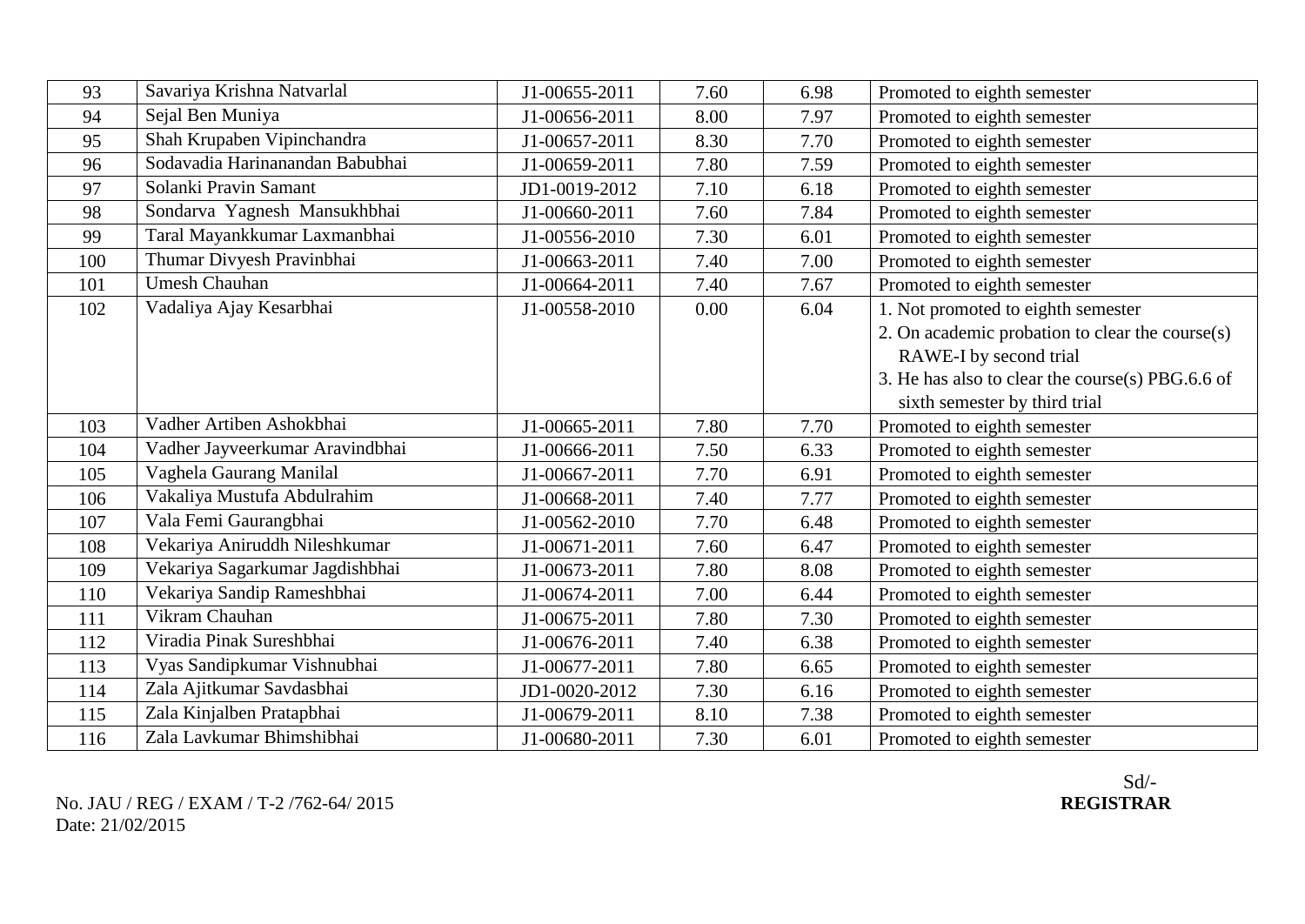| 93 | Savariya Krishna Natvarlal | J1-00655-2011 | 7.60 | 6.98 | Promoted to eighth semester |
|---|---|---|---|---|---|
| 94 | Sejal Ben Muniya | J1-00656-2011 | 8.00 | 7.97 | Promoted to eighth semester |
| 95 | Shah Krupaben Vipinchandra | J1-00657-2011 | 8.30 | 7.70 | Promoted to eighth semester |
| 96 | Sodavadia Harinanandan Babubhai | J1-00659-2011 | 7.80 | 7.59 | Promoted to eighth semester |
| 97 | Solanki Pravin Samant | JD1-0019-2012 | 7.10 | 6.18 | Promoted to eighth semester |
| 98 | Sondarva Yagnesh Mansukhbhai | J1-00660-2011 | 7.60 | 7.84 | Promoted to eighth semester |
| 99 | Taral Mayankkumar Laxmanbhai | J1-00556-2010 | 7.30 | 6.01 | Promoted to eighth semester |
| 100 | Thumar Divyesh Pravinbhai | J1-00663-2011 | 7.40 | 7.00 | Promoted to eighth semester |
| 101 | Umesh Chauhan | J1-00664-2011 | 7.40 | 7.67 | Promoted to eighth semester |
| 102 | Vadaliya Ajay Kesarbhai | J1-00558-2010 | 0.00 | 6.04 | 1. Not promoted to eighth semester<br>2. On academic probation to clear the course(s) RAWE-I by second trial<br>3. He has also to clear the course(s) PBG.6.6 of sixth semester by third trial |
| 103 | Vadher Artiben Ashokbhai | J1-00665-2011 | 7.80 | 7.70 | Promoted to eighth semester |
| 104 | Vadher Jayveerkumar Aravindbhai | J1-00666-2011 | 7.50 | 6.33 | Promoted to eighth semester |
| 105 | Vaghela Gaurang Manilal | J1-00667-2011 | 7.70 | 6.91 | Promoted to eighth semester |
| 106 | Vakaliya Mustufa Abdulrahim | J1-00668-2011 | 7.40 | 7.77 | Promoted to eighth semester |
| 107 | Vala Femi Gaurangbhai | J1-00562-2010 | 7.70 | 6.48 | Promoted to eighth semester |
| 108 | Vekariya Aniruddh Nileshkumar | J1-00671-2011 | 7.60 | 6.47 | Promoted to eighth semester |
| 109 | Vekariya Sagarkumar Jagdishbhai | J1-00673-2011 | 7.80 | 8.08 | Promoted to eighth semester |
| 110 | Vekariya Sandip Rameshbhai | J1-00674-2011 | 7.00 | 6.44 | Promoted to eighth semester |
| 111 | Vikram Chauhan | J1-00675-2011 | 7.80 | 7.30 | Promoted to eighth semester |
| 112 | Viradia Pinak Sureshbhai | J1-00676-2011 | 7.40 | 6.38 | Promoted to eighth semester |
| 113 | Vyas Sandipkumar Vishnubhai | J1-00677-2011 | 7.80 | 6.65 | Promoted to eighth semester |
| 114 | Zala Ajitkumar Savdasbhai | JD1-0020-2012 | 7.30 | 6.16 | Promoted to eighth semester |
| 115 | Zala Kinjalben Pratapbhai | J1-00679-2011 | 8.10 | 7.38 | Promoted to eighth semester |
| 116 | Zala Lavkumar Bhimshibhai | J1-00680-2011 | 7.30 | 6.01 | Promoted to eighth semester |

Sd/-
**REGISTRAR**

No. JAU / REG / EXAM / T-2 /762-64/ 2015
Date: 21/02/2015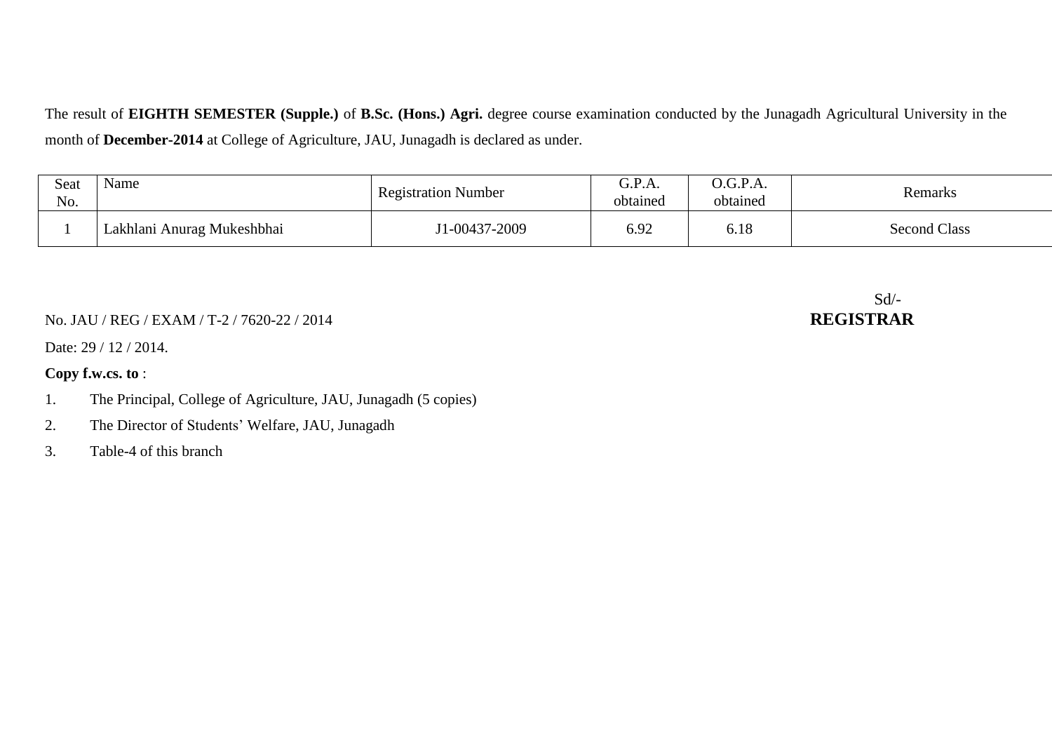The result of **EIGHTH SEMESTER (Supple.)** of **B.Sc. (Hons.) Agri.** degree course examination conducted by the Junagadh Agricultural University in the month of **December-2014** at College of Agriculture, JAU, Junagadh is declared as under.

| Seat No. | Name | Registration Number | G.P.A. obtained | O.G.P.A. obtained | Remarks |
|---|---|---|---|---|---|
| 1 | Lakhlani Anurag Mukeshbhai | J1-00437-2009 | 6.92 | 6.18 | Second Class |

Sd/-
**REGISTRAR**

No. JAU / REG / EXAM / T-2 / 7620-22 / 2014

Date: 29 / 12 / 2014.

**Copy f.w.cs. to** :

1. The Principal, College of Agriculture, JAU, Junagadh (5 copies)
2. The Director of Students' Welfare, JAU, Junagadh
3. Table-4 of this branch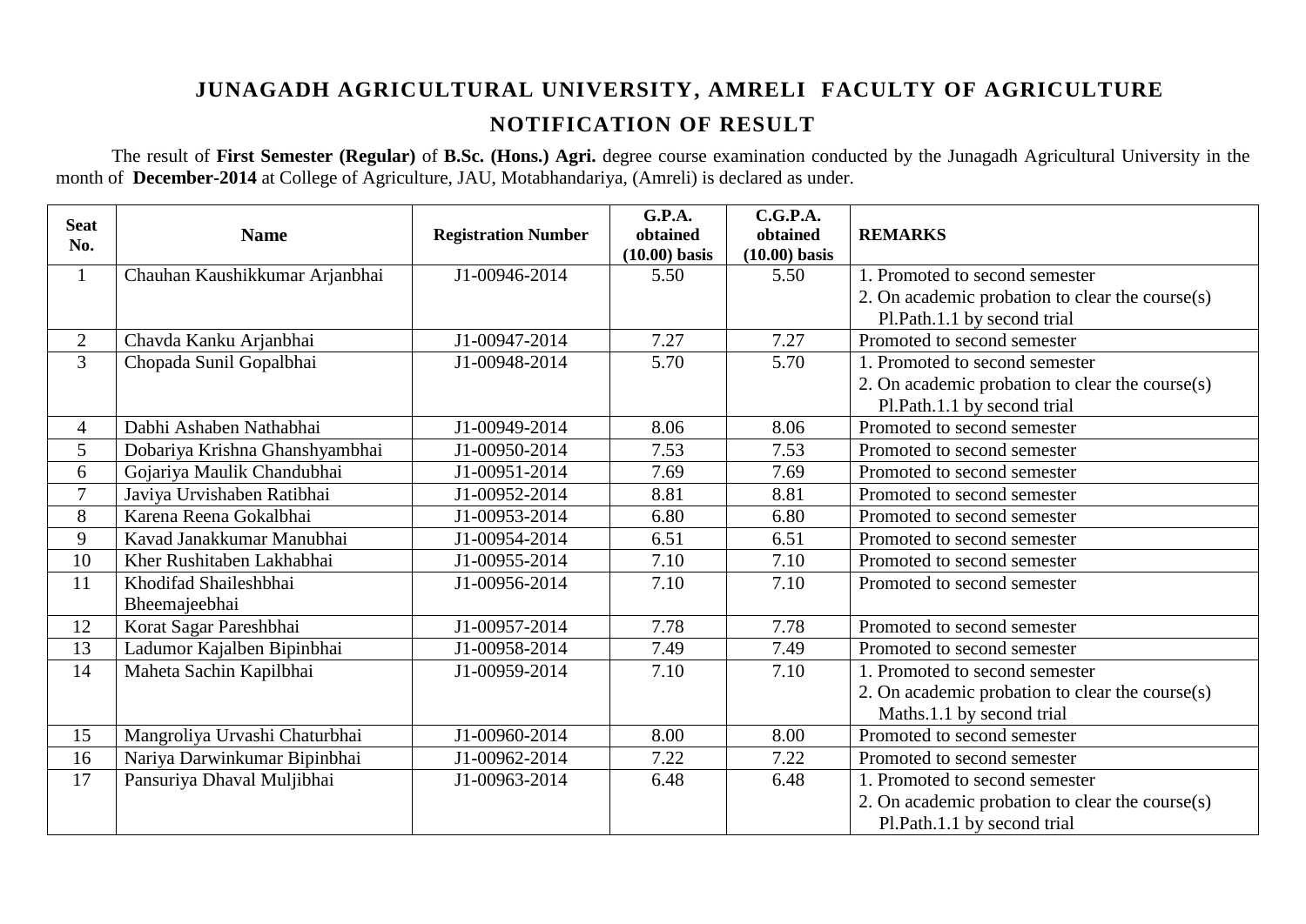# JUNAGADH AGRICULTURAL UNIVERSITY, AMRELI FACULTY OF AGRICULTURE

## NOTIFICATION OF RESULT

The result of **First Semester (Regular)** of **B.Sc. (Hons.) Agri.** degree course examination conducted by the Junagadh Agricultural University in the month of **December-2014** at College of Agriculture, JAU, Motabhandariya, (Amreli) is declared as under.

| Seat No. | Name | Registration Number | G.P.A. obtained (10.00) basis | C.G.P.A. obtained (10.00) basis | REMARKS |
|---|---|---|---|---|---|
| 1 | Chauhan Kaushikkumar Arjanbhai | J1-00946-2014 | 5.50 | 5.50 | 1. Promoted to second semester<br>2. On academic probation to clear the course(s) Pl.Path.1.1 by second trial |
| 2 | Chavda Kanku Arjanbhai | J1-00947-2014 | 7.27 | 7.27 | Promoted to second semester |
| 3 | Chopada Sunil Gopalbhai | J1-00948-2014 | 5.70 | 5.70 | 1. Promoted to second semester<br>2. On academic probation to clear the course(s) Pl.Path.1.1 by second trial |
| 4 | Dabhi Ashaben Nathabhai | J1-00949-2014 | 8.06 | 8.06 | Promoted to second semester |
| 5 | Dobariya Krishna Ghanshyambhai | J1-00950-2014 | 7.53 | 7.53 | Promoted to second semester |
| 6 | Gojariya Maulik Chandubhai | J1-00951-2014 | 7.69 | 7.69 | Promoted to second semester |
| 7 | Javiya Urvishaben Ratibhai | J1-00952-2014 | 8.81 | 8.81 | Promoted to second semester |
| 8 | Karena Reena Gokalbhai | J1-00953-2014 | 6.80 | 6.80 | Promoted to second semester |
| 9 | Kavad Janakkumar Manubhai | J1-00954-2014 | 6.51 | 6.51 | Promoted to second semester |
| 10 | Kher Rushitaben Lakhabhai | J1-00955-2014 | 7.10 | 7.10 | Promoted to second semester |
| 11 | Khodifad Shaileshbhai Bheemajeebhai | J1-00956-2014 | 7.10 | 7.10 | Promoted to second semester |
| 12 | Korat Sagar Pareshbhai | J1-00957-2014 | 7.78 | 7.78 | Promoted to second semester |
| 13 | Ladumor Kajalben Bipinbhai | J1-00958-2014 | 7.49 | 7.49 | Promoted to second semester |
| 14 | Maheta Sachin Kapilbhai | J1-00959-2014 | 7.10 | 7.10 | 1. Promoted to second semester<br>2. On academic probation to clear the course(s) Maths.1.1 by second trial |
| 15 | Mangroliya Urvashi Chaturbhai | J1-00960-2014 | 8.00 | 8.00 | Promoted to second semester |
| 16 | Nariya Darwinkumar Bipinbhai | J1-00962-2014 | 7.22 | 7.22 | Promoted to second semester |
| 17 | Pansuriya Dhaval Muljibhai | J1-00963-2014 | 6.48 | 6.48 | 1. Promoted to second semester<br>2. On academic probation to clear the course(s) Pl.Path.1.1 by second trial |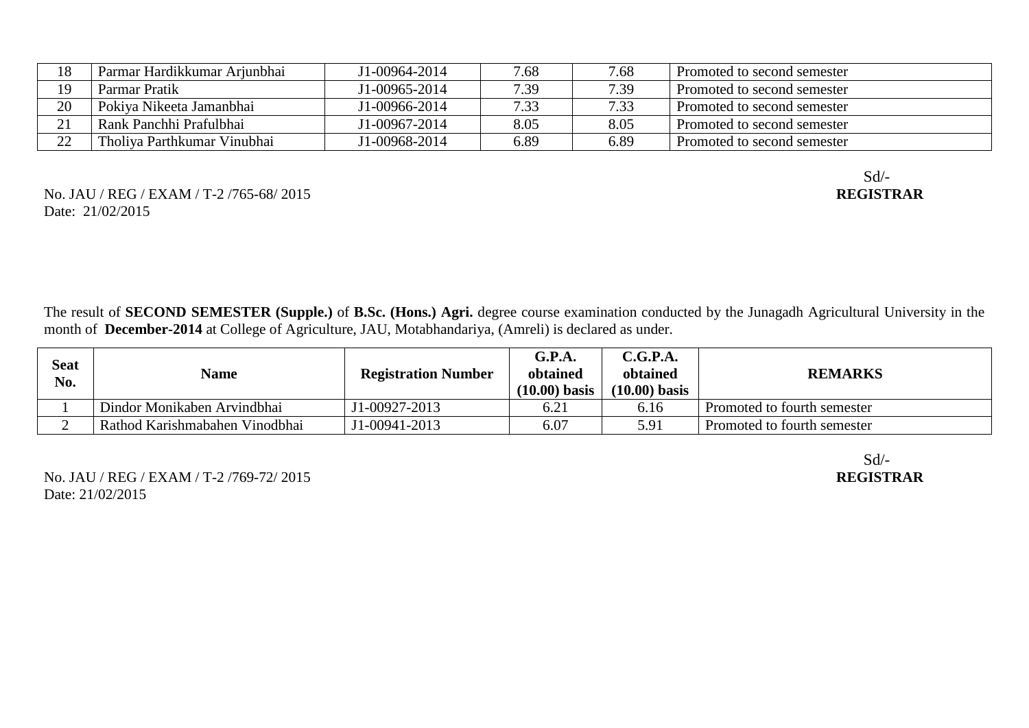| 18 | Parmar Hardikkumar Arjunbhai | J1-00964-2014 | 7.68 | 7.68 | Promoted to second semester |
|---|---|---|---|---|---|
| 19 | Parmar Pratik | J1-00965-2014 | 7.39 | 7.39 | Promoted to second semester |
| 20 | Pokiya Nikeeta Jamanbhai | J1-00966-2014 | 7.33 | 7.33 | Promoted to second semester |
| 21 | Rank Panchhi Prafulbhai | J1-00967-2014 | 8.05 | 8.05 | Promoted to second semester |
| 22 | Tholiya Parthkumar Vinubhai | J1-00968-2014 | 6.89 | 6.89 | Promoted to second semester |

Sd/-
**REGISTRAR**

No. JAU / REG / EXAM / T-2 /765-68/ 2015
Date: 21/02/2015

The result of **SECOND SEMESTER (Supple.)** of **B.Sc. (Hons.) Agri.** degree course examination conducted by the Junagadh Agricultural University in the month of **December-2014** at College of Agriculture, JAU, Motabhandariya, (Amreli) is declared as under.

| Seat No. | Name | Registration Number | G.P.A. obtained (10.00) basis | C.G.P.A. obtained (10.00) basis | REMARKS |
|---|---|---|---|---|---|
| 1 | Dindor Monikaben Arvindbhai | J1-00927-2013 | 6.21 | 6.16 | Promoted to fourth semester |
| 2 | Rathod Karishmabahen Vinodbhai | J1-00941-2013 | 6.07 | 5.91 | Promoted to fourth semester |

Sd/-
**REGISTRAR**

No. JAU / REG / EXAM / T-2 /769-72/ 2015
Date: 21/02/2015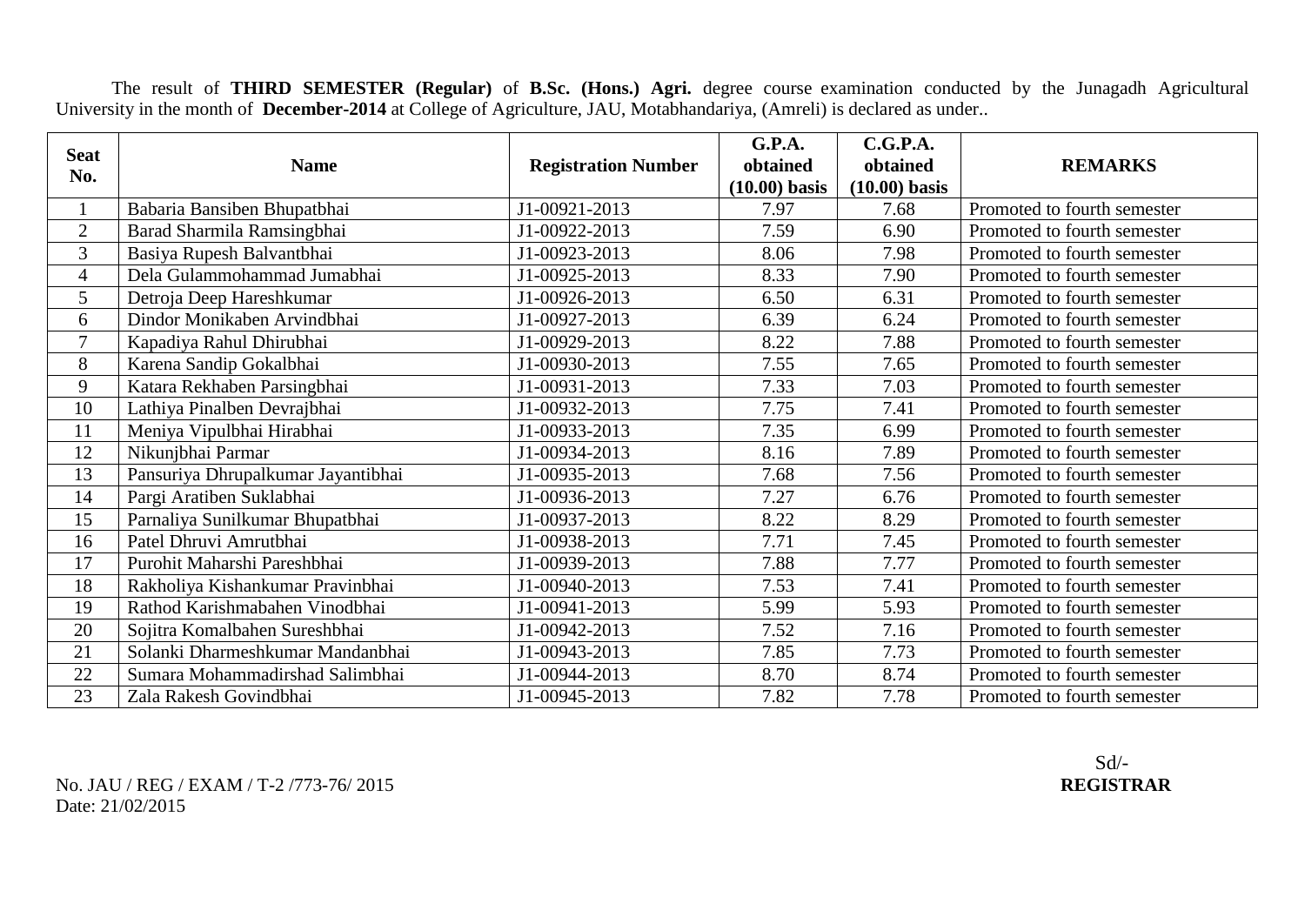The result of **THIRD SEMESTER (Regular)** of **B.Sc. (Hons.) Agri.** degree course examination conducted by the Junagadh Agricultural University in the month of **December-2014** at College of Agriculture, JAU, Motabhandariya, (Amreli) is declared as under..

| Seat No. | Name | Registration Number | G.P.A. obtained (10.00) basis | C.G.P.A. obtained (10.00) basis | REMARKS |
|---|---|---|---|---|---|
| 1 | Babaria Bansiben Bhupatbhai | J1-00921-2013 | 7.97 | 7.68 | Promoted to fourth semester |
| 2 | Barad Sharmila Ramsingbhai | J1-00922-2013 | 7.59 | 6.90 | Promoted to fourth semester |
| 3 | Basiya Rupesh Balvantbhai | J1-00923-2013 | 8.06 | 7.98 | Promoted to fourth semester |
| 4 | Dela Gulammohammad Jumabhai | J1-00925-2013 | 8.33 | 7.90 | Promoted to fourth semester |
| 5 | Detroja Deep Hareshkumar | J1-00926-2013 | 6.50 | 6.31 | Promoted to fourth semester |
| 6 | Dindor Monikaben Arvindbhai | J1-00927-2013 | 6.39 | 6.24 | Promoted to fourth semester |
| 7 | Kapadiya Rahul Dhirubhai | J1-00929-2013 | 8.22 | 7.88 | Promoted to fourth semester |
| 8 | Karena Sandip Gokalbhai | J1-00930-2013 | 7.55 | 7.65 | Promoted to fourth semester |
| 9 | Katara Rekhaben Parsingbhai | J1-00931-2013 | 7.33 | 7.03 | Promoted to fourth semester |
| 10 | Lathiya Pinalben Devrajbhai | J1-00932-2013 | 7.75 | 7.41 | Promoted to fourth semester |
| 11 | Meniya Vipulbhai Hirabhai | J1-00933-2013 | 7.35 | 6.99 | Promoted to fourth semester |
| 12 | Nikunjbhai Parmar | J1-00934-2013 | 8.16 | 7.89 | Promoted to fourth semester |
| 13 | Pansuriya Dhrupalkumar Jayantibhai | J1-00935-2013 | 7.68 | 7.56 | Promoted to fourth semester |
| 14 | Pargi Aratiben Suklabhai | J1-00936-2013 | 7.27 | 6.76 | Promoted to fourth semester |
| 15 | Parnaliya Sunilkumar Bhupatbhai | J1-00937-2013 | 8.22 | 8.29 | Promoted to fourth semester |
| 16 | Patel Dhruvi Amrutbhai | J1-00938-2013 | 7.71 | 7.45 | Promoted to fourth semester |
| 17 | Purohit Maharshi Pareshbhai | J1-00939-2013 | 7.88 | 7.77 | Promoted to fourth semester |
| 18 | Rakholiya Kishankumar Pravinbhai | J1-00940-2013 | 7.53 | 7.41 | Promoted to fourth semester |
| 19 | Rathod Karishmabahen Vinodbhai | J1-00941-2013 | 5.99 | 5.93 | Promoted to fourth semester |
| 20 | Sojitra Komalbahen Sureshbhai | J1-00942-2013 | 7.52 | 7.16 | Promoted to fourth semester |
| 21 | Solanki Dharmeshkumar Mandanbhai | J1-00943-2013 | 7.85 | 7.73 | Promoted to fourth semester |
| 22 | Sumara Mohammadirshad Salimbhai | J1-00944-2013 | 8.70 | 8.74 | Promoted to fourth semester |
| 23 | Zala Rakesh Govindbhai | J1-00945-2013 | 7.82 | 7.78 | Promoted to fourth semester |

No. JAU / REG / EXAM / T-2 /773-76/ 2015
Date: 21/02/2015

Sd/-
**REGISTRAR**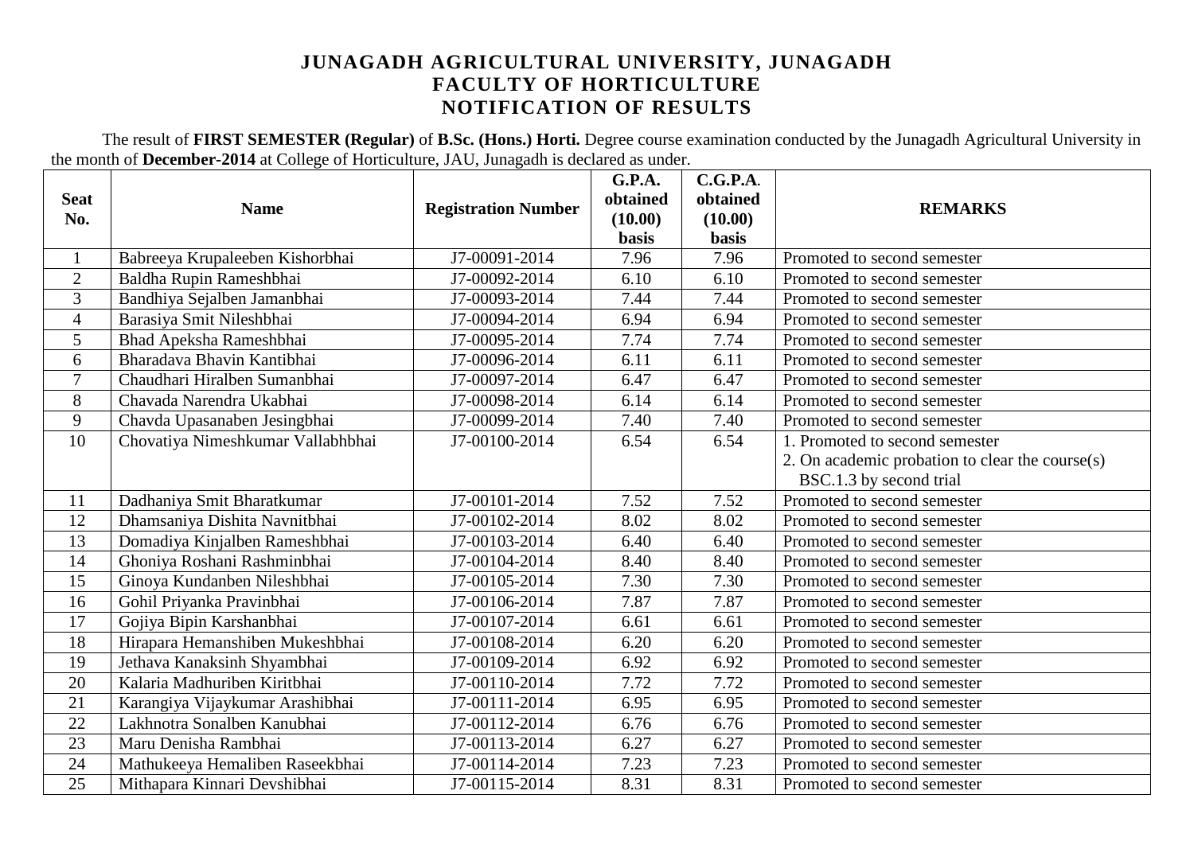# JUNAGADH AGRICULTURAL UNIVERSITY, JUNAGADH
## FACULTY OF HORTICULTURE
## NOTIFICATION OF RESULTS

The result of **FIRST SEMESTER (Regular)** of **B.Sc. (Hons.) Horti.** Degree course examination conducted by the Junagadh Agricultural University in the month of **December-2014** at College of Horticulture, JAU, Junagadh is declared as under.

| Seat No. | Name | Registration Number | G.P.A. obtained (10.00) basis | C.G.P.A. obtained (10.00) basis | REMARKS |
|---|---|---|---|---|---|
| 1 | Babreeya Krupaleeben Kishorbhai | J7-00091-2014 | 7.96 | 7.96 | Promoted to second semester |
| 2 | Baldha Rupin Rameshbhai | J7-00092-2014 | 6.10 | 6.10 | Promoted to second semester |
| 3 | Bandhiya Sejalben Jamanbhai | J7-00093-2014 | 7.44 | 7.44 | Promoted to second semester |
| 4 | Barasiya Smit Nileshbhai | J7-00094-2014 | 6.94 | 6.94 | Promoted to second semester |
| 5 | Bhad Apeksha Rameshbhai | J7-00095-2014 | 7.74 | 7.74 | Promoted to second semester |
| 6 | Bharadava Bhavin Kantibhai | J7-00096-2014 | 6.11 | 6.11 | Promoted to second semester |
| 7 | Chaudhari Hiralben Sumanbhai | J7-00097-2014 | 6.47 | 6.47 | Promoted to second semester |
| 8 | Chavada Narendra Ukabhai | J7-00098-2014 | 6.14 | 6.14 | Promoted to second semester |
| 9 | Chavda Upasanaben Jesingbhai | J7-00099-2014 | 7.40 | 7.40 | Promoted to second semester |
| 10 | Chovatiya Nimeshkumar Vallabhbhai | J7-00100-2014 | 6.54 | 6.54 | 1. Promoted to second semester<br>2. On academic probation to clear the course(s) BSC.1.3 by second trial |
| 11 | Dadhaniya Smit Bharatkumar | J7-00101-2014 | 7.52 | 7.52 | Promoted to second semester |
| 12 | Dhamsaniya Dishita Navnitbhai | J7-00102-2014 | 8.02 | 8.02 | Promoted to second semester |
| 13 | Domadiya Kinjalben Rameshbhai | J7-00103-2014 | 6.40 | 6.40 | Promoted to second semester |
| 14 | Ghoniya Roshani Rashminbhai | J7-00104-2014 | 8.40 | 8.40 | Promoted to second semester |
| 15 | Ginoya Kundanben Nileshbhai | J7-00105-2014 | 7.30 | 7.30 | Promoted to second semester |
| 16 | Gohil Priyanka Pravinbhai | J7-00106-2014 | 7.87 | 7.87 | Promoted to second semester |
| 17 | Gojiya Bipin Karshanbhai | J7-00107-2014 | 6.61 | 6.61 | Promoted to second semester |
| 18 | Hirapara Hemanshiben Mukeshbhai | J7-00108-2014 | 6.20 | 6.20 | Promoted to second semester |
| 19 | Jethava Kanaksinh Shyambhai | J7-00109-2014 | 6.92 | 6.92 | Promoted to second semester |
| 20 | Kalaria Madhuriben Kiritbhai | J7-00110-2014 | 7.72 | 7.72 | Promoted to second semester |
| 21 | Karangiya Vijaykumar Arashibhai | J7-00111-2014 | 6.95 | 6.95 | Promoted to second semester |
| 22 | Lakhnotra Sonalben Kanubhai | J7-00112-2014 | 6.76 | 6.76 | Promoted to second semester |
| 23 | Maru Denisha Rambhai | J7-00113-2014 | 6.27 | 6.27 | Promoted to second semester |
| 24 | Mathukeeya Hemaliben Raseekbhai | J7-00114-2014 | 7.23 | 7.23 | Promoted to second semester |
| 25 | Mithapara Kinnari Devshibhai | J7-00115-2014 | 8.31 | 8.31 | Promoted to second semester |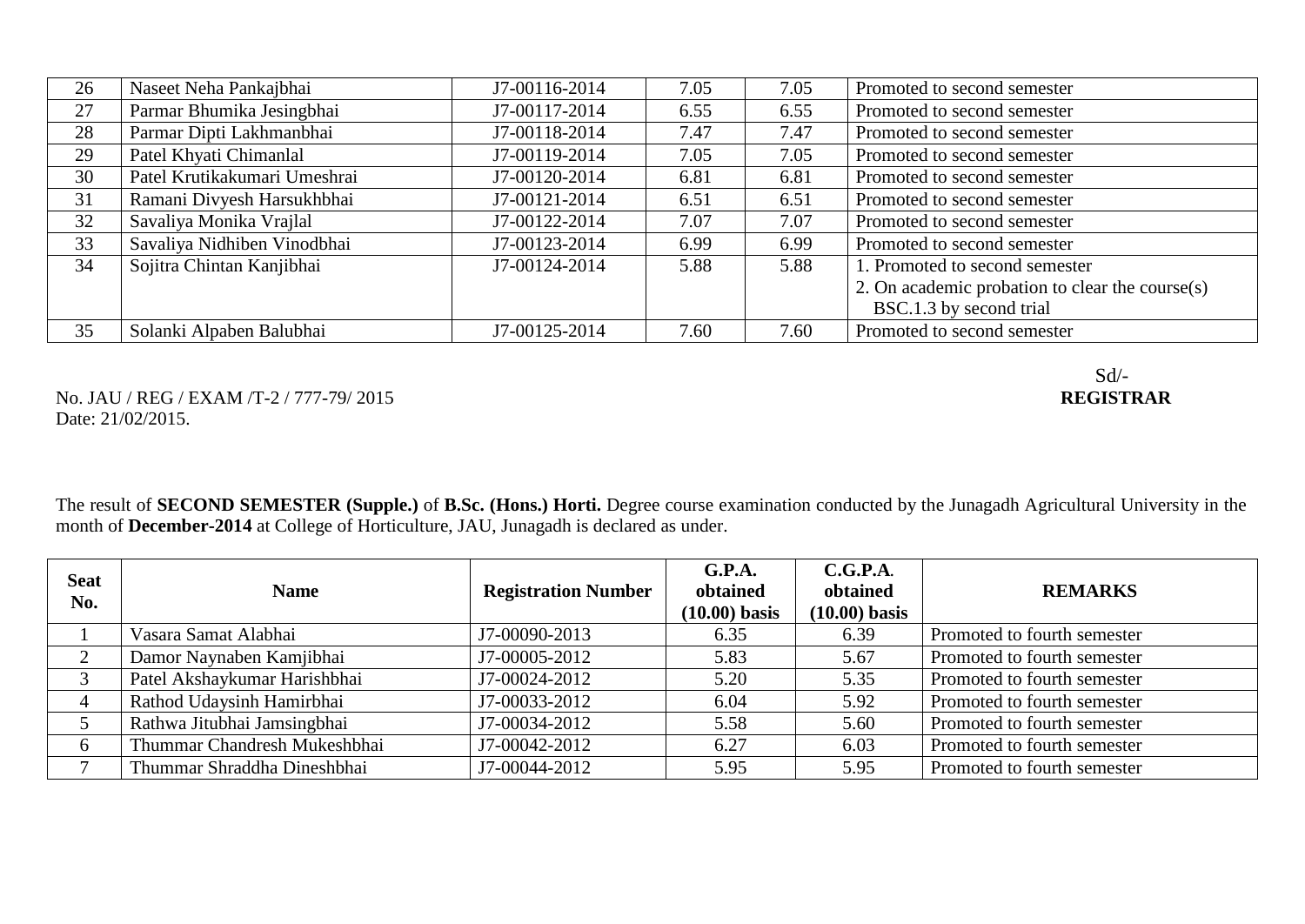| | | | | | |
|---|---|---|---|---|---|
| 26 | Naseet Neha Pankajbhai | J7-00116-2014 | 7.05 | 7.05 | Promoted to second semester |
| 27 | Parmar Bhumika Jesingbhai | J7-00117-2014 | 6.55 | 6.55 | Promoted to second semester |
| 28 | Parmar Dipti Lakhmanbhai | J7-00118-2014 | 7.47 | 7.47 | Promoted to second semester |
| 29 | Patel Khyati Chimanlal | J7-00119-2014 | 7.05 | 7.05 | Promoted to second semester |
| 30 | Patel Krutikakumari Umeshrai | J7-00120-2014 | 6.81 | 6.81 | Promoted to second semester |
| 31 | Ramani Divyesh Harsukhbhai | J7-00121-2014 | 6.51 | 6.51 | Promoted to second semester |
| 32 | Savaliya Monika Vrajlal | J7-00122-2014 | 7.07 | 7.07 | Promoted to second semester |
| 33 | Savaliya Nidhiben Vinodbhai | J7-00123-2014 | 6.99 | 6.99 | Promoted to second semester |
| 34 | Sojitra Chintan Kanjibhai | J7-00124-2014 | 5.88 | 5.88 | 1. Promoted to second semester<br>2. On academic probation to clear the course(s) BSC.1.3 by second trial |
| 35 | Solanki Alpaben Balubhai | J7-00125-2014 | 7.60 | 7.60 | Promoted to second semester |

No. JAU / REG / EXAM /T-2 / 777-79/ 2015
Date: 21/02/2015.

Sd/-
**REGISTRAR**

The result of **SECOND SEMESTER (Supple.)** of **B.Sc. (Hons.) Horti.** Degree course examination conducted by the Junagadh Agricultural University in the month of **December-2014** at College of Horticulture, JAU, Junagadh is declared as under.

| Seat No. | Name | Registration Number | G.P.A. obtained (10.00) basis | C.G.P.A. obtained (10.00) basis | REMARKS |
|---|---|---|---|---|---|
| 1 | Vasara Samat Alabhai | J7-00090-2013 | 6.35 | 6.39 | Promoted to fourth semester |
| 2 | Damor Naynaben Kamjibhai | J7-00005-2012 | 5.83 | 5.67 | Promoted to fourth semester |
| 3 | Patel Akshaykumar Harishbhai | J7-00024-2012 | 5.20 | 5.35 | Promoted to fourth semester |
| 4 | Rathod Udaysinh Hamirbhai | J7-00033-2012 | 6.04 | 5.92 | Promoted to fourth semester |
| 5 | Rathwa Jitubhai Jamsingbhai | J7-00034-2012 | 5.58 | 5.60 | Promoted to fourth semester |
| 6 | Thummar Chandresh Mukeshbhai | J7-00042-2012 | 6.27 | 6.03 | Promoted to fourth semester |
| 7 | Thummar Shraddha Dineshbhai | J7-00044-2012 | 5.95 | 5.95 | Promoted to fourth semester |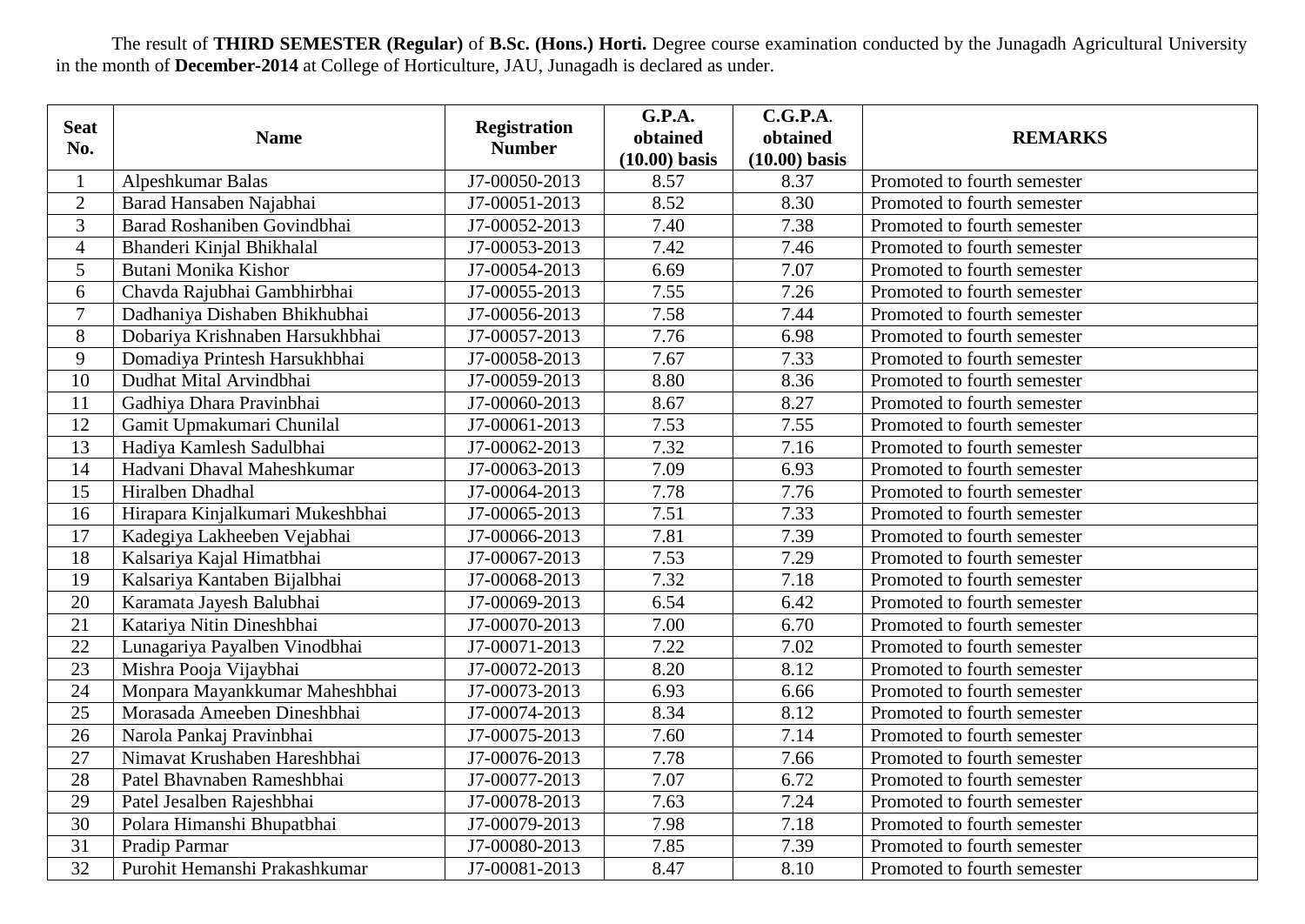The result of **THIRD SEMESTER (Regular)** of **B.Sc. (Hons.) Horti.** Degree course examination conducted by the Junagadh Agricultural University in the month of **December-2014** at College of Horticulture, JAU, Junagadh is declared as under.

| Seat No. | Name | Registration Number | G.P.A. obtained (10.00) basis | C.G.P.A. obtained (10.00) basis | REMARKS |
|---|---|---|---|---|---|
| 1 | Alpeshkumar Balas | J7-00050-2013 | 8.57 | 8.37 | Promoted to fourth semester |
| 2 | Barad Hansaben Najabhai | J7-00051-2013 | 8.52 | 8.30 | Promoted to fourth semester |
| 3 | Barad Roshaniben Govindbhai | J7-00052-2013 | 7.40 | 7.38 | Promoted to fourth semester |
| 4 | Bhanderi Kinjal Bhikhalal | J7-00053-2013 | 7.42 | 7.46 | Promoted to fourth semester |
| 5 | Butani Monika Kishor | J7-00054-2013 | 6.69 | 7.07 | Promoted to fourth semester |
| 6 | Chavda Rajubhai Gambhirbhai | J7-00055-2013 | 7.55 | 7.26 | Promoted to fourth semester |
| 7 | Dadhaniya Dishaben Bhikhubhai | J7-00056-2013 | 7.58 | 7.44 | Promoted to fourth semester |
| 8 | Dobariya Krishnaben Harsukhbhai | J7-00057-2013 | 7.76 | 6.98 | Promoted to fourth semester |
| 9 | Domadiya Printesh Harsukhbhai | J7-00058-2013 | 7.67 | 7.33 | Promoted to fourth semester |
| 10 | Dudhat Mital Arvindbhai | J7-00059-2013 | 8.80 | 8.36 | Promoted to fourth semester |
| 11 | Gadhiya Dhara Pravinbhai | J7-00060-2013 | 8.67 | 8.27 | Promoted to fourth semester |
| 12 | Gamit Upmakumari Chunilal | J7-00061-2013 | 7.53 | 7.55 | Promoted to fourth semester |
| 13 | Hadiya Kamlesh Sadulbhai | J7-00062-2013 | 7.32 | 7.16 | Promoted to fourth semester |
| 14 | Hadvani Dhaval Maheshkumar | J7-00063-2013 | 7.09 | 6.93 | Promoted to fourth semester |
| 15 | Hiralben Dhadhal | J7-00064-2013 | 7.78 | 7.76 | Promoted to fourth semester |
| 16 | Hirapara Kinjalkumari Mukeshbhai | J7-00065-2013 | 7.51 | 7.33 | Promoted to fourth semester |
| 17 | Kadegiya Lakheeben Vejabhai | J7-00066-2013 | 7.81 | 7.39 | Promoted to fourth semester |
| 18 | Kalsariya Kajal Himatbhai | J7-00067-2013 | 7.53 | 7.29 | Promoted to fourth semester |
| 19 | Kalsariya Kantaben Bijalbhai | J7-00068-2013 | 7.32 | 7.18 | Promoted to fourth semester |
| 20 | Karamata Jayesh Balubhai | J7-00069-2013 | 6.54 | 6.42 | Promoted to fourth semester |
| 21 | Katariya Nitin Dineshbhai | J7-00070-2013 | 7.00 | 6.70 | Promoted to fourth semester |
| 22 | Lunagariya Payalben Vinodbhai | J7-00071-2013 | 7.22 | 7.02 | Promoted to fourth semester |
| 23 | Mishra Pooja Vijaybhai | J7-00072-2013 | 8.20 | 8.12 | Promoted to fourth semester |
| 24 | Monpara Mayankkumar Maheshbhai | J7-00073-2013 | 6.93 | 6.66 | Promoted to fourth semester |
| 25 | Morasada Ameeben Dineshbhai | J7-00074-2013 | 8.34 | 8.12 | Promoted to fourth semester |
| 26 | Narola Pankaj Pravinbhai | J7-00075-2013 | 7.60 | 7.14 | Promoted to fourth semester |
| 27 | Nimavat Krushaben Hareshbhai | J7-00076-2013 | 7.78 | 7.66 | Promoted to fourth semester |
| 28 | Patel Bhavnaben Rameshbhai | J7-00077-2013 | 7.07 | 6.72 | Promoted to fourth semester |
| 29 | Patel Jesalben Rajeshbhai | J7-00078-2013 | 7.63 | 7.24 | Promoted to fourth semester |
| 30 | Polara Himanshi Bhupatbhai | J7-00079-2013 | 7.98 | 7.18 | Promoted to fourth semester |
| 31 | Pradip Parmar | J7-00080-2013 | 7.85 | 7.39 | Promoted to fourth semester |
| 32 | Purohit Hemanshi Prakashkumar | J7-00081-2013 | 8.47 | 8.10 | Promoted to fourth semester |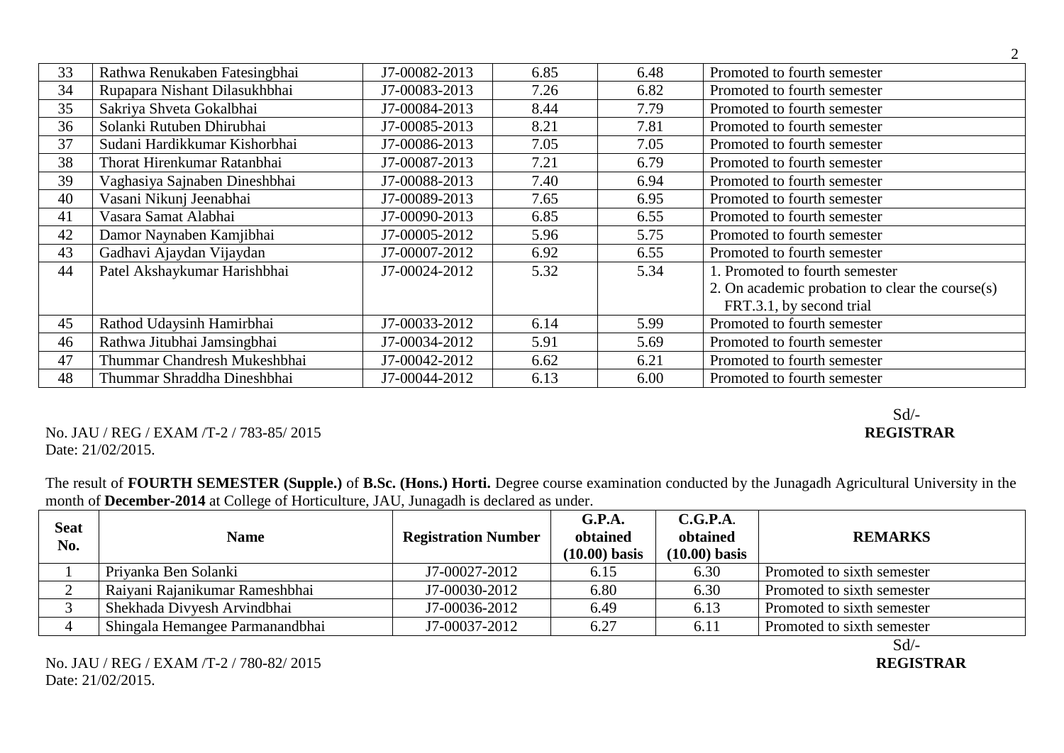| 33 | Rathwa Renukaben Fatesingbhai | J7-00082-2013 | 6.85 | 6.48 | Promoted to fourth semester |
|---|---|---|---|---|---|
| 34 | Rupapara Nishant Dilasukhbhai | J7-00083-2013 | 7.26 | 6.82 | Promoted to fourth semester |
| 35 | Sakriya Shveta Gokalbhai | J7-00084-2013 | 8.44 | 7.79 | Promoted to fourth semester |
| 36 | Solanki Rutuben Dhirubhai | J7-00085-2013 | 8.21 | 7.81 | Promoted to fourth semester |
| 37 | Sudani Hardikkumar Kishorbhai | J7-00086-2013 | 7.05 | 7.05 | Promoted to fourth semester |
| 38 | Thorat Hirenkumar Ratanbhai | J7-00087-2013 | 7.21 | 6.79 | Promoted to fourth semester |
| 39 | Vaghasiya Sajnaben Dineshbhai | J7-00088-2013 | 7.40 | 6.94 | Promoted to fourth semester |
| 40 | Vasani Nikunj Jeenabhai | J7-00089-2013 | 7.65 | 6.95 | Promoted to fourth semester |
| 41 | Vasara Samat Alabhai | J7-00090-2013 | 6.85 | 6.55 | Promoted to fourth semester |
| 42 | Damor Naynaben Kamjibhai | J7-00005-2012 | 5.96 | 5.75 | Promoted to fourth semester |
| 43 | Gadhavi Ajaydan Vijaydan | J7-00007-2012 | 6.92 | 6.55 | Promoted to fourth semester |
| 44 | Patel Akshaykumar Harishbhai | J7-00024-2012 | 5.32 | 5.34 | 1. Promoted to fourth semester<br>2. On academic probation to clear the course(s) FRT.3.1, by second trial |
| 45 | Rathod Udaysinh Hamirbhai | J7-00033-2012 | 6.14 | 5.99 | Promoted to fourth semester |
| 46 | Rathwa Jitubhai Jamsingbhai | J7-00034-2012 | 5.91 | 5.69 | Promoted to fourth semester |
| 47 | Thummar Chandresh Mukeshbhai | J7-00042-2012 | 6.62 | 6.21 | Promoted to fourth semester |
| 48 | Thummar Shraddha Dineshbhai | J7-00044-2012 | 6.13 | 6.00 | Promoted to fourth semester |

Sd/-
**REGISTRAR**

No. JAU / REG / EXAM /T-2 / 783-85/ 2015
Date: 21/02/2015.

The result of **FOURTH SEMESTER (Supple.)** of **B.Sc. (Hons.) Horti.** Degree course examination conducted by the Junagadh Agricultural University in the month of **December-2014** at College of Horticulture, JAU, Junagadh is declared as under.

| Seat No. | Name | Registration Number | G.P.A. obtained (10.00) basis | C.G.P.A. obtained (10.00) basis | REMARKS |
|---|---|---|---|---|---|
| 1 | Priyanka Ben Solanki | J7-00027-2012 | 6.15 | 6.30 | Promoted to sixth semester |
| 2 | Raiyani Rajanikumar Rameshbhai | J7-00030-2012 | 6.80 | 6.30 | Promoted to sixth semester |
| 3 | Shekhada Divyesh Arvindbhai | J7-00036-2012 | 6.49 | 6.13 | Promoted to sixth semester |
| 4 | Shingala Hemangee Parmanandbhai | J7-00037-2012 | 6.27 | 6.11 | Promoted to sixth semester |

Sd/-
**REGISTRAR**

No. JAU / REG / EXAM /T-2 / 780-82/ 2015
Date: 21/02/2015.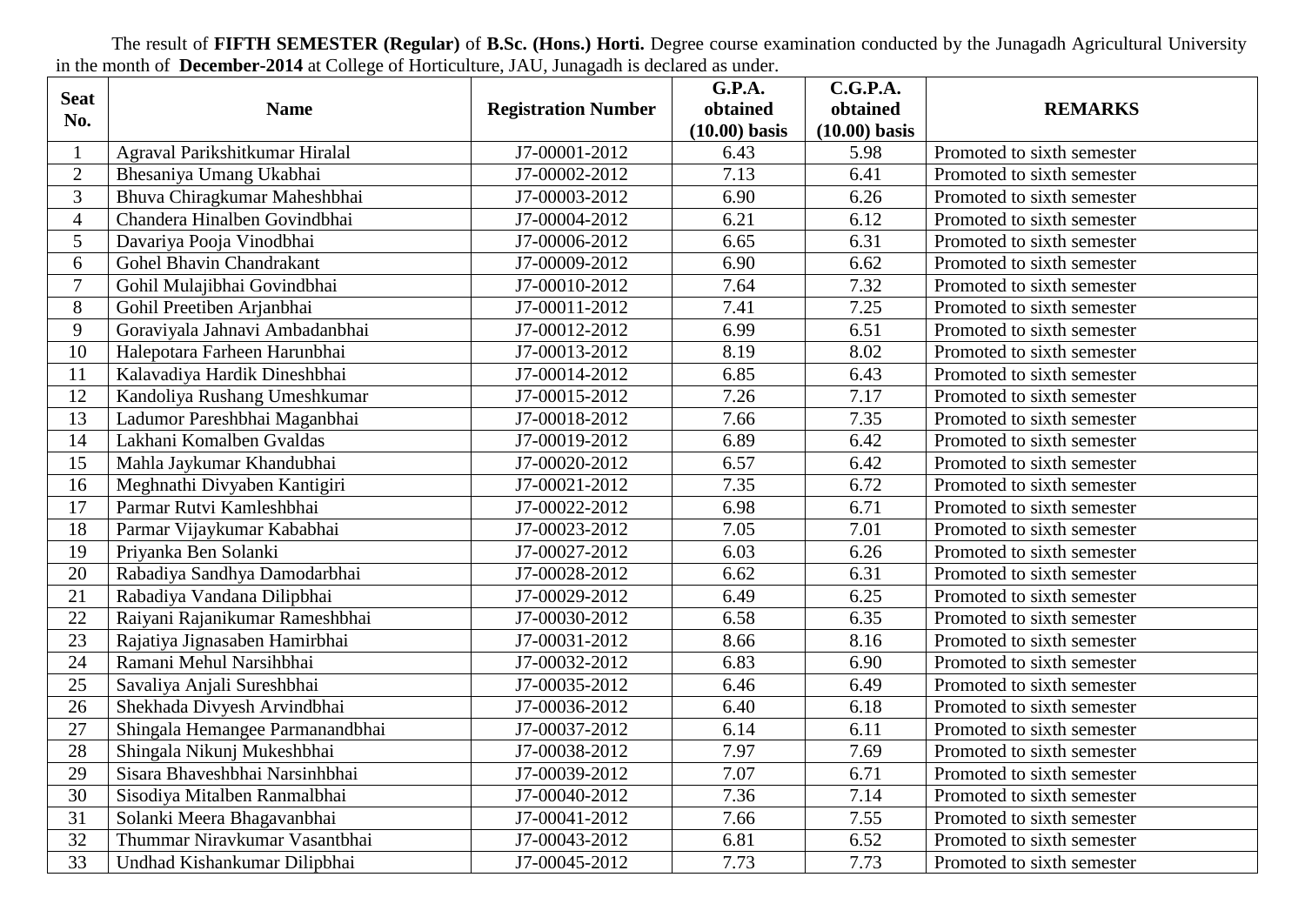The result of **FIFTH SEMESTER (Regular)** of **B.Sc. (Hons.) Horti.** Degree course examination conducted by the Junagadh Agricultural University in the month of **December-2014** at College of Horticulture, JAU, Junagadh is declared as under.

| Seat No. | Name | Registration Number | G.P.A. obtained (10.00) basis | C.G.P.A. obtained (10.00) basis | REMARKS |
|---|---|---|---|---|---|
| 1 | Agraval Parikshitkumar Hiralal | J7-00001-2012 | 6.43 | 5.98 | Promoted to sixth semester |
| 2 | Bhesaniya Umang Ukabhai | J7-00002-2012 | 7.13 | 6.41 | Promoted to sixth semester |
| 3 | Bhuva Chiragkumar Maheshbhai | J7-00003-2012 | 6.90 | 6.26 | Promoted to sixth semester |
| 4 | Chandera Hinalben Govindbhai | J7-00004-2012 | 6.21 | 6.12 | Promoted to sixth semester |
| 5 | Davariya Pooja Vinodbhai | J7-00006-2012 | 6.65 | 6.31 | Promoted to sixth semester |
| 6 | Gohel Bhavin Chandrakant | J7-00009-2012 | 6.90 | 6.62 | Promoted to sixth semester |
| 7 | Gohil Mulajibhai Govindbhai | J7-00010-2012 | 7.64 | 7.32 | Promoted to sixth semester |
| 8 | Gohil Preetiben Arjanbhai | J7-00011-2012 | 7.41 | 7.25 | Promoted to sixth semester |
| 9 | Goraviyala Jahnavi Ambadanbhai | J7-00012-2012 | 6.99 | 6.51 | Promoted to sixth semester |
| 10 | Halepotara Farheen Harunbhai | J7-00013-2012 | 8.19 | 8.02 | Promoted to sixth semester |
| 11 | Kalavadiya Hardik Dineshbhai | J7-00014-2012 | 6.85 | 6.43 | Promoted to sixth semester |
| 12 | Kandoliya Rushang Umeshkumar | J7-00015-2012 | 7.26 | 7.17 | Promoted to sixth semester |
| 13 | Ladumor Pareshbhai Maganbhai | J7-00018-2012 | 7.66 | 7.35 | Promoted to sixth semester |
| 14 | Lakhani Komalben Gvaldas | J7-00019-2012 | 6.89 | 6.42 | Promoted to sixth semester |
| 15 | Mahla Jaykumar Khandubhai | J7-00020-2012 | 6.57 | 6.42 | Promoted to sixth semester |
| 16 | Meghnathi Divyaben Kantigiri | J7-00021-2012 | 7.35 | 6.72 | Promoted to sixth semester |
| 17 | Parmar Rutvi Kamleshbhai | J7-00022-2012 | 6.98 | 6.71 | Promoted to sixth semester |
| 18 | Parmar Vijaykumar Kababhai | J7-00023-2012 | 7.05 | 7.01 | Promoted to sixth semester |
| 19 | Priyanka Ben Solanki | J7-00027-2012 | 6.03 | 6.26 | Promoted to sixth semester |
| 20 | Rabadiya Sandhya Damodarbhai | J7-00028-2012 | 6.62 | 6.31 | Promoted to sixth semester |
| 21 | Rabadiya Vandana Dilipbhai | J7-00029-2012 | 6.49 | 6.25 | Promoted to sixth semester |
| 22 | Raiyani Rajanikumar Rameshbhai | J7-00030-2012 | 6.58 | 6.35 | Promoted to sixth semester |
| 23 | Rajatiya Jignasaben Hamirbhai | J7-00031-2012 | 8.66 | 8.16 | Promoted to sixth semester |
| 24 | Ramani Mehul Narsihbhai | J7-00032-2012 | 6.83 | 6.90 | Promoted to sixth semester |
| 25 | Savaliya Anjali Sureshbhai | J7-00035-2012 | 6.46 | 6.49 | Promoted to sixth semester |
| 26 | Shekhada Divyesh Arvindbhai | J7-00036-2012 | 6.40 | 6.18 | Promoted to sixth semester |
| 27 | Shingala Hemangee Parmanandbhai | J7-00037-2012 | 6.14 | 6.11 | Promoted to sixth semester |
| 28 | Shingala Nikunj Mukeshbhai | J7-00038-2012 | 7.97 | 7.69 | Promoted to sixth semester |
| 29 | Sisara Bhaveshbhai Narsinhbhai | J7-00039-2012 | 7.07 | 6.71 | Promoted to sixth semester |
| 30 | Sisodiya Mitalben Ranmalbhai | J7-00040-2012 | 7.36 | 7.14 | Promoted to sixth semester |
| 31 | Solanki Meera Bhagavanbhai | J7-00041-2012 | 7.66 | 7.55 | Promoted to sixth semester |
| 32 | Thummar Niravkumar Vasantbhai | J7-00043-2012 | 6.81 | 6.52 | Promoted to sixth semester |
| 33 | Undhad Kishankumar Dilipbhai | J7-00045-2012 | 7.73 | 7.73 | Promoted to sixth semester |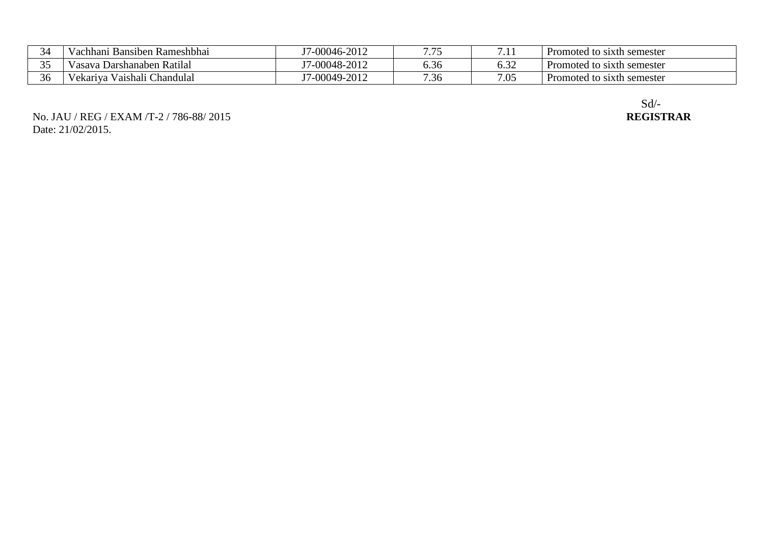| | | | | | |
|---|---|---|---|---|---|
| 34 | Vachhani Bansiben Rameshbhai | J7-00046-2012 | 7.75 | 7.11 | Promoted to sixth semester |
| 35 | Vasava Darshanaben Ratilal | J7-00048-2012 | 6.36 | 6.32 | Promoted to sixth semester |
| 36 | Vekariya Vaishali Chandulal | J7-00049-2012 | 7.36 | 7.05 | Promoted to sixth semester |

Sd/-

**REGISTRAR**

No. JAU / REG / EXAM /T-2 / 786-88/ 2015
Date: 21/02/2015.